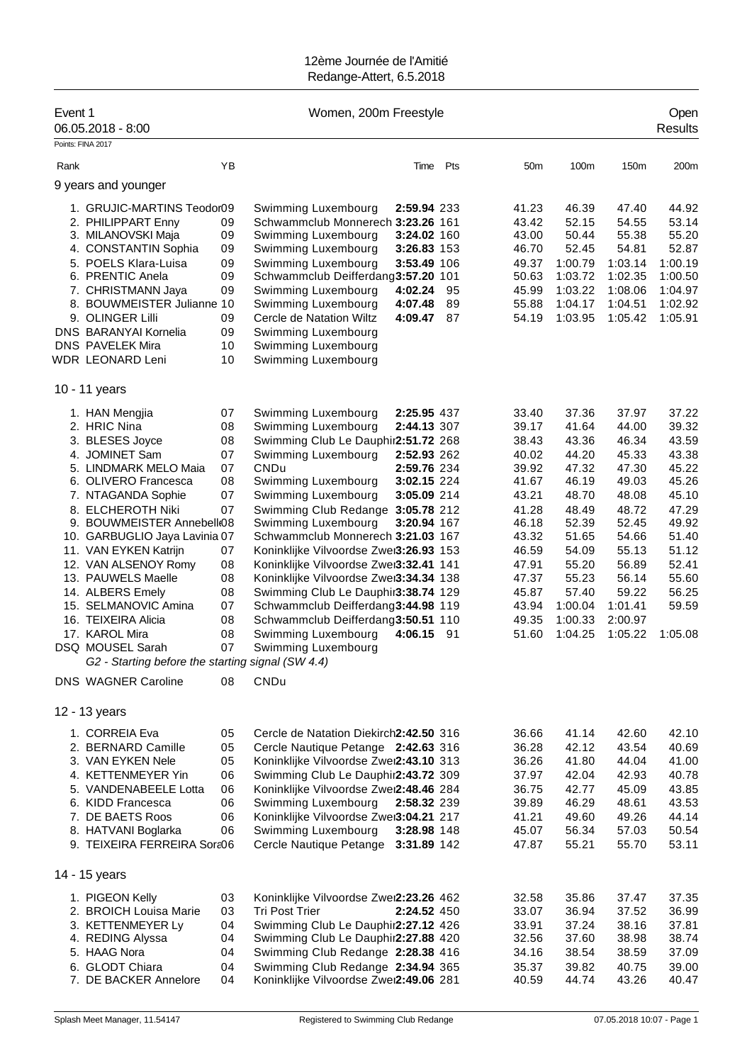# 12ème Journée de l'Amitié

Redange-Attert, 6.5.2018

## Event 1 — Women, 200m Freestyle — Open Results

06.05.2018 - 8:00

Points: FINA 2017

### 9 years and younger

| Rank | Name | YB | Club | Time | Pts | 50m | 100m | 150m | 200m |
|---|---|---|---|---|---|---|---|---|---|
| 1. | GRUJIC-MARTINS Teodor | 09 | Swimming Luxembourg | 2:59.94 | 233 | 41.23 | 46.39 | 47.40 | 44.92 |
| 2. | PHILIPPART Enny | 09 | Schwammclub Monnerech | 3:23.26 | 161 | 43.42 | 52.15 | 54.55 | 53.14 |
| 3. | MILANOVSKI Maja | 09 | Swimming Luxembourg | 3:24.02 | 160 | 43.00 | 50.44 | 55.38 | 55.20 |
| 4. | CONSTANTIN Sophia | 09 | Swimming Luxembourg | 3:26.83 | 153 | 46.70 | 52.45 | 54.81 | 52.87 |
| 5. | POELS Klara-Luisa | 09 | Swimming Luxembourg | 3:53.49 | 106 | 49.37 | 1:00.79 | 1:03.14 | 1:00.19 |
| 6. | PRENTIC Anela | 09 | Schwammclub Deifferdang | 3:57.20 | 101 | 50.63 | 1:03.72 | 1:02.35 | 1:00.50 |
| 7. | CHRISTMANN Jaya | 09 | Swimming Luxembourg | 4:02.24 | 95 | 45.99 | 1:03.22 | 1:08.06 | 1:04.97 |
| 8. | BOUWMEISTER Julianne | 10 | Swimming Luxembourg | 4:07.48 | 89 | 55.88 | 1:04.17 | 1:04.51 | 1:02.92 |
| 9. | OLINGER Lilli | 09 | Cercle de Natation Wiltz | 4:09.47 | 87 | 54.19 | 1:03.95 | 1:05.42 | 1:05.91 |
| DNS | BARANYAI Kornelia | 09 | Swimming Luxembourg | | | | | | |
| DNS | PAVELEK Mira | 10 | Swimming Luxembourg | | | | | | |
| WDR | LEONARD Leni | 10 | Swimming Luxembourg | | | | | | |

### 10 - 11 years

| Rank | Name | YB | Club | Time | Pts | 50m | 100m | 150m | 200m |
|---|---|---|---|---|---|---|---|---|---|
| 1. | HAN Mengjia | 07 | Swimming Luxembourg | 2:25.95 | 437 | 33.40 | 37.36 | 37.97 | 37.22 |
| 2. | HRIC Nina | 08 | Swimming Luxembourg | 2:44.13 | 307 | 39.17 | 41.64 | 44.00 | 39.32 |
| 3. | BLESES Joyce | 08 | Swimming Club Le Dauphin | 2:51.72 | 268 | 38.43 | 43.36 | 46.34 | 43.59 |
| 4. | JOMINET Sam | 07 | Swimming Luxembourg | 2:52.93 | 262 | 40.02 | 44.20 | 45.33 | 43.38 |
| 5. | LINDMARK MELO Maia | 07 | CNDu | 2:59.76 | 234 | 39.92 | 47.32 | 47.30 | 45.22 |
| 6. | OLIVERO Francesca | 08 | Swimming Luxembourg | 3:02.15 | 224 | 41.67 | 46.19 | 49.03 | 45.26 |
| 7. | NTAGANDA Sophie | 07 | Swimming Luxembourg | 3:05.09 | 214 | 43.21 | 48.70 | 48.08 | 45.10 |
| 8. | ELCHEROTH Niki | 07 | Swimming Club Redange | 3:05.78 | 212 | 41.28 | 48.49 | 48.72 | 47.29 |
| 9. | BOUWMEISTER Annebelle | 08 | Swimming Luxembourg | 3:20.94 | 167 | 46.18 | 52.39 | 52.45 | 49.92 |
| 10. | GARBUGLIO Jaya Lavinia | 07 | Schwammclub Monnerech | 3:21.03 | 167 | 43.32 | 51.65 | 54.66 | 51.40 |
| 11. | VAN EYKEN Katrijn | 07 | Koninklijke Vilvoordse Zwem | 3:26.93 | 153 | 46.59 | 54.09 | 55.13 | 51.12 |
| 12. | VAN ALSENOY Romy | 08 | Koninklijke Vilvoordse Zwem | 3:32.41 | 141 | 47.91 | 55.20 | 56.89 | 52.41 |
| 13. | PAUWELS Maelle | 08 | Koninklijke Vilvoordse Zwem | 3:34.34 | 138 | 47.37 | 55.23 | 56.14 | 55.60 |
| 14. | ALBERS Emely | 08 | Swimming Club Le Dauphin | 3:38.74 | 129 | 45.87 | 57.40 | 59.22 | 56.25 |
| 15. | SELMANOVIC Amina | 07 | Schwammclub Deifferdang | 3:44.98 | 119 | 43.94 | 1:00.04 | 1:01.41 | 59.59 |
| 16. | TEIXEIRA Alicia | 08 | Schwammclub Deifferdang | 3:50.51 | 110 | 49.35 | 1:00.33 | 2:00.97 | |
| 17. | KAROL Mira | 08 | Swimming Luxembourg | 4:06.15 | 91 | 51.60 | 1:04.25 | 1:05.22 | 1:05.08 |
| DSQ | MOUSEL Sarah | 07 | Swimming Luxembourg | | | | | | |
| DNS | WAGNER Caroline | 08 | CNDu | | | | | | |

*G2 - Starting before the starting signal (SW 4.4)* (MOUSEL Sarah)

### 12 - 13 years

| Rank | Name | YB | Club | Time | Pts | 50m | 100m | 150m | 200m |
|---|---|---|---|---|---|---|---|---|---|
| 1. | CORREIA Eva | 05 | Cercle de Natation Diekirch | 2:42.50 | 316 | 36.66 | 41.14 | 42.60 | 42.10 |
| 2. | BERNARD Camille | 05 | Cercle Nautique Petange | 2:42.63 | 316 | 36.28 | 42.12 | 43.54 | 40.69 |
| 3. | VAN EYKEN Nele | 05 | Koninklijke Vilvoordse Zwem | 2:43.10 | 313 | 36.26 | 41.80 | 44.04 | 41.00 |
| 4. | KETTENMEYER Yin | 06 | Swimming Club Le Dauphin | 2:43.72 | 309 | 37.97 | 42.04 | 42.93 | 40.78 |
| 5. | VANDENABEELE Lotta | 06 | Koninklijke Vilvoordse Zwem | 2:48.46 | 284 | 36.75 | 42.77 | 45.09 | 43.85 |
| 6. | KIDD Francesca | 06 | Swimming Luxembourg | 2:58.32 | 239 | 39.89 | 46.29 | 48.61 | 43.53 |
| 7. | DE BAETS Roos | 06 | Koninklijke Vilvoordse Zwem | 3:04.21 | 217 | 41.21 | 49.60 | 49.26 | 44.14 |
| 8. | HATVANI Boglarka | 06 | Swimming Luxembourg | 3:28.98 | 148 | 45.07 | 56.34 | 57.03 | 50.54 |
| 9. | TEIXEIRA FERREIRA Sara | 06 | Cercle Nautique Petange | 3:31.89 | 142 | 47.87 | 55.21 | 55.70 | 53.11 |

### 14 - 15 years

| Rank | Name | YB | Club | Time | Pts | 50m | 100m | 150m | 200m |
|---|---|---|---|---|---|---|---|---|---|
| 1. | PIGEON Kelly | 03 | Koninklijke Vilvoordse Zwem | 2:23.26 | 462 | 32.58 | 35.86 | 37.47 | 37.35 |
| 2. | BROICH Louisa Marie | 03 | Tri Post Trier | 2:24.52 | 450 | 33.07 | 36.94 | 37.52 | 36.99 |
| 3. | KETTENMEYER Ly | 04 | Swimming Club Le Dauphin | 2:27.12 | 426 | 33.91 | 37.24 | 38.16 | 37.81 |
| 4. | REDING Alyssa | 04 | Swimming Club Le Dauphin | 2:27.88 | 420 | 32.56 | 37.60 | 38.98 | 38.74 |
| 5. | HAAG Nora | 04 | Swimming Club Redange | 2:28.38 | 416 | 34.16 | 38.54 | 38.59 | 37.09 |
| 6. | GLODT Chiara | 04 | Swimming Club Redange | 2:34.94 | 365 | 35.37 | 39.82 | 40.75 | 39.00 |
| 7. | DE BACKER Annelore | 04 | Koninklijke Vilvoordse Zwem | 2:49.06 | 281 | 40.59 | 44.74 | 43.26 | 40.47 |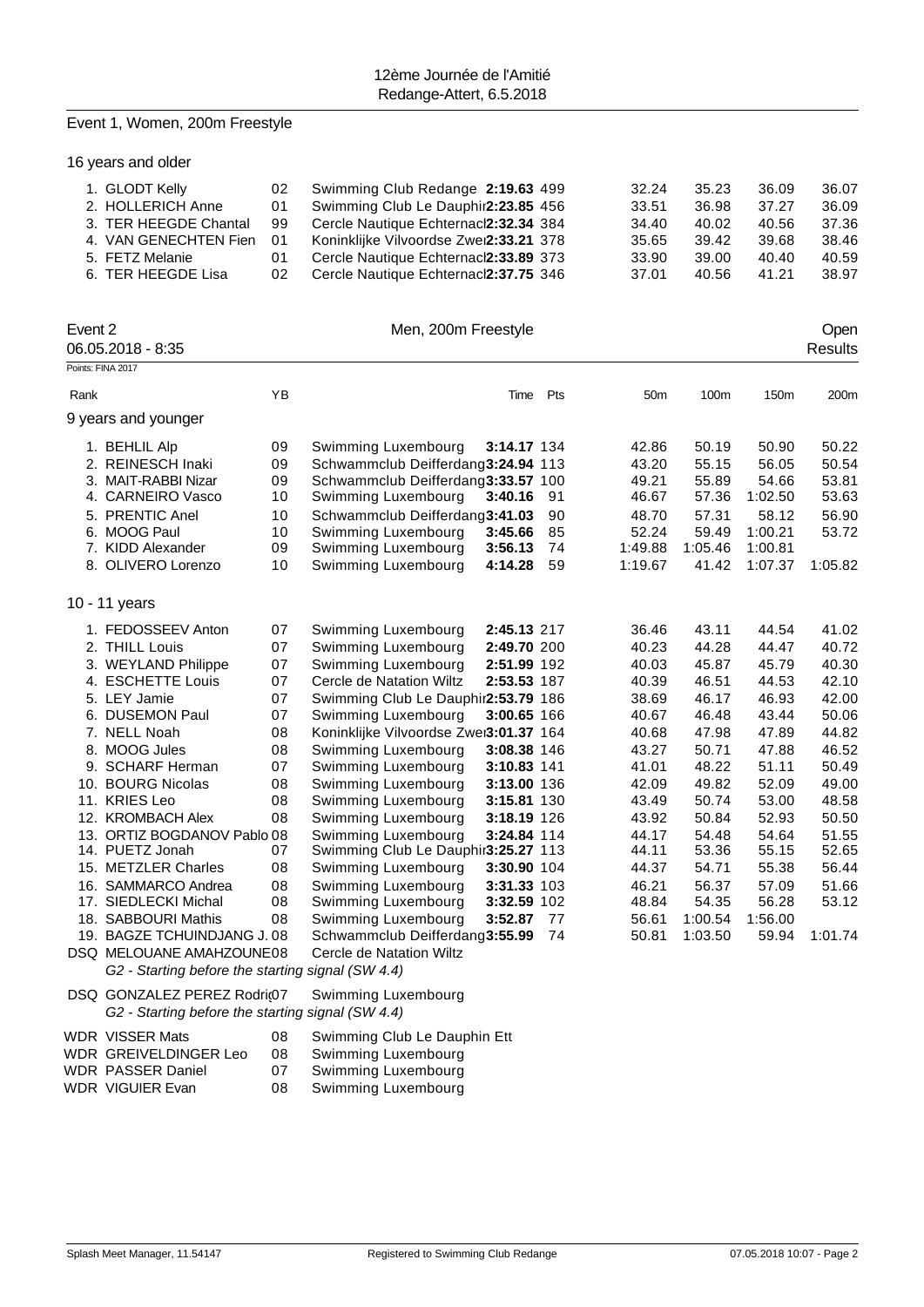12ème Journée de l'Amitié
Redange-Attert, 6.5.2018

## Event 1, Women, 200m Freestyle

### 16 years and older

| Rank | Name | YB | Club | Time | Pts | 50m | 100m | 150m | 200m |
|---|---|---|---|---|---|---|---|---|---|
| 1. | GLODT Kelly | 02 | Swimming Club Redange | **2:19.63** | 499 | 32.24 | 35.23 | 36.09 | 36.07 |
| 2. | HOLLERICH Anne | 01 | Swimming Club Le Dauphin | **2:23.85** | 456 | 33.51 | 36.98 | 37.27 | 36.09 |
| 3. | TER HEEGDE Chantal | 99 | Cercle Nautique Echternach | **2:32.34** | 384 | 34.40 | 40.02 | 40.56 | 37.36 |
| 4. | VAN GENECHTEN Fien | 01 | Koninklijke Vilvoordse Zwem | **2:33.21** | 378 | 35.65 | 39.42 | 39.68 | 38.46 |
| 5. | FETZ Melanie | 01 | Cercle Nautique Echternach | **2:33.89** | 373 | 33.90 | 39.00 | 40.40 | 40.59 |
| 6. | TER HEEGDE Lisa | 02 | Cercle Nautique Echternach | **2:37.75** | 346 | 37.01 | 40.56 | 41.21 | 38.97 |

## Event 2 — Men, 200m Freestyle — Open

06.05.2018 - 8:35 — Results

Points: FINA 2017

### 9 years and younger

| Rank | Name | YB | Club | Time | Pts | 50m | 100m | 150m | 200m |
|---|---|---|---|---|---|---|---|---|---|
| 1. | BEHLIL Alp | 09 | Swimming Luxembourg | **3:14.17** | 134 | 42.86 | 50.19 | 50.90 | 50.22 |
| 2. | REINESCH Inaki | 09 | Schwammclub Deifferdang | **3:24.94** | 113 | 43.20 | 55.15 | 56.05 | 50.54 |
| 3. | MAIT-RABBI Nizar | 09 | Schwammclub Deifferdang | **3:33.57** | 100 | 49.21 | 55.89 | 54.66 | 53.81 |
| 4. | CARNEIRO Vasco | 10 | Swimming Luxembourg | **3:40.16** | 91 | 46.67 | 57.36 | 1:02.50 | 53.63 |
| 5. | PRENTIC Anel | 10 | Schwammclub Deifferdang | **3:41.03** | 90 | 48.70 | 57.31 | 58.12 | 56.90 |
| 6. | MOOG Paul | 10 | Swimming Luxembourg | **3:45.66** | 85 | 52.24 | 59.49 | 1:00.21 | 53.72 |
| 7. | KIDD Alexander | 09 | Swimming Luxembourg | **3:56.13** | 74 | 1:49.88 | 1:05.46 | 1:00.81 | |
| 8. | OLIVERO Lorenzo | 10 | Swimming Luxembourg | **4:14.28** | 59 | 1:19.67 | 41.42 | 1:07.37 | 1:05.82 |

### 10 - 11 years

| Rank | Name | YB | Club | Time | Pts | 50m | 100m | 150m | 200m |
|---|---|---|---|---|---|---|---|---|---|
| 1. | FEDOSSEEV Anton | 07 | Swimming Luxembourg | **2:45.13** | 217 | 36.46 | 43.11 | 44.54 | 41.02 |
| 2. | THILL Louis | 07 | Swimming Luxembourg | **2:49.70** | 200 | 40.23 | 44.28 | 44.47 | 40.72 |
| 3. | WEYLAND Philippe | 07 | Swimming Luxembourg | **2:51.99** | 192 | 40.03 | 45.87 | 45.79 | 40.30 |
| 4. | ESCHETTE Louis | 07 | Cercle de Natation Wiltz | **2:53.53** | 187 | 40.39 | 46.51 | 44.53 | 42.10 |
| 5. | LEY Jamie | 07 | Swimming Club Le Dauphin | **2:53.79** | 186 | 38.69 | 46.17 | 46.93 | 42.00 |
| 6. | DUSEMON Paul | 07 | Swimming Luxembourg | **3:00.65** | 166 | 40.67 | 46.48 | 43.44 | 50.06 |
| 7. | NELL Noah | 08 | Koninklijke Vilvoordse Zwem | **3:01.37** | 164 | 40.68 | 47.98 | 47.89 | 44.82 |
| 8. | MOOG Jules | 08 | Swimming Luxembourg | **3:08.38** | 146 | 43.27 | 50.71 | 47.88 | 46.52 |
| 9. | SCHARF Herman | 07 | Swimming Luxembourg | **3:10.83** | 141 | 41.01 | 48.22 | 51.11 | 50.49 |
| 10. | BOURG Nicolas | 08 | Swimming Luxembourg | **3:13.00** | 136 | 42.09 | 49.82 | 52.09 | 49.00 |
| 11. | KRIES Leo | 08 | Swimming Luxembourg | **3:15.81** | 130 | 43.49 | 50.74 | 53.00 | 48.58 |
| 12. | KROMBACH Alex | 08 | Swimming Luxembourg | **3:18.19** | 126 | 43.92 | 50.84 | 52.93 | 50.50 |
| 13. | ORTIZ BOGDANOV Pablo | 08 | Swimming Luxembourg | **3:24.84** | 114 | 44.17 | 54.48 | 54.64 | 51.55 |
| 14. | PUETZ Jonah | 07 | Swimming Club Le Dauphin | **3:25.27** | 113 | 44.11 | 53.36 | 55.15 | 52.65 |
| 15. | METZLER Charles | 08 | Swimming Luxembourg | **3:30.90** | 104 | 44.37 | 54.71 | 55.38 | 56.44 |
| 16. | SAMMARCO Andrea | 08 | Swimming Luxembourg | **3:31.33** | 103 | 46.21 | 56.37 | 57.09 | 51.66 |
| 17. | SIEDLECKI Michal | 08 | Swimming Luxembourg | **3:32.59** | 102 | 48.84 | 54.35 | 56.28 | 53.12 |
| 18. | SABBOURI Mathis | 08 | Swimming Luxembourg | **3:52.87** | 77 | 56.61 | 1:00.54 | 1:56.00 | |
| 19. | BAGZE TCHUINDJANG J. | 08 | Schwammclub Deifferdang | **3:55.99** | 74 | 50.81 | 1:03.50 | 59.94 | 1:01.74 |
| DSQ | MELOUANE AMAHZOUNE | 08 | Cercle de Natation Wiltz | | | | | | |
| | *G2 - Starting before the starting signal (SW 4.4)* | | | | | | | | |
| DSQ | GONZALEZ PEREZ Rodrigo | 07 | Swimming Luxembourg | | | | | | |
| | *G2 - Starting before the starting signal (SW 4.4)* | | | | | | | | |
| WDR | VISSER Mats | 08 | Swimming Club Le Dauphin Ett | | | | | | |
| WDR | GREIVELDINGER Leo | 08 | Swimming Luxembourg | | | | | | |
| WDR | PASSER Daniel | 07 | Swimming Luxembourg | | | | | | |
| WDR | VIGUIER Evan | 08 | Swimming Luxembourg | | | | | | |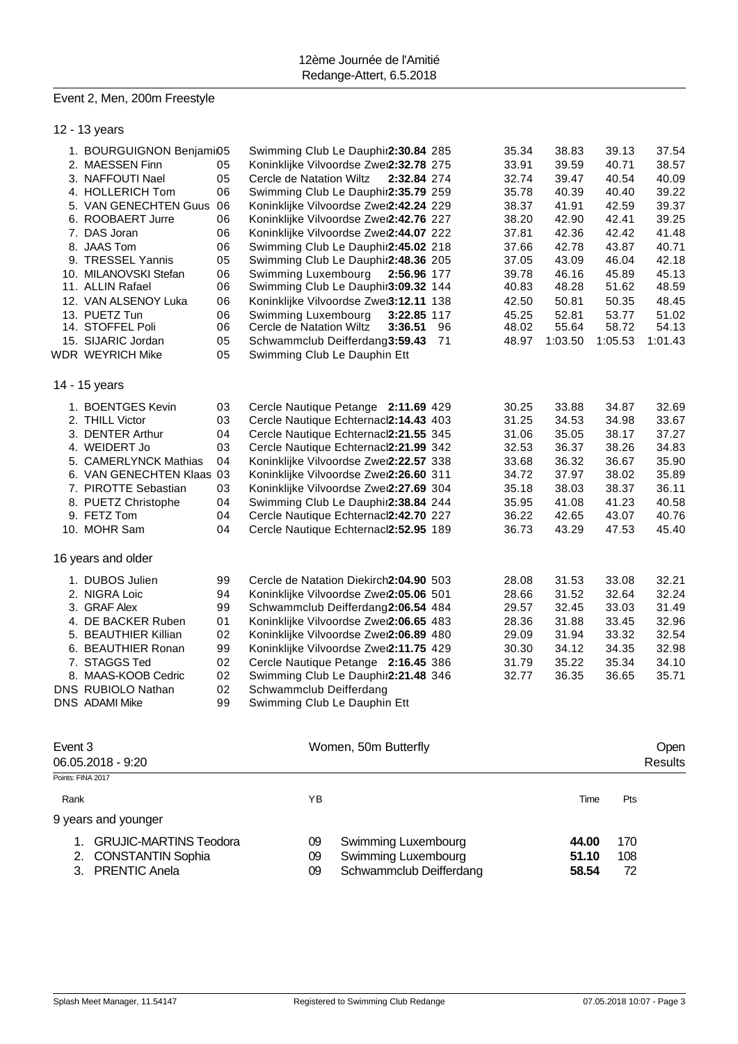12ème Journée de l'Amitié
Redange-Attert, 6.5.2018

## Event 2, Men, 200m Freestyle

### 12 - 13 years

| Rank | Name | YB | Club | Time | Pts | 50m | 100m | 150m | 200m |
|---|---|---|---|---|---|---|---|---|---|
| 1. | BOURGUIGNON Benjami | 05 | Swimming Club Le Dauphir | **2:30.84** | 285 | 35.34 | 38.83 | 39.13 | 37.54 |
| 2. | MAESSEN Finn | 05 | Koninklijke Vilvoordse Zwer | **2:32.78** | 275 | 33.91 | 39.59 | 40.71 | 38.57 |
| 3. | NAFFOUTI Nael | 05 | Cercle de Natation Wiltz | **2:32.84** | 274 | 32.74 | 39.47 | 40.54 | 40.09 |
| 4. | HOLLERICH Tom | 06 | Swimming Club Le Dauphir | **2:35.79** | 259 | 35.78 | 40.39 | 40.40 | 39.22 |
| 5. | VAN GENECHTEN Guus | 06 | Koninklijke Vilvoordse Zwer | **2:42.24** | 229 | 38.37 | 41.91 | 42.59 | 39.37 |
| 6. | ROOBAERT Jurre | 06 | Koninklijke Vilvoordse Zwer | **2:42.76** | 227 | 38.20 | 42.90 | 42.41 | 39.25 |
| 7. | DAS Joran | 06 | Koninklijke Vilvoordse Zwer | **2:44.07** | 222 | 37.81 | 42.36 | 42.42 | 41.48 |
| 8. | JAAS Tom | 06 | Swimming Club Le Dauphir | **2:45.02** | 218 | 37.66 | 42.78 | 43.87 | 40.71 |
| 9. | TRESSEL Yannis | 05 | Swimming Club Le Dauphir | **2:48.36** | 205 | 37.05 | 43.09 | 46.04 | 42.18 |
| 10. | MILANOVSKI Stefan | 06 | Swimming Luxembourg | **2:56.96** | 177 | 39.78 | 46.16 | 45.89 | 45.13 |
| 11. | ALLIN Rafael | 06 | Swimming Club Le Dauphir | **3:09.32** | 144 | 40.83 | 48.28 | 51.62 | 48.59 |
| 12. | VAN ALSENOY Luka | 06 | Koninklijke Vilvoordse Zwer | **3:12.11** | 138 | 42.50 | 50.81 | 50.35 | 48.45 |
| 13. | PUETZ Tun | 06 | Swimming Luxembourg | **3:22.85** | 117 | 45.25 | 52.81 | 53.77 | 51.02 |
| 14. | STOFFEL Poli | 06 | Cercle de Natation Wiltz | **3:36.51** | 96 | 48.02 | 55.64 | 58.72 | 54.13 |
| 15. | SIJARIC Jordan | 05 | Schwammclub Deifferdang | **3:59.43** | 71 | 48.97 | 1:03.50 | 1:05.53 | 1:01.43 |
| WDR | WEYRICH Mike | 05 | Swimming Club Le Dauphin Ett | | | | | | |

### 14 - 15 years

| Rank | Name | YB | Club | Time | Pts | 50m | 100m | 150m | 200m |
|---|---|---|---|---|---|---|---|---|---|
| 1. | BOENTGES Kevin | 03 | Cercle Nautique Petange | **2:11.69** | 429 | 30.25 | 33.88 | 34.87 | 32.69 |
| 2. | THILL Victor | 03 | Cercle Nautique Echternacl | **2:14.43** | 403 | 31.25 | 34.53 | 34.98 | 33.67 |
| 3. | DENTER Arthur | 04 | Cercle Nautique Echternacl | **2:21.55** | 345 | 31.06 | 35.05 | 38.17 | 37.27 |
| 4. | WEIDERT Jo | 03 | Cercle Nautique Echternacl | **2:21.99** | 342 | 32.53 | 36.37 | 38.26 | 34.83 |
| 5. | CAMERLYNCK Mathias | 04 | Koninklijke Vilvoordse Zwer | **2:22.57** | 338 | 33.68 | 36.32 | 36.67 | 35.90 |
| 6. | VAN GENECHTEN Klaas | 03 | Koninklijke Vilvoordse Zwer | **2:26.60** | 311 | 34.72 | 37.97 | 38.02 | 35.89 |
| 7. | PIROTTE Sebastian | 03 | Koninklijke Vilvoordse Zwer | **2:27.69** | 304 | 35.18 | 38.03 | 38.37 | 36.11 |
| 8. | PUETZ Christophe | 04 | Swimming Club Le Dauphir | **2:38.84** | 244 | 35.95 | 41.08 | 41.23 | 40.58 |
| 9. | FETZ Tom | 04 | Cercle Nautique Echternacl | **2:42.70** | 227 | 36.22 | 42.65 | 43.07 | 40.76 |
| 10. | MOHR Sam | 04 | Cercle Nautique Echternacl | **2:52.95** | 189 | 36.73 | 43.29 | 47.53 | 45.40 |

### 16 years and older

| Rank | Name | YB | Club | Time | Pts | 50m | 100m | 150m | 200m |
|---|---|---|---|---|---|---|---|---|---|
| 1. | DUBOS Julien | 99 | Cercle de Natation Diekirch | **2:04.90** | 503 | 28.08 | 31.53 | 33.08 | 32.21 |
| 2. | NIGRA Loic | 94 | Koninklijke Vilvoordse Zwer | **2:05.06** | 501 | 28.66 | 31.52 | 32.64 | 32.24 |
| 3. | GRAF Alex | 99 | Schwammclub Deifferdang | **2:06.54** | 484 | 29.57 | 32.45 | 33.03 | 31.49 |
| 4. | DE BACKER Ruben | 01 | Koninklijke Vilvoordse Zwer | **2:06.65** | 483 | 28.36 | 31.88 | 33.45 | 32.96 |
| 5. | BEAUTHIER Killian | 02 | Koninklijke Vilvoordse Zwer | **2:06.89** | 480 | 29.09 | 31.94 | 33.32 | 32.54 |
| 6. | BEAUTHIER Ronan | 99 | Koninklijke Vilvoordse Zwer | **2:11.75** | 429 | 30.30 | 34.12 | 34.35 | 32.98 |
| 7. | STAGGS Ted | 02 | Cercle Nautique Petange | **2:16.45** | 386 | 31.79 | 35.22 | 35.34 | 34.10 |
| 8. | MAAS-KOOB Cedric | 02 | Swimming Club Le Dauphir | **2:21.48** | 346 | 32.77 | 36.35 | 36.65 | 35.71 |
| DNS | RUBIOLO Nathan | 02 | Schwammclub Deifferdang | | | | | | |
| DNS | ADAMI Mike | 99 | Swimming Club Le Dauphin Ett | | | | | | |

## Event 3 — Women, 50m Butterfly — Open

06.05.2018 - 9:20 — Results

Points: FINA 2017

### 9 years and younger

| Rank | Name | YB | Club | Time | Pts |
|---|---|---|---|---|---|
| 1. | GRUJIC-MARTINS Teodora | 09 | Swimming Luxembourg | **44.00** | 170 |
| 2. | CONSTANTIN Sophia | 09 | Swimming Luxembourg | **51.10** | 108 |
| 3. | PRENTIC Anela | 09 | Schwammclub Deifferdang | **58.54** | 72 |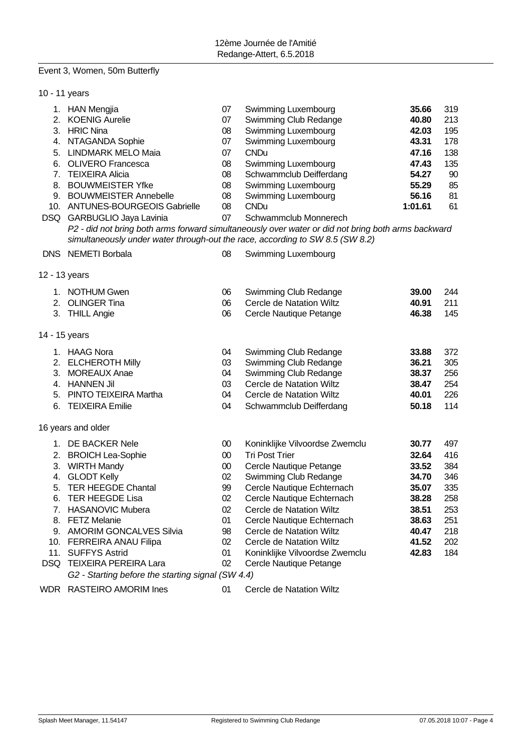12ème Journée de l'Amitié
Redange-Attert, 6.5.2018

## Event 3, Women, 50m Butterfly

### 10 - 11 years

| Place | Name | YoB | Club | Time | Points |
|---|---|---|---|---|---|
| 1. | HAN Mengjia | 07 | Swimming Luxembourg | **35.66** | 319 |
| 2. | KOENIG Aurelie | 07 | Swimming Club Redange | **40.80** | 213 |
| 3. | HRIC Nina | 08 | Swimming Luxembourg | **42.03** | 195 |
| 4. | NTAGANDA Sophie | 07 | Swimming Luxembourg | **43.31** | 178 |
| 5. | LINDMARK MELO Maia | 07 | CNDu | **47.16** | 138 |
| 6. | OLIVERO Francesca | 08 | Swimming Luxembourg | **47.43** | 135 |
| 7. | TEIXEIRA Alicia | 08 | Schwammclub Deifferdang | **54.27** | 90 |
| 8. | BOUWMEISTER Yfke | 08 | Swimming Luxembourg | **55.29** | 85 |
| 9. | BOUWMEISTER Annebelle | 08 | Swimming Luxembourg | **56.16** | 81 |
| 10. | ANTUNES-BOURGEOIS Gabrielle | 08 | CNDu | **1:01.61** | 61 |
| DSQ | GARBUGLIO Jaya Lavinia | 07 | Schwammclub Monnerech | | |

*P2 - did not bring both arms forward simultaneously over water or did not bring both arms backward simultaneously under water through-out the race, according to SW 8.5 (SW 8.2)*

| Place | Name | YoB | Club | Time | Points |
|---|---|---|---|---|---|
| DNS | NEMETI Borbala | 08 | Swimming Luxembourg | | |

### 12 - 13 years

| Place | Name | YoB | Club | Time | Points |
|---|---|---|---|---|---|
| 1. | NOTHUM Gwen | 06 | Swimming Club Redange | **39.00** | 244 |
| 2. | OLINGER Tina | 06 | Cercle de Natation Wiltz | **40.91** | 211 |
| 3. | THILL Angie | 06 | Cercle Nautique Petange | **46.38** | 145 |

### 14 - 15 years

| Place | Name | YoB | Club | Time | Points |
|---|---|---|---|---|---|
| 1. | HAAG Nora | 04 | Swimming Club Redange | **33.88** | 372 |
| 2. | ELCHEROTH Milly | 03 | Swimming Club Redange | **36.21** | 305 |
| 3. | MOREAUX Anae | 04 | Swimming Club Redange | **38.37** | 256 |
| 4. | HANNEN Jil | 03 | Cercle de Natation Wiltz | **38.47** | 254 |
| 5. | PINTO TEIXEIRA Martha | 04 | Cercle de Natation Wiltz | **40.01** | 226 |
| 6. | TEIXEIRA Emilie | 04 | Schwammclub Deifferdang | **50.18** | 114 |

### 16 years and older

| Place | Name | YoB | Club | Time | Points |
|---|---|---|---|---|---|
| 1. | DE BACKER Nele | 00 | Koninklijke Vilvoordse Zwemclu | **30.77** | 497 |
| 2. | BROICH Lea-Sophie | 00 | Tri Post Trier | **32.64** | 416 |
| 3. | WIRTH Mandy | 00 | Cercle Nautique Petange | **33.52** | 384 |
| 4. | GLODT Kelly | 02 | Swimming Club Redange | **34.70** | 346 |
| 5. | TER HEEGDE Chantal | 99 | Cercle Nautique Echternach | **35.07** | 335 |
| 6. | TER HEEGDE Lisa | 02 | Cercle Nautique Echternach | **38.28** | 258 |
| 7. | HASANOVIC Mubera | 02 | Cercle de Natation Wiltz | **38.51** | 253 |
| 8. | FETZ Melanie | 01 | Cercle Nautique Echternach | **38.63** | 251 |
| 9. | AMORIM GONCALVES Silvia | 98 | Cercle de Natation Wiltz | **40.47** | 218 |
| 10. | FERREIRA ANAU Filipa | 02 | Cercle de Natation Wiltz | **41.52** | 202 |
| 11. | SUFFYS Astrid | 01 | Koninklijke Vilvoordse Zwemclu | **42.83** | 184 |
| DSQ | TEIXEIRA PEREIRA Lara | 02 | Cercle Nautique Petange | | |

*G2 - Starting before the starting signal (SW 4.4)*

| Place | Name | YoB | Club | Time | Points |
|---|---|---|---|---|---|
| WDR | RASTEIRO AMORIM Ines | 01 | Cercle de Natation Wiltz | | |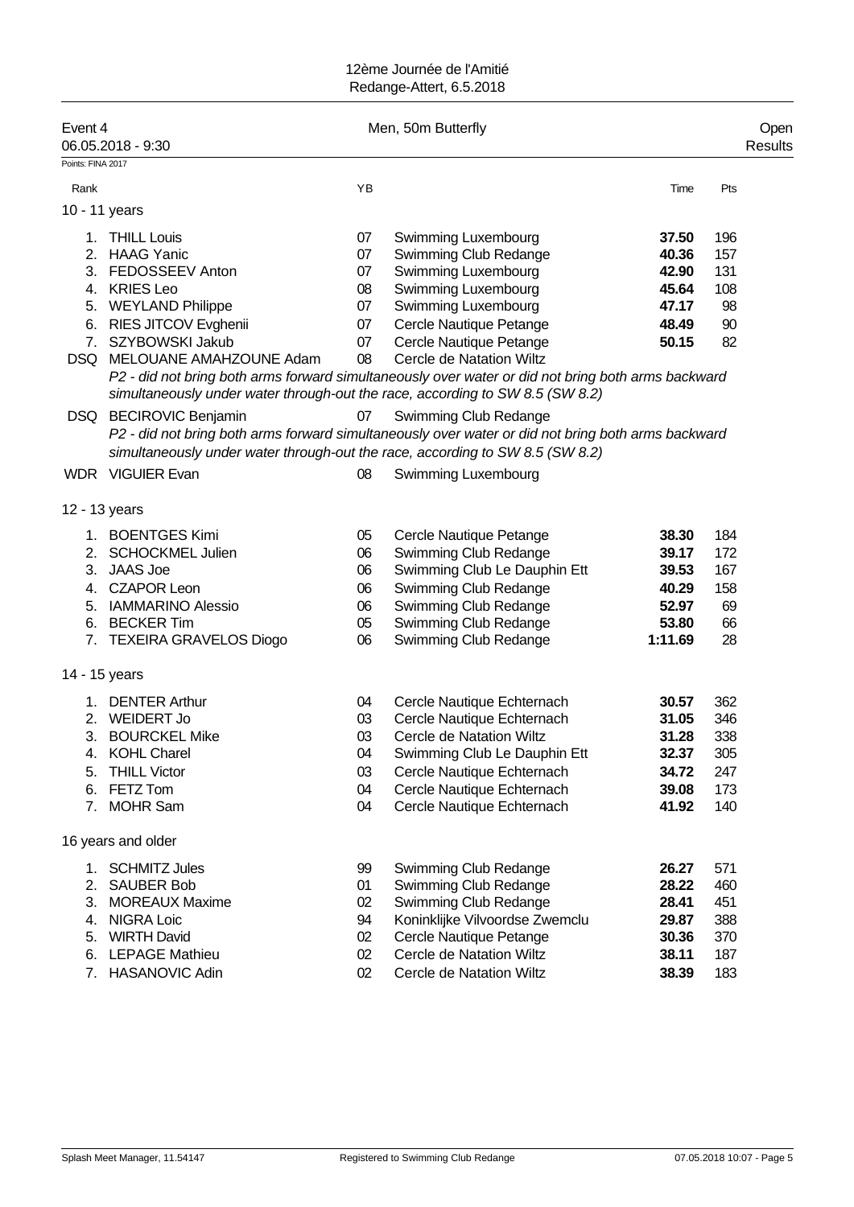12ème Journée de l'Amitié
Redange-Attert, 6.5.2018

| Event 4 | | Men, 50m Butterfly | | | Open |
|---|---|---|---|---|---|
| 06.05.2018 - 9:30 | | | | | Results |

Points: FINA 2017

| Rank | | YB | | Time | Pts |
|---|---|---|---|---|---|
| **10 - 11 years** | | | | | |
| 1. | THILL Louis | 07 | Swimming Luxembourg | **37.50** | 196 |
| 2. | HAAG Yanic | 07 | Swimming Club Redange | **40.36** | 157 |
| 3. | FEDOSSEEV Anton | 07 | Swimming Luxembourg | **42.90** | 131 |
| 4. | KRIES Leo | 08 | Swimming Luxembourg | **45.64** | 108 |
| 5. | WEYLAND Philippe | 07 | Swimming Luxembourg | **47.17** | 98 |
| 6. | RIES JITCOV Evghenii | 07 | Cercle Nautique Petange | **48.49** | 90 |
| 7. | SZYBOWSKI Jakub | 07 | Cercle Nautique Petange | **50.15** | 82 |
| DSQ | MELOUANE AMAHZOUNE Adam | 08 | Cercle de Natation Wiltz | | |
| | *P2 - did not bring both arms forward simultaneously over water or did not bring both arms backward simultaneously under water through-out the race, according to SW 8.5 (SW 8.2)* | | | | |
| DSQ | BECIROVIC Benjamin | 07 | Swimming Club Redange | | |
| | *P2 - did not bring both arms forward simultaneously over water or did not bring both arms backward simultaneously under water through-out the race, according to SW 8.5 (SW 8.2)* | | | | |
| WDR | VIGUIER Evan | 08 | Swimming Luxembourg | | |
| **12 - 13 years** | | | | | |
| 1. | BOENTGES Kimi | 05 | Cercle Nautique Petange | **38.30** | 184 |
| 2. | SCHOCKMEL Julien | 06 | Swimming Club Redange | **39.17** | 172 |
| 3. | JAAS Joe | 06 | Swimming Club Le Dauphin Ett | **39.53** | 167 |
| 4. | CZAPOR Leon | 06 | Swimming Club Redange | **40.29** | 158 |
| 5. | IAMMARINO Alessio | 06 | Swimming Club Redange | **52.97** | 69 |
| 6. | BECKER Tim | 05 | Swimming Club Redange | **53.80** | 66 |
| 7. | TEXEIRA GRAVELOS Diogo | 06 | Swimming Club Redange | **1:11.69** | 28 |
| **14 - 15 years** | | | | | |
| 1. | DENTER Arthur | 04 | Cercle Nautique Echternach | **30.57** | 362 |
| 2. | WEIDERT Jo | 03 | Cercle Nautique Echternach | **31.05** | 346 |
| 3. | BOURCKEL Mike | 03 | Cercle de Natation Wiltz | **31.28** | 338 |
| 4. | KOHL Charel | 04 | Swimming Club Le Dauphin Ett | **32.37** | 305 |
| 5. | THILL Victor | 03 | Cercle Nautique Echternach | **34.72** | 247 |
| 6. | FETZ Tom | 04 | Cercle Nautique Echternach | **39.08** | 173 |
| 7. | MOHR Sam | 04 | Cercle Nautique Echternach | **41.92** | 140 |
| **16 years and older** | | | | | |
| 1. | SCHMITZ Jules | 99 | Swimming Club Redange | **26.27** | 571 |
| 2. | SAUBER Bob | 01 | Swimming Club Redange | **28.22** | 460 |
| 3. | MOREAUX Maxime | 02 | Swimming Club Redange | **28.41** | 451 |
| 4. | NIGRA Loic | 94 | Koninklijke Vilvoordse Zwemclu | **29.87** | 388 |
| 5. | WIRTH David | 02 | Cercle Nautique Petange | **30.36** | 370 |
| 6. | LEPAGE Mathieu | 02 | Cercle de Natation Wiltz | **38.11** | 187 |
| 7. | HASANOVIC Adin | 02 | Cercle de Natation Wiltz | **38.39** | 183 |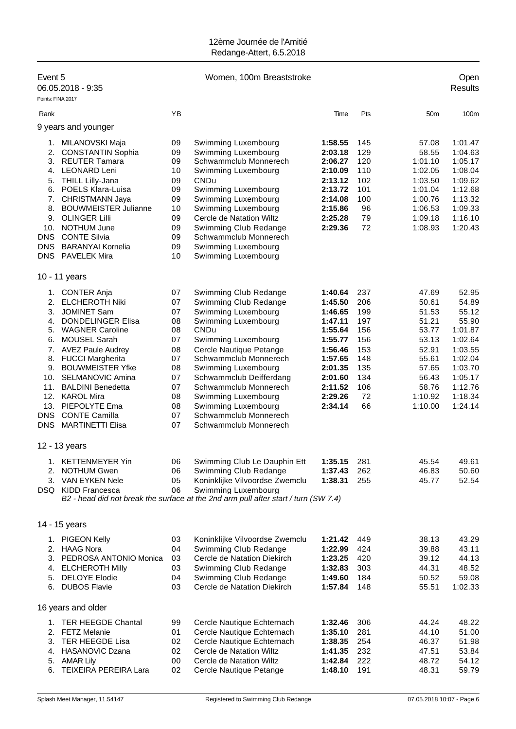12ème Journée de l'Amitié
Redange-Attert, 6.5.2018

## Event 5 — Women, 100m Breaststroke

06.05.2018 - 9:35 — Open — Results

Points: FINA 2017

### 9 years and younger

| Rank | Name | YB | Club | Time | Pts | 50m | 100m |
|---|---|---|---|---|---|---|---|
| 1. | MILANOVSKI Maja | 09 | Swimming Luxembourg | **1:58.55** | 145 | 57.08 | 1:01.47 |
| 2. | CONSTANTIN Sophia | 09 | Swimming Luxembourg | **2:03.18** | 129 | 58.55 | 1:04.63 |
| 3. | REUTER Tamara | 09 | Schwammclub Monnerech | **2:06.27** | 120 | 1:01.10 | 1:05.17 |
| 4. | LEONARD Leni | 10 | Swimming Luxembourg | **2:10.09** | 110 | 1:02.05 | 1:08.04 |
| 5. | THILL Lilly-Jana | 09 | CNDu | **2:13.12** | 102 | 1:03.50 | 1:09.62 |
| 6. | POELS Klara-Luisa | 09 | Swimming Luxembourg | **2:13.72** | 101 | 1:01.04 | 1:12.68 |
| 7. | CHRISTMANN Jaya | 09 | Swimming Luxembourg | **2:14.08** | 100 | 1:00.76 | 1:13.32 |
| 8. | BOUWMEISTER Julianne | 10 | Swimming Luxembourg | **2:15.86** | 96 | 1:06.53 | 1:09.33 |
| 9. | OLINGER Lilli | 09 | Cercle de Natation Wiltz | **2:25.28** | 79 | 1:09.18 | 1:16.10 |
| 10. | NOTHUM June | 09 | Swimming Club Redange | **2:29.36** | 72 | 1:08.93 | 1:20.43 |
| DNS | CONTE Silvia | 09 | Schwammclub Monnerech | | | | |
| DNS | BARANYAI Kornelia | 09 | Swimming Luxembourg | | | | |
| DNS | PAVELEK Mira | 10 | Swimming Luxembourg | | | | |

### 10 - 11 years

| Rank | Name | YB | Club | Time | Pts | 50m | 100m |
|---|---|---|---|---|---|---|---|
| 1. | CONTER Anja | 07 | Swimming Club Redange | **1:40.64** | 237 | 47.69 | 52.95 |
| 2. | ELCHEROTH Niki | 07 | Swimming Club Redange | **1:45.50** | 206 | 50.61 | 54.89 |
| 3. | JOMINET Sam | 07 | Swimming Luxembourg | **1:46.65** | 199 | 51.53 | 55.12 |
| 4. | DONDELINGER Elisa | 08 | Swimming Luxembourg | **1:47.11** | 197 | 51.21 | 55.90 |
| 5. | WAGNER Caroline | 08 | CNDu | **1:55.64** | 156 | 53.77 | 1:01.87 |
| 6. | MOUSEL Sarah | 07 | Swimming Luxembourg | **1:55.77** | 156 | 53.13 | 1:02.64 |
| 7. | AVEZ Paule Audrey | 08 | Cercle Nautique Petange | **1:56.46** | 153 | 52.91 | 1:03.55 |
| 8. | FUCCI Margherita | 07 | Schwammclub Monnerech | **1:57.65** | 148 | 55.61 | 1:02.04 |
| 9. | BOUWMEISTER Yfke | 08 | Swimming Luxembourg | **2:01.35** | 135 | 57.65 | 1:03.70 |
| 10. | SELMANOVIC Amina | 07 | Schwammclub Deifferdang | **2:01.60** | 134 | 56.43 | 1:05.17 |
| 11. | BALDINI Benedetta | 07 | Schwammclub Monnerech | **2:11.52** | 106 | 58.76 | 1:12.76 |
| 12. | KAROL Mira | 08 | Swimming Luxembourg | **2:29.26** | 72 | 1:10.92 | 1:18.34 |
| 13. | PIEPOLYTE Ema | 08 | Swimming Luxembourg | **2:34.14** | 66 | 1:10.00 | 1:24.14 |
| DNS | CONTE Camilla | 07 | Schwammclub Monnerech | | | | |
| DNS | MARTINETTI Elisa | 07 | Schwammclub Monnerech | | | | |

### 12 - 13 years

| Rank | Name | YB | Club | Time | Pts | 50m | 100m |
|---|---|---|---|---|---|---|---|
| 1. | KETTENMEYER Yin | 06 | Swimming Club Le Dauphin Ett | **1:35.15** | 281 | 45.54 | 49.61 |
| 2. | NOTHUM Gwen | 06 | Swimming Club Redange | **1:37.43** | 262 | 46.83 | 50.60 |
| 3. | VAN EYKEN Nele | 05 | Koninklijke Vilvoordse Zwemclu | **1:38.31** | 255 | 45.77 | 52.54 |
| DSQ | KIDD Francesca | 06 | Swimming Luxembourg | | | | |

*B2 - head did not break the surface at the 2nd arm pull after start / turn (SW 7.4)*

### 14 - 15 years

| Rank | Name | YB | Club | Time | Pts | 50m | 100m |
|---|---|---|---|---|---|---|---|
| 1. | PIGEON Kelly | 03 | Koninklijke Vilvoordse Zwemclu | **1:21.42** | 449 | 38.13 | 43.29 |
| 2. | HAAG Nora | 04 | Swimming Club Redange | **1:22.99** | 424 | 39.88 | 43.11 |
| 3. | PEDROSA ANTONIO Monica | 03 | Cercle de Natation Diekirch | **1:23.25** | 420 | 39.12 | 44.13 |
| 4. | ELCHEROTH Milly | 03 | Swimming Club Redange | **1:32.83** | 303 | 44.31 | 48.52 |
| 5. | DELOYE Elodie | 04 | Swimming Club Redange | **1:49.60** | 184 | 50.52 | 59.08 |
| 6. | DUBOS Flavie | 03 | Cercle de Natation Diekirch | **1:57.84** | 148 | 55.51 | 1:02.33 |

### 16 years and older

| Rank | Name | YB | Club | Time | Pts | 50m | 100m |
|---|---|---|---|---|---|---|---|
| 1. | TER HEEGDE Chantal | 99 | Cercle Nautique Echternach | **1:32.46** | 306 | 44.24 | 48.22 |
| 2. | FETZ Melanie | 01 | Cercle Nautique Echternach | **1:35.10** | 281 | 44.10 | 51.00 |
| 3. | TER HEEGDE Lisa | 02 | Cercle Nautique Echternach | **1:38.35** | 254 | 46.37 | 51.98 |
| 4. | HASANOVIC Dzana | 02 | Cercle de Natation Wiltz | **1:41.35** | 232 | 47.51 | 53.84 |
| 5. | AMAR Lily | 00 | Cercle de Natation Wiltz | **1:42.84** | 222 | 48.72 | 54.12 |
| 6. | TEIXEIRA PEREIRA Lara | 02 | Cercle Nautique Petange | **1:48.10** | 191 | 48.31 | 59.79 |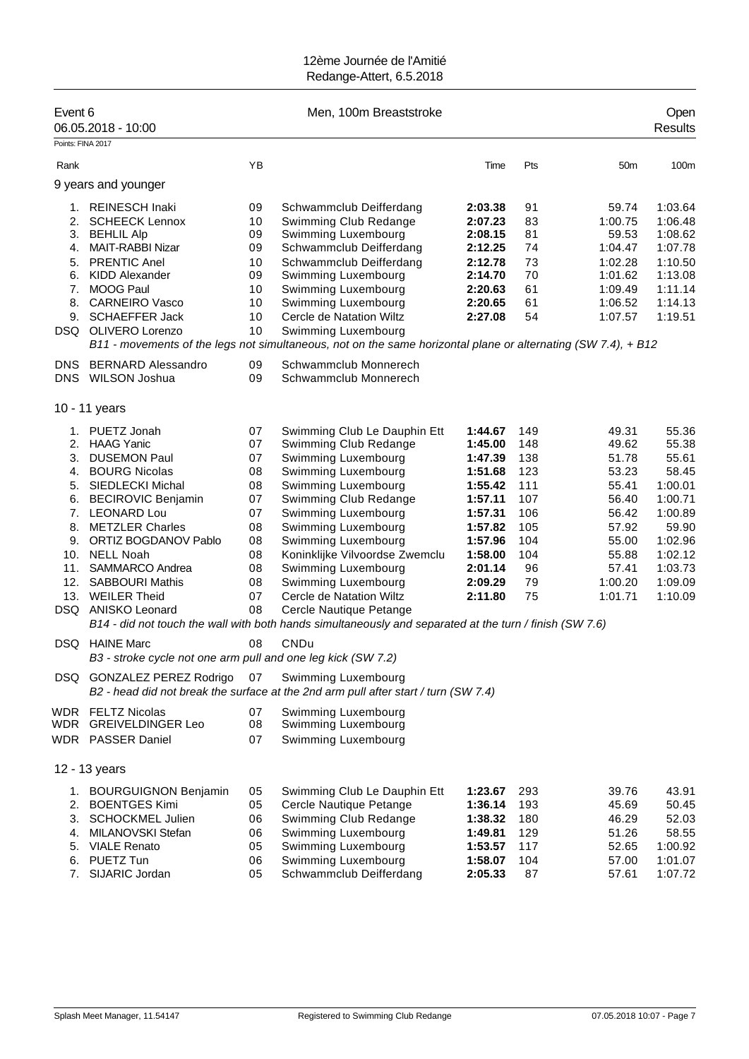12ème Journée de l'Amitié
Redange-Attert, 6.5.2018

## Event 6 — Men, 100m Breaststroke — Open

06.05.2018 - 10:00 — Results

Points: FINA 2017

| Rank | | YB | | Time | Pts | 50m | 100m |
|---|---|---|---|---|---|---|---|
| **9 years and younger** | | | | | | | |
| 1. | REINESCH Inaki | 09 | Schwammclub Deifferdang | **2:03.38** | 91 | 59.74 | 1:03.64 |
| 2. | SCHEECK Lennox | 10 | Swimming Club Redange | **2:07.23** | 83 | 1:00.75 | 1:06.48 |
| 3. | BEHLIL Alp | 09 | Swimming Luxembourg | **2:08.15** | 81 | 59.53 | 1:08.62 |
| 4. | MAIT-RABBI Nizar | 09 | Schwammclub Deifferdang | **2:12.25** | 74 | 1:04.47 | 1:07.78 |
| 5. | PRENTIC Anel | 10 | Schwammclub Deifferdang | **2:12.78** | 73 | 1:02.28 | 1:10.50 |
| 6. | KIDD Alexander | 09 | Swimming Luxembourg | **2:14.70** | 70 | 1:01.62 | 1:13.08 |
| 7. | MOOG Paul | 10 | Swimming Luxembourg | **2:20.63** | 61 | 1:09.49 | 1:11.14 |
| 8. | CARNEIRO Vasco | 10 | Swimming Luxembourg | **2:20.65** | 61 | 1:06.52 | 1:14.13 |
| 9. | SCHAEFFER Jack | 10 | Cercle de Natation Wiltz | **2:27.08** | 54 | 1:07.57 | 1:19.51 |
| DSQ | OLIVERO Lorenzo | 10 | Swimming Luxembourg | | | | |
| | *B11 - movements of the legs not simultaneous, not on the same horizontal plane or alternating (SW 7.4), + B12* | | | | | | |
| DNS | BERNARD Alessandro | 09 | Schwammclub Monnerech | | | | |
| DNS | WILSON Joshua | 09 | Schwammclub Monnerech | | | | |
| **10 - 11 years** | | | | | | | |
| 1. | PUETZ Jonah | 07 | Swimming Club Le Dauphin Ett | **1:44.67** | 149 | 49.31 | 55.36 |
| 2. | HAAG Yanic | 07 | Swimming Club Redange | **1:45.00** | 148 | 49.62 | 55.38 |
| 3. | DUSEMON Paul | 07 | Swimming Luxembourg | **1:47.39** | 138 | 51.78 | 55.61 |
| 4. | BOURG Nicolas | 08 | Swimming Luxembourg | **1:51.68** | 123 | 53.23 | 58.45 |
| 5. | SIEDLECKI Michal | 08 | Swimming Luxembourg | **1:55.42** | 111 | 55.41 | 1:00.01 |
| 6. | BECIROVIC Benjamin | 07 | Swimming Club Redange | **1:57.11** | 107 | 56.40 | 1:00.71 |
| 7. | LEONARD Lou | 07 | Swimming Luxembourg | **1:57.31** | 106 | 56.42 | 1:00.89 |
| 8. | METZLER Charles | 08 | Swimming Luxembourg | **1:57.82** | 105 | 57.92 | 59.90 |
| 9. | ORTIZ BOGDANOV Pablo | 08 | Swimming Luxembourg | **1:57.96** | 104 | 55.00 | 1:02.96 |
| 10. | NELL Noah | 08 | Koninklijke Vilvoordse Zwemclu | **1:58.00** | 104 | 55.88 | 1:02.12 |
| 11. | SAMMARCO Andrea | 08 | Swimming Luxembourg | **2:01.14** | 96 | 57.41 | 1:03.73 |
| 12. | SABBOURI Mathis | 08 | Swimming Luxembourg | **2:09.29** | 79 | 1:00.20 | 1:09.09 |
| 13. | WEILER Theid | 07 | Cercle de Natation Wiltz | **2:11.80** | 75 | 1:01.71 | 1:10.09 |
| DSQ | ANISKO Leonard | 08 | Cercle Nautique Petange | | | | |
| | *B14 - did not touch the wall with both hands simultaneously and separated at the turn / finish (SW 7.6)* | | | | | | |
| DSQ | HAINE Marc | 08 | CNDu | | | | |
| | *B3 - stroke cycle not one arm pull and one leg kick (SW 7.2)* | | | | | | |
| DSQ | GONZALEZ PEREZ Rodrigo | 07 | Swimming Luxembourg | | | | |
| | *B2 - head did not break the surface at the 2nd arm pull after start / turn (SW 7.4)* | | | | | | |
| WDR | FELTZ Nicolas | 07 | Swimming Luxembourg | | | | |
| WDR | GREIVELDINGER Leo | 08 | Swimming Luxembourg | | | | |
| WDR | PASSER Daniel | 07 | Swimming Luxembourg | | | | |
| **12 - 13 years** | | | | | | | |
| 1. | BOURGUIGNON Benjamin | 05 | Swimming Club Le Dauphin Ett | **1:23.67** | 293 | 39.76 | 43.91 |
| 2. | BOENTGES Kimi | 05 | Cercle Nautique Petange | **1:36.14** | 193 | 45.69 | 50.45 |
| 3. | SCHOCKMEL Julien | 06 | Swimming Club Redange | **1:38.32** | 180 | 46.29 | 52.03 |
| 4. | MILANOVSKI Stefan | 06 | Swimming Luxembourg | **1:49.81** | 129 | 51.26 | 58.55 |
| 5. | VIALE Renato | 05 | Swimming Luxembourg | **1:53.57** | 117 | 52.65 | 1:00.92 |
| 6. | PUETZ Tun | 06 | Swimming Luxembourg | **1:58.07** | 104 | 57.00 | 1:01.07 |
| 7. | SIJARIC Jordan | 05 | Schwammclub Deifferdang | **2:05.33** | 87 | 57.61 | 1:07.72 |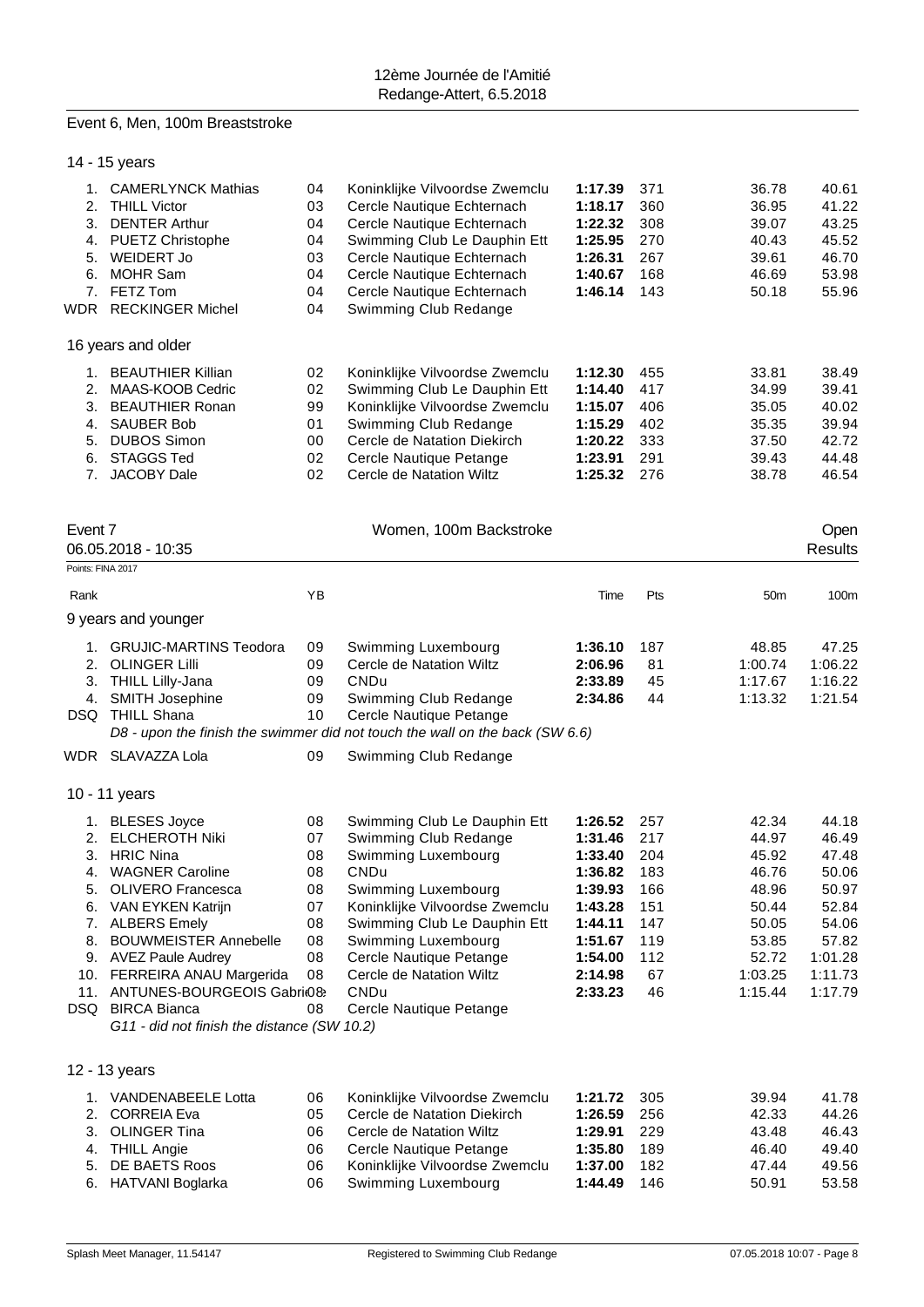Event 6, Men, 100m Breaststroke

14 - 15 years

| Rank | Name | YB | Club | Time | Pts | 50m | 100m |
|---|---|---|---|---|---|---|---|
| 1. | CAMERLYNCK Mathias | 04 | Koninklijke Vilvoordse Zwemclu | **1:17.39** | 371 | 36.78 | 40.61 |
| 2. | THILL Victor | 03 | Cercle Nautique Echternach | **1:18.17** | 360 | 36.95 | 41.22 |
| 3. | DENTER Arthur | 04 | Cercle Nautique Echternach | **1:22.32** | 308 | 39.07 | 43.25 |
| 4. | PUETZ Christophe | 04 | Swimming Club Le Dauphin Ett | **1:25.95** | 270 | 40.43 | 45.52 |
| 5. | WEIDERT Jo | 03 | Cercle Nautique Echternach | **1:26.31** | 267 | 39.61 | 46.70 |
| 6. | MOHR Sam | 04 | Cercle Nautique Echternach | **1:40.67** | 168 | 46.69 | 53.98 |
| 7. | FETZ Tom | 04 | Cercle Nautique Echternach | **1:46.14** | 143 | 50.18 | 55.96 |
| WDR | RECKINGER Michel | 04 | Swimming Club Redange | | | | |

16 years and older

| Rank | Name | YB | Club | Time | Pts | 50m | 100m |
|---|---|---|---|---|---|---|---|
| 1. | BEAUTHIER Killian | 02 | Koninklijke Vilvoordse Zwemclu | **1:12.30** | 455 | 33.81 | 38.49 |
| 2. | MAAS-KOOB Cedric | 02 | Swimming Club Le Dauphin Ett | **1:14.40** | 417 | 34.99 | 39.41 |
| 3. | BEAUTHIER Ronan | 99 | Koninklijke Vilvoordse Zwemclu | **1:15.07** | 406 | 35.05 | 40.02 |
| 4. | SAUBER Bob | 01 | Swimming Club Redange | **1:15.29** | 402 | 35.35 | 39.94 |
| 5. | DUBOS Simon | 00 | Cercle de Natation Diekirch | **1:20.22** | 333 | 37.50 | 42.72 |
| 6. | STAGGS Ted | 02 | Cercle Nautique Petange | **1:23.91** | 291 | 39.43 | 44.48 |
| 7. | JACOBY Dale | 02 | Cercle de Natation Wiltz | **1:25.32** | 276 | 38.78 | 46.54 |

Event 7 — Women, 100m Backstroke — Open

06.05.2018 - 10:35 — Results

Points: FINA 2017

9 years and younger

| Rank | Name | YB | Club | Time | Pts | 50m | 100m |
|---|---|---|---|---|---|---|---|
| 1. | GRUJIC-MARTINS Teodora | 09 | Swimming Luxembourg | **1:36.10** | 187 | 48.85 | 47.25 |
| 2. | OLINGER Lilli | 09 | Cercle de Natation Wiltz | **2:06.96** | 81 | 1:00.74 | 1:06.22 |
| 3. | THILL Lilly-Jana | 09 | CNDu | **2:33.89** | 45 | 1:17.67 | 1:16.22 |
| 4. | SMITH Josephine | 09 | Swimming Club Redange | **2:34.86** | 44 | 1:13.32 | 1:21.54 |
| DSQ | THILL Shana | 10 | Cercle Nautique Petange | | | | |
| | *D8 - upon the finish the swimmer did not touch the wall on the back (SW 6.6)* | | | | | | |
| WDR | SLAVAZZA Lola | 09 | Swimming Club Redange | | | | |

10 - 11 years

| Rank | Name | YB | Club | Time | Pts | 50m | 100m |
|---|---|---|---|---|---|---|---|
| 1. | BLESES Joyce | 08 | Swimming Club Le Dauphin Ett | **1:26.52** | 257 | 42.34 | 44.18 |
| 2. | ELCHEROTH Niki | 07 | Swimming Club Redange | **1:31.46** | 217 | 44.97 | 46.49 |
| 3. | HRIC Nina | 08 | Swimming Luxembourg | **1:33.40** | 204 | 45.92 | 47.48 |
| 4. | WAGNER Caroline | 08 | CNDu | **1:36.82** | 183 | 46.76 | 50.06 |
| 5. | OLIVERO Francesca | 08 | Swimming Luxembourg | **1:39.93** | 166 | 48.96 | 50.97 |
| 6. | VAN EYKEN Katrijn | 07 | Koninklijke Vilvoordse Zwemclu | **1:43.28** | 151 | 50.44 | 52.84 |
| 7. | ALBERS Emely | 08 | Swimming Club Le Dauphin Ett | **1:44.11** | 147 | 50.05 | 54.06 |
| 8. | BOUWMEISTER Annebelle | 08 | Swimming Luxembourg | **1:51.67** | 119 | 53.85 | 57.82 |
| 9. | AVEZ Paule Audrey | 08 | Cercle Nautique Petange | **1:54.00** | 112 | 52.72 | 1:01.28 |
| 10. | FERREIRA ANAU Margerida | 08 | Cercle de Natation Wiltz | **2:14.98** | 67 | 1:03.25 | 1:11.73 |
| 11. | ANTUNES-BOURGEOIS Gabri | 08 | CNDu | **2:33.23** | 46 | 1:15.44 | 1:17.79 |
| DSQ | BIRCA Bianca | 08 | Cercle Nautique Petange | | | | |
| | *G11 - did not finish the distance (SW 10.2)* | | | | | | |

12 - 13 years

| Rank | Name | YB | Club | Time | Pts | 50m | 100m |
|---|---|---|---|---|---|---|---|
| 1. | VANDENABEELE Lotta | 06 | Koninklijke Vilvoordse Zwemclu | **1:21.72** | 305 | 39.94 | 41.78 |
| 2. | CORREIA Eva | 05 | Cercle de Natation Diekirch | **1:26.59** | 256 | 42.33 | 44.26 |
| 3. | OLINGER Tina | 06 | Cercle de Natation Wiltz | **1:29.91** | 229 | 43.48 | 46.43 |
| 4. | THILL Angie | 06 | Cercle Nautique Petange | **1:35.80** | 189 | 46.40 | 49.40 |
| 5. | DE BAETS Roos | 06 | Koninklijke Vilvoordse Zwemclu | **1:37.00** | 182 | 47.44 | 49.56 |
| 6. | HATVANI Boglarka | 06 | Swimming Luxembourg | **1:44.49** | 146 | 50.91 | 53.58 |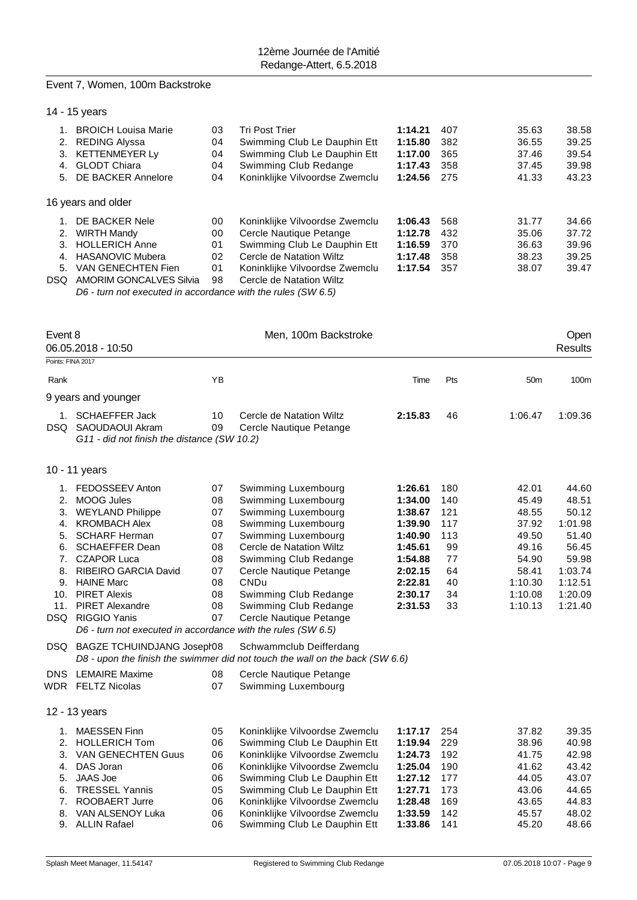12ème Journée de l'Amitié
Redange-Attert, 6.5.2018

## Event 7, Women, 100m Backstroke

### 14 - 15 years

| Rank | Name | YB | Club | Time | Pts | 50m | 100m |
|---|---|---|---|---|---|---|---|
| 1. | BROICH Louisa Marie | 03 | Tri Post Trier | **1:14.21** | 407 | 35.63 | 38.58 |
| 2. | REDING Alyssa | 04 | Swimming Club Le Dauphin Ett | **1:15.80** | 382 | 36.55 | 39.25 |
| 3. | KETTENMEYER Ly | 04 | Swimming Club Le Dauphin Ett | **1:17.00** | 365 | 37.46 | 39.54 |
| 4. | GLODT Chiara | 04 | Swimming Club Redange | **1:17.43** | 358 | 37.45 | 39.98 |
| 5. | DE BACKER Annelore | 04 | Koninklijke Vilvoordse Zwemclu | **1:24.56** | 275 | 41.33 | 43.23 |

### 16 years and older

| Rank | Name | YB | Club | Time | Pts | 50m | 100m |
|---|---|---|---|---|---|---|---|
| 1. | DE BACKER Nele | 00 | Koninklijke Vilvoordse Zwemclu | **1:06.43** | 568 | 31.77 | 34.66 |
| 2. | WIRTH Mandy | 00 | Cercle Nautique Petange | **1:12.78** | 432 | 35.06 | 37.72 |
| 3. | HOLLERICH Anne | 01 | Swimming Club Le Dauphin Ett | **1:16.59** | 370 | 36.63 | 39.96 |
| 4. | HASANOVIC Mubera | 02 | Cercle de Natation Wiltz | **1:17.48** | 358 | 38.23 | 39.25 |
| 5. | VAN GENECHTEN Fien | 01 | Koninklijke Vilvoordse Zwemclu | **1:17.54** | 357 | 38.07 | 39.47 |
| DSQ | AMORIM GONCALVES Silvia | 98 | Cercle de Natation Wiltz | | | | |

*D6 - turn not executed in accordance with the rules (SW 6.5)*

## Event 8 — Men, 100m Backstroke — Open Results

06.05.2018 - 10:50

Points: FINA 2017

### 9 years and younger

| Rank | Name | YB | Club | Time | Pts | 50m | 100m |
|---|---|---|---|---|---|---|---|
| 1. | SCHAEFFER Jack | 10 | Cercle de Natation Wiltz | **2:15.83** | 46 | 1:06.47 | 1:09.36 |
| DSQ | SAOUDAOUI Akram | 09 | Cercle Nautique Petange | | | | |

*G11 - did not finish the distance (SW 10.2)*

### 10 - 11 years

| Rank | Name | YB | Club | Time | Pts | 50m | 100m |
|---|---|---|---|---|---|---|---|
| 1. | FEDOSSEEV Anton | 07 | Swimming Luxembourg | **1:26.61** | 180 | 42.01 | 44.60 |
| 2. | MOOG Jules | 08 | Swimming Luxembourg | **1:34.00** | 140 | 45.49 | 48.51 |
| 3. | WEYLAND Philippe | 07 | Swimming Luxembourg | **1:38.67** | 121 | 48.55 | 50.12 |
| 4. | KROMBACH Alex | 08 | Swimming Luxembourg | **1:39.90** | 117 | 37.92 | 1:01.98 |
| 5. | SCHARF Herman | 07 | Swimming Luxembourg | **1:40.90** | 113 | 49.50 | 51.40 |
| 6. | SCHAEFFER Dean | 08 | Cercle de Natation Wiltz | **1:45.61** | 99 | 49.16 | 56.45 |
| 7. | CZAPOR Luca | 08 | Swimming Club Redange | **1:54.88** | 77 | 54.90 | 59.98 |
| 8. | RIBEIRO GARCIA David | 07 | Cercle Nautique Petange | **2:02.15** | 64 | 58.41 | 1:03.74 |
| 9. | HAINE Marc | 08 | CNDu | **2:22.81** | 40 | 1:10.30 | 1:12.51 |
| 10. | PIRET Alexis | 08 | Swimming Club Redange | **2:30.17** | 34 | 1:10.08 | 1:20.09 |
| 11. | PIRET Alexandre | 08 | Swimming Club Redange | **2:31.53** | 33 | 1:10.13 | 1:21.40 |
| DSQ | RIGGIO Yanis | 07 | Cercle Nautique Petange | | | | |

*D6 - turn not executed in accordance with the rules (SW 6.5)*

| Rank | Name | YB | Club | Time | Pts | 50m | 100m |
|---|---|---|---|---|---|---|---|
| DSQ | BAGZE TCHUINDJANG Joseph | 08 | Schwammclub Deifferdang | | | | |

*D8 - upon the finish the swimmer did not touch the wall on the back (SW 6.6)*

| Rank | Name | YB | Club | Time | Pts | 50m | 100m |
|---|---|---|---|---|---|---|---|
| DNS | LEMAIRE Maxime | 08 | Cercle Nautique Petange | | | | |
| WDR | FELTZ Nicolas | 07 | Swimming Luxembourg | | | | |

### 12 - 13 years

| Rank | Name | YB | Club | Time | Pts | 50m | 100m |
|---|---|---|---|---|---|---|---|
| 1. | MAESSEN Finn | 05 | Koninklijke Vilvoordse Zwemclu | **1:17.17** | 254 | 37.82 | 39.35 |
| 2. | HOLLERICH Tom | 06 | Swimming Club Le Dauphin Ett | **1:19.94** | 229 | 38.96 | 40.98 |
| 3. | VAN GENECHTEN Guus | 06 | Koninklijke Vilvoordse Zwemclu | **1:24.73** | 192 | 41.75 | 42.98 |
| 4. | DAS Joran | 06 | Koninklijke Vilvoordse Zwemclu | **1:25.04** | 190 | 41.62 | 43.42 |
| 5. | JAAS Joe | 06 | Swimming Club Le Dauphin Ett | **1:27.12** | 177 | 44.05 | 43.07 |
| 6. | TRESSEL Yannis | 05 | Swimming Club Le Dauphin Ett | **1:27.71** | 173 | 43.06 | 44.65 |
| 7. | ROOBAERT Jurre | 06 | Koninklijke Vilvoordse Zwemclu | **1:28.48** | 169 | 43.65 | 44.83 |
| 8. | VAN ALSENOY Luka | 06 | Koninklijke Vilvoordse Zwemclu | **1:33.59** | 142 | 45.57 | 48.02 |
| 9. | ALLIN Rafael | 06 | Swimming Club Le Dauphin Ett | **1:33.86** | 141 | 45.20 | 48.66 |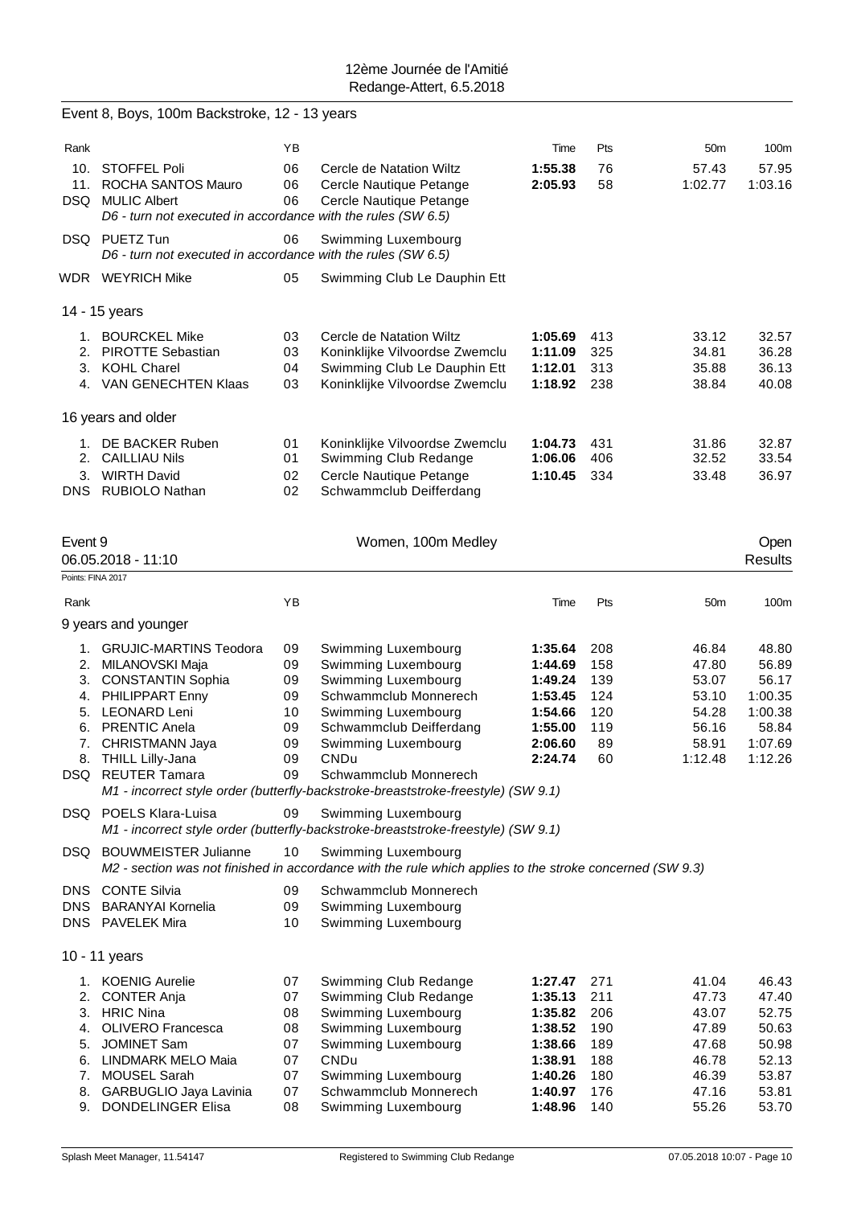12ème Journée de l'Amitié
Redange-Attert, 6.5.2018

## Event 8, Boys, 100m Backstroke, 12 - 13 years

| Rank | | YB | | Time | Pts | 50m | 100m |
|---|---|---|---|---|---|---|---|
| 10. | STOFFEL Poli | 06 | Cercle de Natation Wiltz | **1:55.38** | 76 | 57.43 | 57.95 |
| 11. | ROCHA SANTOS Mauro | 06 | Cercle Nautique Petange | **2:05.93** | 58 | 1:02.77 | 1:03.16 |
| DSQ | MULIC Albert | 06 | Cercle Nautique Petange | | | | |
| | *D6 - turn not executed in accordance with the rules (SW 6.5)* | | | | | | |
| DSQ | PUETZ Tun | 06 | Swimming Luxembourg | | | | |
| | *D6 - turn not executed in accordance with the rules (SW 6.5)* | | | | | | |
| WDR | WEYRICH Mike | 05 | Swimming Club Le Dauphin Ett | | | | |

### 14 - 15 years

| Rank | | YB | | Time | Pts | 50m | 100m |
|---|---|---|---|---|---|---|---|
| 1. | BOURCKEL Mike | 03 | Cercle de Natation Wiltz | **1:05.69** | 413 | 33.12 | 32.57 |
| 2. | PIROTTE Sebastian | 03 | Koninklijke Vilvoordse Zwemclu | **1:11.09** | 325 | 34.81 | 36.28 |
| 3. | KOHL Charel | 04 | Swimming Club Le Dauphin Ett | **1:12.01** | 313 | 35.88 | 36.13 |
| 4. | VAN GENECHTEN Klaas | 03 | Koninklijke Vilvoordse Zwemclu | **1:18.92** | 238 | 38.84 | 40.08 |

### 16 years and older

| Rank | | YB | | Time | Pts | 50m | 100m |
|---|---|---|---|---|---|---|---|
| 1. | DE BACKER Ruben | 01 | Koninklijke Vilvoordse Zwemclu | **1:04.73** | 431 | 31.86 | 32.87 |
| 2. | CAILLIAU Nils | 01 | Swimming Club Redange | **1:06.06** | 406 | 32.52 | 33.54 |
| 3. | WIRTH David | 02 | Cercle Nautique Petange | **1:10.45** | 334 | 33.48 | 36.97 |
| DNS | RUBIOLO Nathan | 02 | Schwammclub Deifferdang | | | | |

## Event 9 — Women, 100m Medley — Open

06.05.2018 - 11:10 — Results

Points: FINA 2017

### 9 years and younger

| Rank | | YB | | Time | Pts | 50m | 100m |
|---|---|---|---|---|---|---|---|
| 1. | GRUJIC-MARTINS Teodora | 09 | Swimming Luxembourg | **1:35.64** | 208 | 46.84 | 48.80 |
| 2. | MILANOVSKI Maja | 09 | Swimming Luxembourg | **1:44.69** | 158 | 47.80 | 56.89 |
| 3. | CONSTANTIN Sophia | 09 | Swimming Luxembourg | **1:49.24** | 139 | 53.07 | 56.17 |
| 4. | PHILIPPART Enny | 09 | Schwammclub Monnerech | **1:53.45** | 124 | 53.10 | 1:00.35 |
| 5. | LEONARD Leni | 10 | Swimming Luxembourg | **1:54.66** | 120 | 54.28 | 1:00.38 |
| 6. | PRENTIC Anela | 09 | Schwammclub Deifferdang | **1:55.00** | 119 | 56.16 | 58.84 |
| 7. | CHRISTMANN Jaya | 09 | Swimming Luxembourg | **2:06.60** | 89 | 58.91 | 1:07.69 |
| 8. | THILL Lilly-Jana | 09 | CNDu | **2:24.74** | 60 | 1:12.48 | 1:12.26 |
| DSQ | REUTER Tamara | 09 | Schwammclub Monnerech | | | | |
| | *M1 - incorrect style order (butterfly-backstroke-breaststroke-freestyle) (SW 9.1)* | | | | | | |
| DSQ | POELS Klara-Luisa | 09 | Swimming Luxembourg | | | | |
| | *M1 - incorrect style order (butterfly-backstroke-breaststroke-freestyle) (SW 9.1)* | | | | | | |
| DSQ | BOUWMEISTER Julianne | 10 | Swimming Luxembourg | | | | |
| | *M2 - section was not finished in accordance with the rule which applies to the stroke concerned (SW 9.3)* | | | | | | |
| DNS | CONTE Silvia | 09 | Schwammclub Monnerech | | | | |
| DNS | BARANYAI Kornelia | 09 | Swimming Luxembourg | | | | |
| DNS | PAVELEK Mira | 10 | Swimming Luxembourg | | | | |

### 10 - 11 years

| Rank | | YB | | Time | Pts | 50m | 100m |
|---|---|---|---|---|---|---|---|
| 1. | KOENIG Aurelie | 07 | Swimming Club Redange | **1:27.47** | 271 | 41.04 | 46.43 |
| 2. | CONTER Anja | 07 | Swimming Club Redange | **1:35.13** | 211 | 47.73 | 47.40 |
| 3. | HRIC Nina | 08 | Swimming Luxembourg | **1:35.82** | 206 | 43.07 | 52.75 |
| 4. | OLIVERO Francesca | 08 | Swimming Luxembourg | **1:38.52** | 190 | 47.89 | 50.63 |
| 5. | JOMINET Sam | 07 | Swimming Luxembourg | **1:38.66** | 189 | 47.68 | 50.98 |
| 6. | LINDMARK MELO Maia | 07 | CNDu | **1:38.91** | 188 | 46.78 | 52.13 |
| 7. | MOUSEL Sarah | 07 | Swimming Luxembourg | **1:40.26** | 180 | 46.39 | 53.87 |
| 8. | GARBUGLIO Jaya Lavinia | 07 | Schwammclub Monnerech | **1:40.97** | 176 | 47.16 | 53.81 |
| 9. | DONDELINGER Elisa | 08 | Swimming Luxembourg | **1:48.96** | 140 | 55.26 | 53.70 |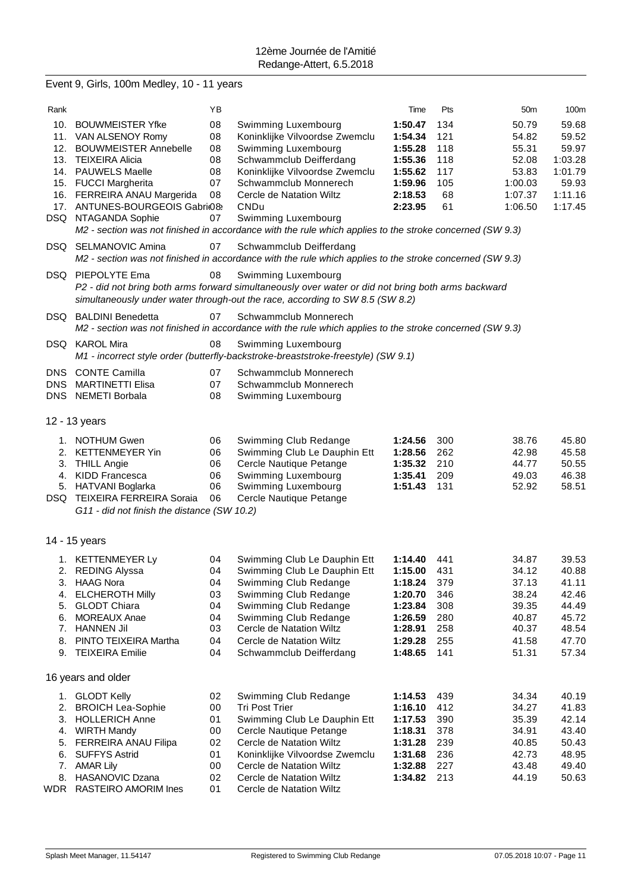## 12ème Journée de l'Amitié
## Redange-Attert, 6.5.2018

### Event 9, Girls, 100m Medley, 10 - 11 years

| Rank | | YB | | Time | Pts | 50m | 100m |
|---|---|---|---|---|---|---|---|
| 10. | BOUWMEISTER Yfke | 08 | Swimming Luxembourg | **1:50.47** | 134 | 50.79 | 59.68 |
| 11. | VAN ALSENOY Romy | 08 | Koninklijke Vilvoordse Zwemclu | **1:54.34** | 121 | 54.82 | 59.52 |
| 12. | BOUWMEISTER Annebelle | 08 | Swimming Luxembourg | **1:55.28** | 118 | 55.31 | 59.97 |
| 13. | TEIXEIRA Alicia | 08 | Schwammclub Deifferdang | **1:55.36** | 118 | 52.08 | 1:03.28 |
| 14. | PAUWELS Maelle | 08 | Koninklijke Vilvoordse Zwemclu | **1:55.62** | 117 | 53.83 | 1:01.79 |
| 15. | FUCCI Margherita | 07 | Schwammclub Monnerech | **1:59.96** | 105 | 1:00.03 | 59.93 |
| 16. | FERREIRA ANAU Margerida | 08 | Cercle de Natation Wiltz | **2:18.53** | 68 | 1:07.37 | 1:11.16 |
| 17. | ANTUNES-BOURGEOIS Gabri | 08 | CNDu | **2:23.95** | 61 | 1:06.50 | 1:17.45 |
| DSQ | NTAGANDA Sophie | 07 | Swimming Luxembourg | | | | |
| | *M2 - section was not finished in accordance with the rule which applies to the stroke concerned (SW 9.3)* | | | | | | |
| DSQ | SELMANOVIC Amina | 07 | Schwammclub Deifferdang | | | | |
| | *M2 - section was not finished in accordance with the rule which applies to the stroke concerned (SW 9.3)* | | | | | | |
| DSQ | PIEPOLYTE Ema | 08 | Swimming Luxembourg | | | | |
| | *P2 - did not bring both arms forward simultaneously over water or did not bring both arms backward simultaneously under water through-out the race, according to SW 8.5 (SW 8.2)* | | | | | | |
| DSQ | BALDINI Benedetta | 07 | Schwammclub Monnerech | | | | |
| | *M2 - section was not finished in accordance with the rule which applies to the stroke concerned (SW 9.3)* | | | | | | |
| DSQ | KAROL Mira | 08 | Swimming Luxembourg | | | | |
| | *M1 - incorrect style order (butterfly-backstroke-breaststroke-freestyle) (SW 9.1)* | | | | | | |
| DNS | CONTE Camilla | 07 | Schwammclub Monnerech | | | | |
| DNS | MARTINETTI Elisa | 07 | Schwammclub Monnerech | | | | |
| DNS | NEMETI Borbala | 08 | Swimming Luxembourg | | | | |

### 12 - 13 years

| Rank | | YB | | Time | Pts | 50m | 100m |
|---|---|---|---|---|---|---|---|
| 1. | NOTHUM Gwen | 06 | Swimming Club Redange | **1:24.56** | 300 | 38.76 | 45.80 |
| 2. | KETTENMEYER Yin | 06 | Swimming Club Le Dauphin Ett | **1:28.56** | 262 | 42.98 | 45.58 |
| 3. | THILL Angie | 06 | Cercle Nautique Petange | **1:35.32** | 210 | 44.77 | 50.55 |
| 4. | KIDD Francesca | 06 | Swimming Luxembourg | **1:35.41** | 209 | 49.03 | 46.38 |
| 5. | HATVANI Boglarka | 06 | Swimming Luxembourg | **1:51.43** | 131 | 52.92 | 58.51 |
| DSQ | TEIXEIRA FERREIRA Soraia | 06 | Cercle Nautique Petange | | | | |
| | *G11 - did not finish the distance (SW 10.2)* | | | | | | |

### 14 - 15 years

| Rank | | YB | | Time | Pts | 50m | 100m |
|---|---|---|---|---|---|---|---|
| 1. | KETTENMEYER Ly | 04 | Swimming Club Le Dauphin Ett | **1:14.40** | 441 | 34.87 | 39.53 |
| 2. | REDING Alyssa | 04 | Swimming Club Le Dauphin Ett | **1:15.00** | 431 | 34.12 | 40.88 |
| 3. | HAAG Nora | 04 | Swimming Club Redange | **1:18.24** | 379 | 37.13 | 41.11 |
| 4. | ELCHEROTH Milly | 03 | Swimming Club Redange | **1:20.70** | 346 | 38.24 | 42.46 |
| 5. | GLODT Chiara | 04 | Swimming Club Redange | **1:23.84** | 308 | 39.35 | 44.49 |
| 6. | MOREAUX Anae | 04 | Swimming Club Redange | **1:26.59** | 280 | 40.87 | 45.72 |
| 7. | HANNEN Jil | 03 | Cercle de Natation Wiltz | **1:28.91** | 258 | 40.37 | 48.54 |
| 8. | PINTO TEIXEIRA Martha | 04 | Cercle de Natation Wiltz | **1:29.28** | 255 | 41.58 | 47.70 |
| 9. | TEIXEIRA Emilie | 04 | Schwammclub Deifferdang | **1:48.65** | 141 | 51.31 | 57.34 |

### 16 years and older

| Rank | | YB | | Time | Pts | 50m | 100m |
|---|---|---|---|---|---|---|---|
| 1. | GLODT Kelly | 02 | Swimming Club Redange | **1:14.53** | 439 | 34.34 | 40.19 |
| 2. | BROICH Lea-Sophie | 00 | Tri Post Trier | **1:16.10** | 412 | 34.27 | 41.83 |
| 3. | HOLLERICH Anne | 01 | Swimming Club Le Dauphin Ett | **1:17.53** | 390 | 35.39 | 42.14 |
| 4. | WIRTH Mandy | 00 | Cercle Nautique Petange | **1:18.31** | 378 | 34.91 | 43.40 |
| 5. | FERREIRA ANAU Filipa | 02 | Cercle de Natation Wiltz | **1:31.28** | 239 | 40.85 | 50.43 |
| 6. | SUFFYS Astrid | 01 | Koninklijke Vilvoordse Zwemclu | **1:31.68** | 236 | 42.73 | 48.95 |
| 7. | AMAR Lily | 00 | Cercle de Natation Wiltz | **1:32.88** | 227 | 43.48 | 49.40 |
| 8. | HASANOVIC Dzana | 02 | Cercle de Natation Wiltz | **1:34.82** | 213 | 44.19 | 50.63 |
| WDR | RASTEIRO AMORIM Ines | 01 | Cercle de Natation Wiltz | | | | |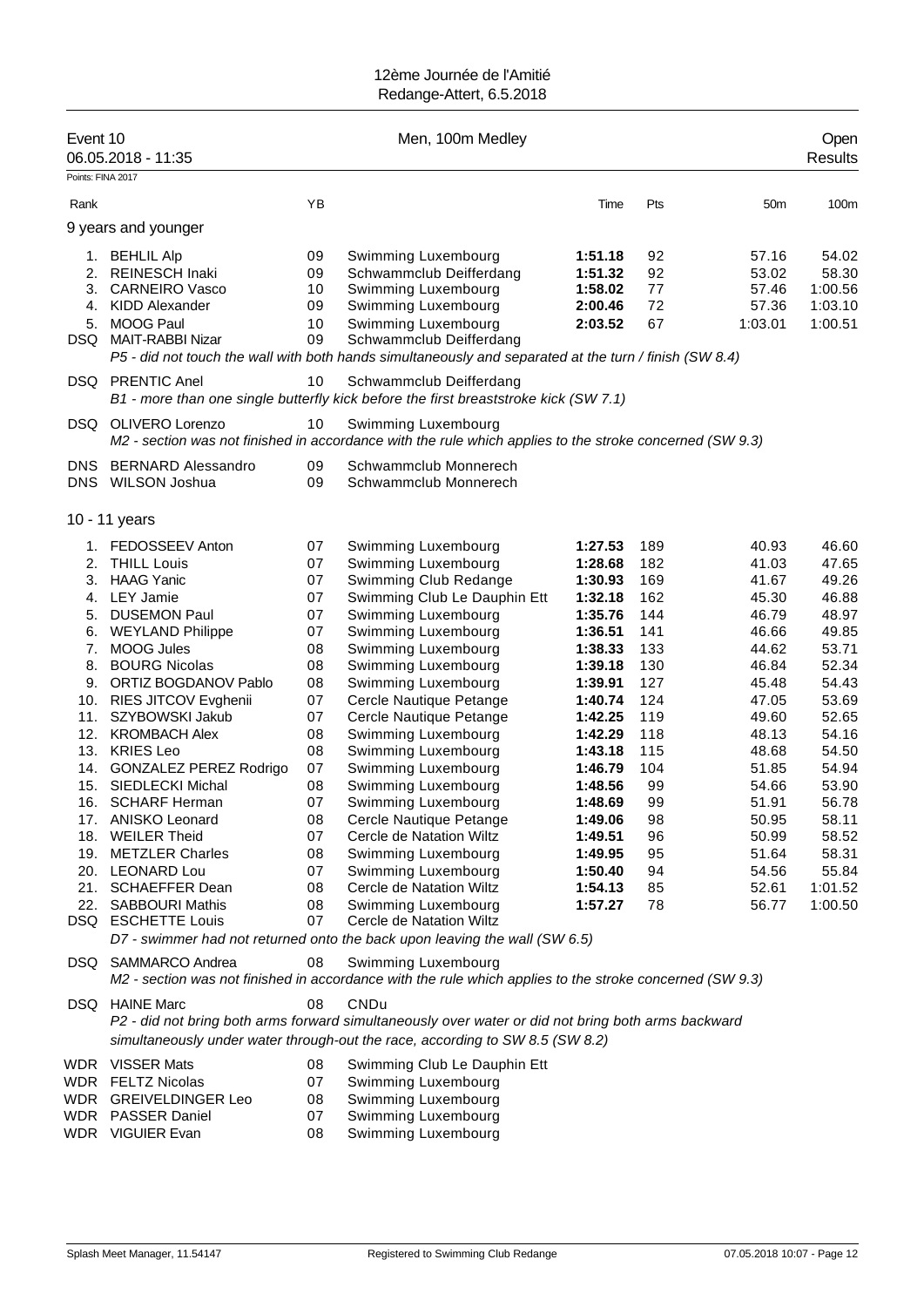12ème Journée de l'Amitié
Redange-Attert, 6.5.2018

## Event 10 — Men, 100m Medley — Open Results

06.05.2018 - 11:35

Points: FINA 2017

| Rank | | YB | | Time | Pts | 50m | 100m |
|---|---|---|---|---|---|---|---|
| **9 years and younger** | | | | | | | |
| 1. | BEHLIL Alp | 09 | Swimming Luxembourg | **1:51.18** | 92 | 57.16 | 54.02 |
| 2. | REINESCH Inaki | 09 | Schwammclub Deifferdang | **1:51.32** | 92 | 53.02 | 58.30 |
| 3. | CARNEIRO Vasco | 10 | Swimming Luxembourg | **1:58.02** | 77 | 57.46 | 1:00.56 |
| 4. | KIDD Alexander | 09 | Swimming Luxembourg | **2:00.46** | 72 | 57.36 | 1:03.10 |
| 5. | MOOG Paul | 10 | Swimming Luxembourg | **2:03.52** | 67 | 1:03.01 | 1:00.51 |
| DSQ | MAIT-RABBI Nizar | 09 | Schwammclub Deifferdang | | | | |
| | *P5 - did not touch the wall with both hands simultaneously and separated at the turn / finish (SW 8.4)* | | | | | | |
| DSQ | PRENTIC Anel | 10 | Schwammclub Deifferdang | | | | |
| | *B1 - more than one single butterfly kick before the first breaststroke kick (SW 7.1)* | | | | | | |
| DSQ | OLIVERO Lorenzo | 10 | Swimming Luxembourg | | | | |
| | *M2 - section was not finished in accordance with the rule which applies to the stroke concerned (SW 9.3)* | | | | | | |
| DNS | BERNARD Alessandro | 09 | Schwammclub Monnerech | | | | |
| DNS | WILSON Joshua | 09 | Schwammclub Monnerech | | | | |
| **10 - 11 years** | | | | | | | |
| 1. | FEDOSSEEV Anton | 07 | Swimming Luxembourg | **1:27.53** | 189 | 40.93 | 46.60 |
| 2. | THILL Louis | 07 | Swimming Luxembourg | **1:28.68** | 182 | 41.03 | 47.65 |
| 3. | HAAG Yanic | 07 | Swimming Club Redange | **1:30.93** | 169 | 41.67 | 49.26 |
| 4. | LEY Jamie | 07 | Swimming Club Le Dauphin Ett | **1:32.18** | 162 | 45.30 | 46.88 |
| 5. | DUSEMON Paul | 07 | Swimming Luxembourg | **1:35.76** | 144 | 46.79 | 48.97 |
| 6. | WEYLAND Philippe | 07 | Swimming Luxembourg | **1:36.51** | 141 | 46.66 | 49.85 |
| 7. | MOOG Jules | 08 | Swimming Luxembourg | **1:38.33** | 133 | 44.62 | 53.71 |
| 8. | BOURG Nicolas | 08 | Swimming Luxembourg | **1:39.18** | 130 | 46.84 | 52.34 |
| 9. | ORTIZ BOGDANOV Pablo | 08 | Swimming Luxembourg | **1:39.91** | 127 | 45.48 | 54.43 |
| 10. | RIES JITCOV Evghenii | 07 | Cercle Nautique Petange | **1:40.74** | 124 | 47.05 | 53.69 |
| 11. | SZYBOWSKI Jakub | 07 | Cercle Nautique Petange | **1:42.25** | 119 | 49.60 | 52.65 |
| 12. | KROMBACH Alex | 08 | Swimming Luxembourg | **1:42.29** | 118 | 48.13 | 54.16 |
| 13. | KRIES Leo | 08 | Swimming Luxembourg | **1:43.18** | 115 | 48.68 | 54.50 |
| 14. | GONZALEZ PEREZ Rodrigo | 07 | Swimming Luxembourg | **1:46.79** | 104 | 51.85 | 54.94 |
| 15. | SIEDLECKI Michal | 08 | Swimming Luxembourg | **1:48.56** | 99 | 54.66 | 53.90 |
| 16. | SCHARF Herman | 07 | Swimming Luxembourg | **1:48.69** | 99 | 51.91 | 56.78 |
| 17. | ANISKO Leonard | 08 | Cercle Nautique Petange | **1:49.06** | 98 | 50.95 | 58.11 |
| 18. | WEILER Theid | 07 | Cercle de Natation Wiltz | **1:49.51** | 96 | 50.99 | 58.52 |
| 19. | METZLER Charles | 08 | Swimming Luxembourg | **1:49.95** | 95 | 51.64 | 58.31 |
| 20. | LEONARD Lou | 07 | Swimming Luxembourg | **1:50.40** | 94 | 54.56 | 55.84 |
| 21. | SCHAEFFER Dean | 08 | Cercle de Natation Wiltz | **1:54.13** | 85 | 52.61 | 1:01.52 |
| 22. | SABBOURI Mathis | 08 | Swimming Luxembourg | **1:57.27** | 78 | 56.77 | 1:00.50 |
| DSQ | ESCHETTE Louis | 07 | Cercle de Natation Wiltz | | | | |
| | *D7 - swimmer had not returned onto the back upon leaving the wall (SW 6.5)* | | | | | | |
| DSQ | SAMMARCO Andrea | 08 | Swimming Luxembourg | | | | |
| | *M2 - section was not finished in accordance with the rule which applies to the stroke concerned (SW 9.3)* | | | | | | |
| DSQ | HAINE Marc | 08 | CNDu | | | | |
| | *P2 - did not bring both arms forward simultaneously over water or did not bring both arms backward simultaneously under water through-out the race, according to SW 8.5 (SW 8.2)* | | | | | | |
| WDR | VISSER Mats | 08 | Swimming Club Le Dauphin Ett | | | | |
| WDR | FELTZ Nicolas | 07 | Swimming Luxembourg | | | | |
| WDR | GREIVELDINGER Leo | 08 | Swimming Luxembourg | | | | |
| WDR | PASSER Daniel | 07 | Swimming Luxembourg | | | | |
| WDR | VIGUIER Evan | 08 | Swimming Luxembourg | | | | |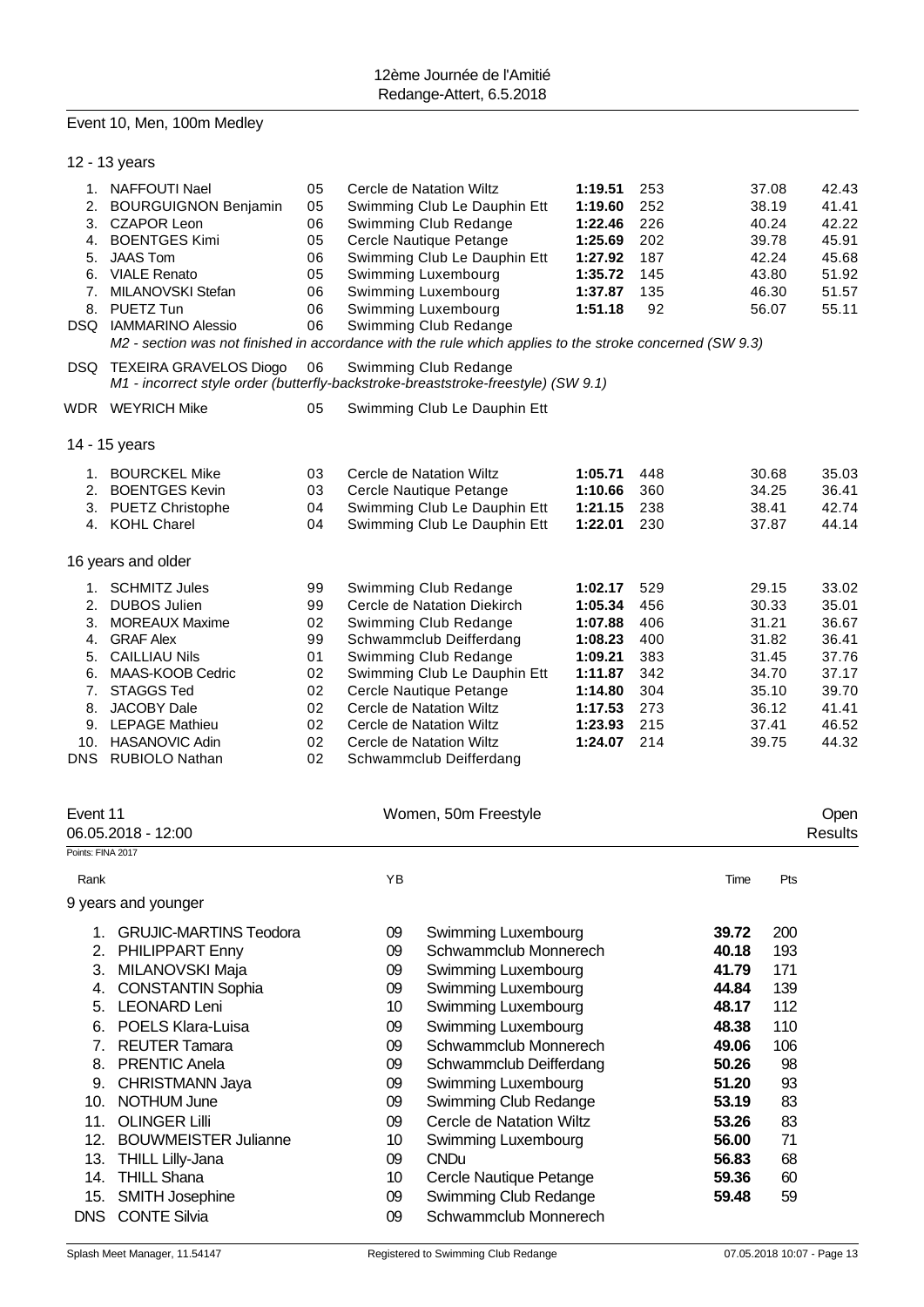## Event 10, Men, 100m Medley

### 12 - 13 years

| Rank | Name | YB | Club | Time | Pts | 50m | 100m |
|---|---|---|---|---|---|---|---|
| 1. | NAFFOUTI Nael | 05 | Cercle de Natation Wiltz | **1:19.51** | 253 | 37.08 | 42.43 |
| 2. | BOURGUIGNON Benjamin | 05 | Swimming Club Le Dauphin Ett | **1:19.60** | 252 | 38.19 | 41.41 |
| 3. | CZAPOR Leon | 06 | Swimming Club Redange | **1:22.46** | 226 | 40.24 | 42.22 |
| 4. | BOENTGES Kimi | 05 | Cercle Nautique Petange | **1:25.69** | 202 | 39.78 | 45.91 |
| 5. | JAAS Tom | 06 | Swimming Club Le Dauphin Ett | **1:27.92** | 187 | 42.24 | 45.68 |
| 6. | VIALE Renato | 05 | Swimming Luxembourg | **1:35.72** | 145 | 43.80 | 51.92 |
| 7. | MILANOVSKI Stefan | 06 | Swimming Luxembourg | **1:37.87** | 135 | 46.30 | 51.57 |
| 8. | PUETZ Tun | 06 | Swimming Luxembourg | **1:51.18** | 92 | 56.07 | 55.11 |
| DSQ | IAMMARINO Alessio | 06 | Swimming Club Redange | | | | |

*M2 - section was not finished in accordance with the rule which applies to the stroke concerned (SW 9.3)*

| Rank | Name | YB | Club | Time | Pts | 50m | 100m |
|---|---|---|---|---|---|---|---|
| DSQ | TEXEIRA GRAVELOS Diogo | 06 | Swimming Club Redange | | | | |

*M1 - incorrect style order (butterfly-backstroke-breaststroke-freestyle) (SW 9.1)*

| Rank | Name | YB | Club | Time | Pts | 50m | 100m |
|---|---|---|---|---|---|---|---|
| WDR | WEYRICH Mike | 05 | Swimming Club Le Dauphin Ett | | | | |

### 14 - 15 years

| Rank | Name | YB | Club | Time | Pts | 50m | 100m |
|---|---|---|---|---|---|---|---|
| 1. | BOURCKEL Mike | 03 | Cercle de Natation Wiltz | **1:05.71** | 448 | 30.68 | 35.03 |
| 2. | BOENTGES Kevin | 03 | Cercle Nautique Petange | **1:10.66** | 360 | 34.25 | 36.41 |
| 3. | PUETZ Christophe | 04 | Swimming Club Le Dauphin Ett | **1:21.15** | 238 | 38.41 | 42.74 |
| 4. | KOHL Charel | 04 | Swimming Club Le Dauphin Ett | **1:22.01** | 230 | 37.87 | 44.14 |

### 16 years and older

| Rank | Name | YB | Club | Time | Pts | 50m | 100m |
|---|---|---|---|---|---|---|---|
| 1. | SCHMITZ Jules | 99 | Swimming Club Redange | **1:02.17** | 529 | 29.15 | 33.02 |
| 2. | DUBOS Julien | 99 | Cercle de Natation Diekirch | **1:05.34** | 456 | 30.33 | 35.01 |
| 3. | MOREAUX Maxime | 02 | Swimming Club Redange | **1:07.88** | 406 | 31.21 | 36.67 |
| 4. | GRAF Alex | 99 | Schwammclub Deifferdang | **1:08.23** | 400 | 31.82 | 36.41 |
| 5. | CAILLIAU Nils | 01 | Swimming Club Redange | **1:09.21** | 383 | 31.45 | 37.76 |
| 6. | MAAS-KOOB Cedric | 02 | Swimming Club Le Dauphin Ett | **1:11.87** | 342 | 34.70 | 37.17 |
| 7. | STAGGS Ted | 02 | Cercle Nautique Petange | **1:14.80** | 304 | 35.10 | 39.70 |
| 8. | JACOBY Dale | 02 | Cercle de Natation Wiltz | **1:17.53** | 273 | 36.12 | 41.41 |
| 9. | LEPAGE Mathieu | 02 | Cercle de Natation Wiltz | **1:23.93** | 215 | 37.41 | 46.52 |
| 10. | HASANOVIC Adin | 02 | Cercle de Natation Wiltz | **1:24.07** | 214 | 39.75 | 44.32 |
| DNS | RUBIOLO Nathan | 02 | Schwammclub Deifferdang | | | | |

## Event 11 — Women, 50m Freestyle — Open Results

06.05.2018 - 12:00

Points: FINA 2017

### 9 years and younger

| Rank | Name | YB | Club | Time | Pts |
|---|---|---|---|---|---|
| 1. | GRUJIC-MARTINS Teodora | 09 | Swimming Luxembourg | **39.72** | 200 |
| 2. | PHILIPPART Enny | 09 | Schwammclub Monnerech | **40.18** | 193 |
| 3. | MILANOVSKI Maja | 09 | Swimming Luxembourg | **41.79** | 171 |
| 4. | CONSTANTIN Sophia | 09 | Swimming Luxembourg | **44.84** | 139 |
| 5. | LEONARD Leni | 10 | Swimming Luxembourg | **48.17** | 112 |
| 6. | POELS Klara-Luisa | 09 | Swimming Luxembourg | **48.38** | 110 |
| 7. | REUTER Tamara | 09 | Schwammclub Monnerech | **49.06** | 106 |
| 8. | PRENTIC Anela | 09 | Schwammclub Deifferdang | **50.26** | 98 |
| 9. | CHRISTMANN Jaya | 09 | Swimming Luxembourg | **51.20** | 93 |
| 10. | NOTHUM June | 09 | Swimming Club Redange | **53.19** | 83 |
| 11. | OLINGER Lilli | 09 | Cercle de Natation Wiltz | **53.26** | 83 |
| 12. | BOUWMEISTER Julianne | 10 | Swimming Luxembourg | **56.00** | 71 |
| 13. | THILL Lilly-Jana | 09 | CNDu | **56.83** | 68 |
| 14. | THILL Shana | 10 | Cercle Nautique Petange | **59.36** | 60 |
| 15. | SMITH Josephine | 09 | Swimming Club Redange | **59.48** | 59 |
| DNS | CONTE Silvia | 09 | Schwammclub Monnerech | | |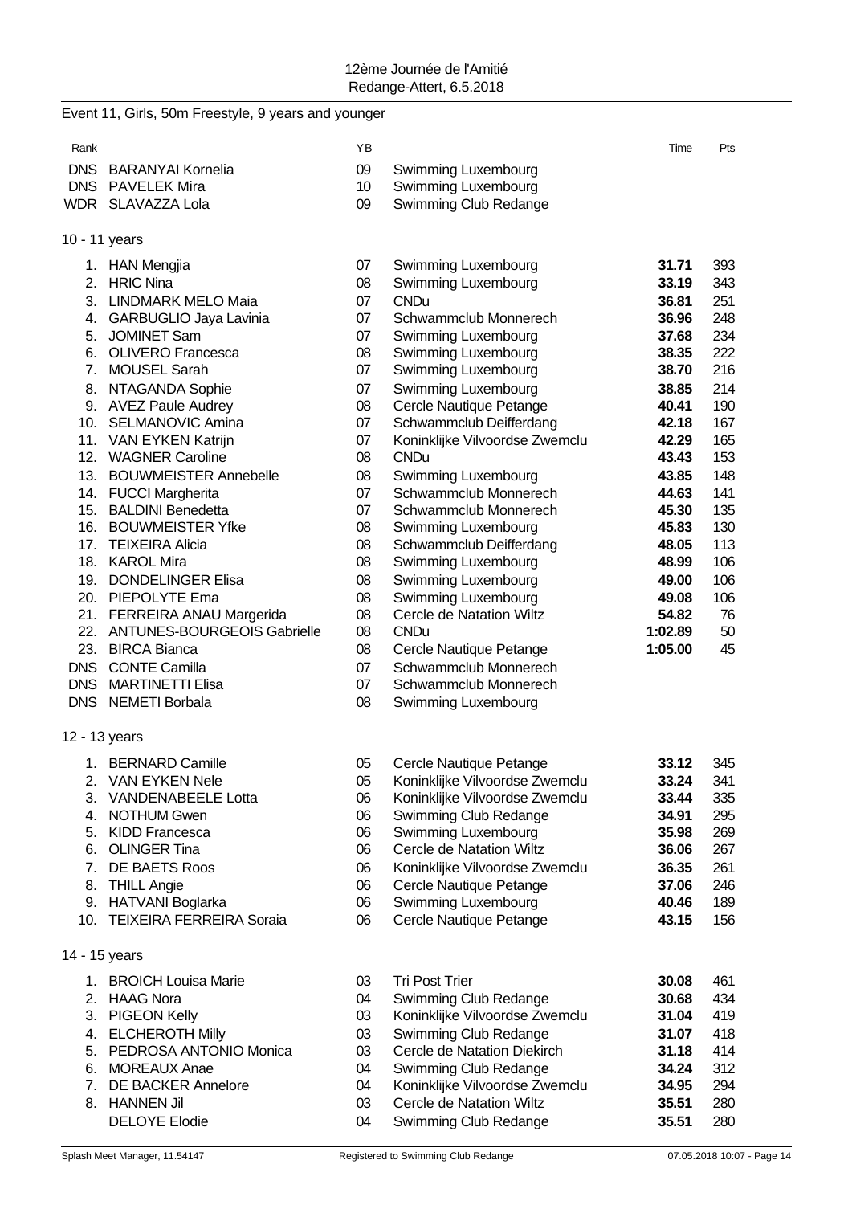12ème Journée de l'Amitié
Redange-Attert, 6.5.2018

## Event 11, Girls, 50m Freestyle, 9 years and younger

| Rank | | YB | | Time | Pts |
|---|---|---|---|---|---|
| DNS | BARANYAI Kornelia | 09 | Swimming Luxembourg | | |
| DNS | PAVELEK Mira | 10 | Swimming Luxembourg | | |
| WDR | SLAVAZZA Lola | 09 | Swimming Club Redange | | |

### 10 - 11 years

| Rank | | YB | | Time | Pts |
|---|---|---|---|---|---|
| 1. | HAN Mengjia | 07 | Swimming Luxembourg | **31.71** | 393 |
| 2. | HRIC Nina | 08 | Swimming Luxembourg | **33.19** | 343 |
| 3. | LINDMARK MELO Maia | 07 | CNDu | **36.81** | 251 |
| 4. | GARBUGLIO Jaya Lavinia | 07 | Schwammclub Monnerech | **36.96** | 248 |
| 5. | JOMINET Sam | 07 | Swimming Luxembourg | **37.68** | 234 |
| 6. | OLIVERO Francesca | 08 | Swimming Luxembourg | **38.35** | 222 |
| 7. | MOUSEL Sarah | 07 | Swimming Luxembourg | **38.70** | 216 |
| 8. | NTAGANDA Sophie | 07 | Swimming Luxembourg | **38.85** | 214 |
| 9. | AVEZ Paule Audrey | 08 | Cercle Nautique Petange | **40.41** | 190 |
| 10. | SELMANOVIC Amina | 07 | Schwammclub Deifferdang | **42.18** | 167 |
| 11. | VAN EYKEN Katrijn | 07 | Koninklijke Vilvoordse Zwemclu | **42.29** | 165 |
| 12. | WAGNER Caroline | 08 | CNDu | **43.43** | 153 |
| 13. | BOUWMEISTER Annebelle | 08 | Swimming Luxembourg | **43.85** | 148 |
| 14. | FUCCI Margherita | 07 | Schwammclub Monnerech | **44.63** | 141 |
| 15. | BALDINI Benedetta | 07 | Schwammclub Monnerech | **45.30** | 135 |
| 16. | BOUWMEISTER Yfke | 08 | Swimming Luxembourg | **45.83** | 130 |
| 17. | TEIXEIRA Alicia | 08 | Schwammclub Deifferdang | **48.05** | 113 |
| 18. | KAROL Mira | 08 | Swimming Luxembourg | **48.99** | 106 |
| 19. | DONDELINGER Elisa | 08 | Swimming Luxembourg | **49.00** | 106 |
| 20. | PIEPOLYTE Ema | 08 | Swimming Luxembourg | **49.08** | 106 |
| 21. | FERREIRA ANAU Margerida | 08 | Cercle de Natation Wiltz | **54.82** | 76 |
| 22. | ANTUNES-BOURGEOIS Gabrielle | 08 | CNDu | **1:02.89** | 50 |
| 23. | BIRCA Bianca | 08 | Cercle Nautique Petange | **1:05.00** | 45 |
| DNS | CONTE Camilla | 07 | Schwammclub Monnerech | | |
| DNS | MARTINETTI Elisa | 07 | Schwammclub Monnerech | | |
| DNS | NEMETI Borbala | 08 | Swimming Luxembourg | | |

### 12 - 13 years

| Rank | | YB | | Time | Pts |
|---|---|---|---|---|---|
| 1. | BERNARD Camille | 05 | Cercle Nautique Petange | **33.12** | 345 |
| 2. | VAN EYKEN Nele | 05 | Koninklijke Vilvoordse Zwemclu | **33.24** | 341 |
| 3. | VANDENABEELE Lotta | 06 | Koninklijke Vilvoordse Zwemclu | **33.44** | 335 |
| 4. | NOTHUM Gwen | 06 | Swimming Club Redange | **34.91** | 295 |
| 5. | KIDD Francesca | 06 | Swimming Luxembourg | **35.98** | 269 |
| 6. | OLINGER Tina | 06 | Cercle de Natation Wiltz | **36.06** | 267 |
| 7. | DE BAETS Roos | 06 | Koninklijke Vilvoordse Zwemclu | **36.35** | 261 |
| 8. | THILL Angie | 06 | Cercle Nautique Petange | **37.06** | 246 |
| 9. | HATVANI Boglarka | 06 | Swimming Luxembourg | **40.46** | 189 |
| 10. | TEIXEIRA FERREIRA Soraia | 06 | Cercle Nautique Petange | **43.15** | 156 |

### 14 - 15 years

| Rank | | YB | | Time | Pts |
|---|---|---|---|---|---|
| 1. | BROICH Louisa Marie | 03 | Tri Post Trier | **30.08** | 461 |
| 2. | HAAG Nora | 04 | Swimming Club Redange | **30.68** | 434 |
| 3. | PIGEON Kelly | 03 | Koninklijke Vilvoordse Zwemclu | **31.04** | 419 |
| 4. | ELCHEROTH Milly | 03 | Swimming Club Redange | **31.07** | 418 |
| 5. | PEDROSA ANTONIO Monica | 03 | Cercle de Natation Diekirch | **31.18** | 414 |
| 6. | MOREAUX Anae | 04 | Swimming Club Redange | **34.24** | 312 |
| 7. | DE BACKER Annelore | 04 | Koninklijke Vilvoordse Zwemclu | **34.95** | 294 |
| 8. | HANNEN Jil | 03 | Cercle de Natation Wiltz | **35.51** | 280 |
| | DELOYE Elodie | 04 | Swimming Club Redange | **35.51** | 280 |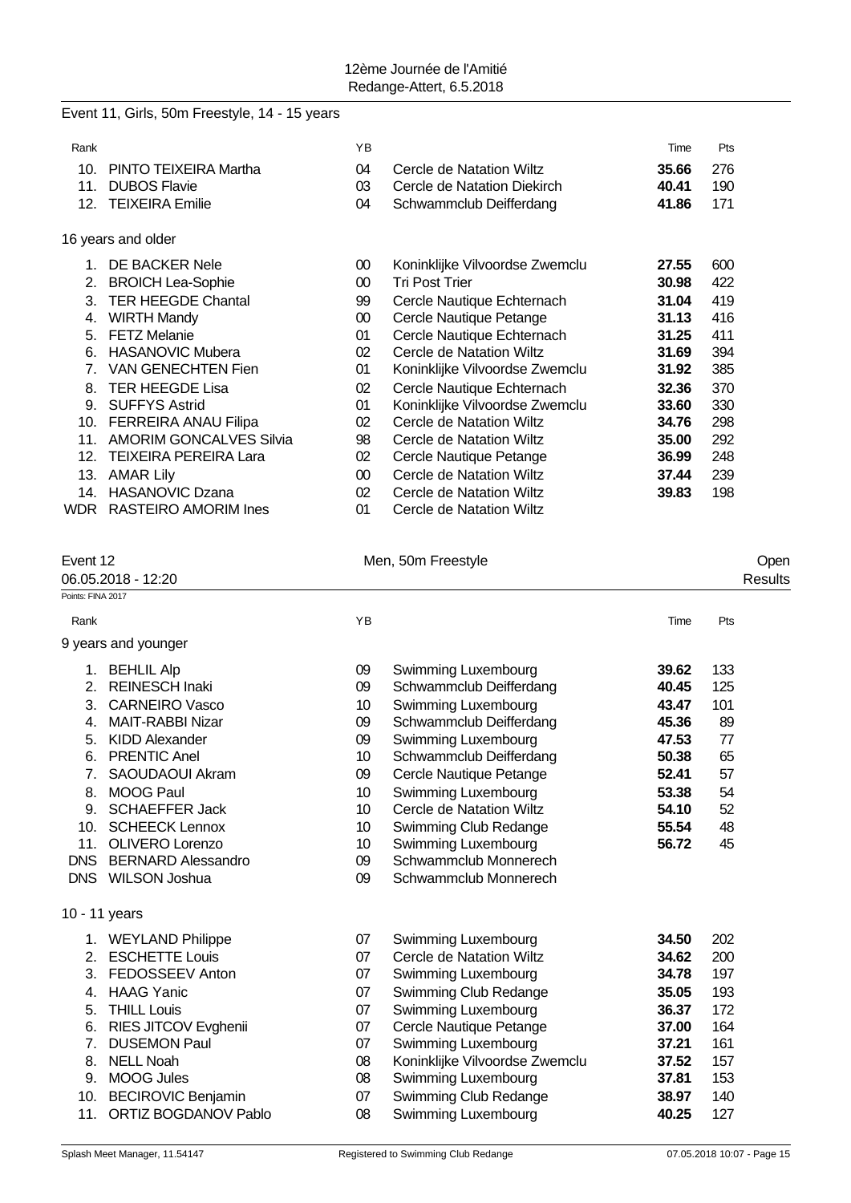## Event 11, Girls, 50m Freestyle, 14 - 15 years

| Rank | | YB | | Time | Pts |
|---|---|---|---|---|---|
| 10. | PINTO TEIXEIRA Martha | 04 | Cercle de Natation Wiltz | **35.66** | 276 |
| 11. | DUBOS Flavie | 03 | Cercle de Natation Diekirch | **40.41** | 190 |
| 12. | TEIXEIRA Emilie | 04 | Schwammclub Deifferdang | **41.86** | 171 |

### 16 years and older

| Rank | | YB | | Time | Pts |
|---|---|---|---|---|---|
| 1. | DE BACKER Nele | 00 | Koninklijke Vilvoordse Zwemclu | **27.55** | 600 |
| 2. | BROICH Lea-Sophie | 00 | Tri Post Trier | **30.98** | 422 |
| 3. | TER HEEGDE Chantal | 99 | Cercle Nautique Echternach | **31.04** | 419 |
| 4. | WIRTH Mandy | 00 | Cercle Nautique Petange | **31.13** | 416 |
| 5. | FETZ Melanie | 01 | Cercle Nautique Echternach | **31.25** | 411 |
| 6. | HASANOVIC Mubera | 02 | Cercle de Natation Wiltz | **31.69** | 394 |
| 7. | VAN GENECHTEN Fien | 01 | Koninklijke Vilvoordse Zwemclu | **31.92** | 385 |
| 8. | TER HEEGDE Lisa | 02 | Cercle Nautique Echternach | **32.36** | 370 |
| 9. | SUFFYS Astrid | 01 | Koninklijke Vilvoordse Zwemclu | **33.60** | 330 |
| 10. | FERREIRA ANAU Filipa | 02 | Cercle de Natation Wiltz | **34.76** | 298 |
| 11. | AMORIM GONCALVES Silvia | 98 | Cercle de Natation Wiltz | **35.00** | 292 |
| 12. | TEIXEIRA PEREIRA Lara | 02 | Cercle Nautique Petange | **36.99** | 248 |
| 13. | AMAR Lily | 00 | Cercle de Natation Wiltz | **37.44** | 239 |
| 14. | HASANOVIC Dzana | 02 | Cercle de Natation Wiltz | **39.83** | 198 |
| WDR | RASTEIRO AMORIM Ines | 01 | Cercle de Natation Wiltz | | |

## Event 12 — Men, 50m Freestyle — Open

06.05.2018 - 12:20 — Results

Points: FINA 2017

### 9 years and younger

| Rank | | YB | | Time | Pts |
|---|---|---|---|---|---|
| 1. | BEHLIL Alp | 09 | Swimming Luxembourg | **39.62** | 133 |
| 2. | REINESCH Inaki | 09 | Schwammclub Deifferdang | **40.45** | 125 |
| 3. | CARNEIRO Vasco | 10 | Swimming Luxembourg | **43.47** | 101 |
| 4. | MAIT-RABBI Nizar | 09 | Schwammclub Deifferdang | **45.36** | 89 |
| 5. | KIDD Alexander | 09 | Swimming Luxembourg | **47.53** | 77 |
| 6. | PRENTIC Anel | 10 | Schwammclub Deifferdang | **50.38** | 65 |
| 7. | SAOUDAOUI Akram | 09 | Cercle Nautique Petange | **52.41** | 57 |
| 8. | MOOG Paul | 10 | Swimming Luxembourg | **53.38** | 54 |
| 9. | SCHAEFFER Jack | 10 | Cercle de Natation Wiltz | **54.10** | 52 |
| 10. | SCHEECK Lennox | 10 | Swimming Club Redange | **55.54** | 48 |
| 11. | OLIVERO Lorenzo | 10 | Swimming Luxembourg | **56.72** | 45 |
| DNS | BERNARD Alessandro | 09 | Schwammclub Monnerech | | |
| DNS | WILSON Joshua | 09 | Schwammclub Monnerech | | |

### 10 - 11 years

| Rank | | YB | | Time | Pts |
|---|---|---|---|---|---|
| 1. | WEYLAND Philippe | 07 | Swimming Luxembourg | **34.50** | 202 |
| 2. | ESCHETTE Louis | 07 | Cercle de Natation Wiltz | **34.62** | 200 |
| 3. | FEDOSSEEV Anton | 07 | Swimming Luxembourg | **34.78** | 197 |
| 4. | HAAG Yanic | 07 | Swimming Club Redange | **35.05** | 193 |
| 5. | THILL Louis | 07 | Swimming Luxembourg | **36.37** | 172 |
| 6. | RIES JITCOV Evghenii | 07 | Cercle Nautique Petange | **37.00** | 164 |
| 7. | DUSEMON Paul | 07 | Swimming Luxembourg | **37.21** | 161 |
| 8. | NELL Noah | 08 | Koninklijke Vilvoordse Zwemclu | **37.52** | 157 |
| 9. | MOOG Jules | 08 | Swimming Luxembourg | **37.81** | 153 |
| 10. | BECIROVIC Benjamin | 07 | Swimming Club Redange | **38.97** | 140 |
| 11. | ORTIZ BOGDANOV Pablo | 08 | Swimming Luxembourg | **40.25** | 127 |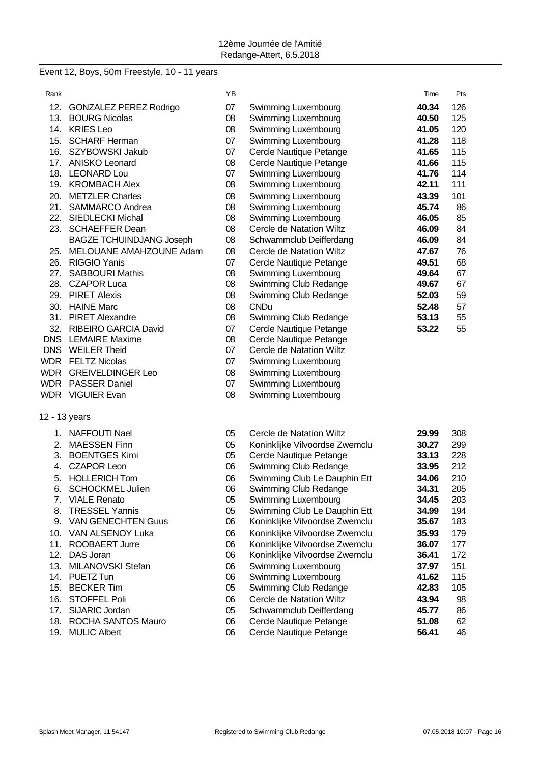12ème Journée de l'Amitié
Redange-Attert, 6.5.2018

## Event 12, Boys, 50m Freestyle, 10 - 11 years

| Rank | | YB | | Time | Pts |
|---|---|---|---|---|---|
| 12. | GONZALEZ PEREZ Rodrigo | 07 | Swimming Luxembourg | **40.34** | 126 |
| 13. | BOURG Nicolas | 08 | Swimming Luxembourg | **40.50** | 125 |
| 14. | KRIES Leo | 08 | Swimming Luxembourg | **41.05** | 120 |
| 15. | SCHARF Herman | 07 | Swimming Luxembourg | **41.28** | 118 |
| 16. | SZYBOWSKI Jakub | 07 | Cercle Nautique Petange | **41.65** | 115 |
| 17. | ANISKO Leonard | 08 | Cercle Nautique Petange | **41.66** | 115 |
| 18. | LEONARD Lou | 07 | Swimming Luxembourg | **41.76** | 114 |
| 19. | KROMBACH Alex | 08 | Swimming Luxembourg | **42.11** | 111 |
| 20. | METZLER Charles | 08 | Swimming Luxembourg | **43.39** | 101 |
| 21. | SAMMARCO Andrea | 08 | Swimming Luxembourg | **45.74** | 86 |
| 22. | SIEDLECKI Michal | 08 | Swimming Luxembourg | **46.05** | 85 |
| 23. | SCHAEFFER Dean | 08 | Cercle de Natation Wiltz | **46.09** | 84 |
| | BAGZE TCHUINDJANG Joseph | 08 | Schwammclub Deifferdang | **46.09** | 84 |
| 25. | MELOUANE AMAHZOUNE Adam | 08 | Cercle de Natation Wiltz | **47.67** | 76 |
| 26. | RIGGIO Yanis | 07 | Cercle Nautique Petange | **49.51** | 68 |
| 27. | SABBOURI Mathis | 08 | Swimming Luxembourg | **49.64** | 67 |
| 28. | CZAPOR Luca | 08 | Swimming Club Redange | **49.67** | 67 |
| 29. | PIRET Alexis | 08 | Swimming Club Redange | **52.03** | 59 |
| 30. | HAINE Marc | 08 | CNDu | **52.48** | 57 |
| 31. | PIRET Alexandre | 08 | Swimming Club Redange | **53.13** | 55 |
| 32. | RIBEIRO GARCIA David | 07 | Cercle Nautique Petange | **53.22** | 55 |
| DNS | LEMAIRE Maxime | 08 | Cercle Nautique Petange | | |
| DNS | WEILER Theid | 07 | Cercle de Natation Wiltz | | |
| WDR | FELTZ Nicolas | 07 | Swimming Luxembourg | | |
| WDR | GREIVELDINGER Leo | 08 | Swimming Luxembourg | | |
| WDR | PASSER Daniel | 07 | Swimming Luxembourg | | |
| WDR | VIGUIER Evan | 08 | Swimming Luxembourg | | |

### 12 - 13 years

| Rank | | YB | | Time | Pts |
|---|---|---|---|---|---|
| 1. | NAFFOUTI Nael | 05 | Cercle de Natation Wiltz | **29.99** | 308 |
| 2. | MAESSEN Finn | 05 | Koninklijke Vilvoordse Zwemclu | **30.27** | 299 |
| 3. | BOENTGES Kimi | 05 | Cercle Nautique Petange | **33.13** | 228 |
| 4. | CZAPOR Leon | 06 | Swimming Club Redange | **33.95** | 212 |
| 5. | HOLLERICH Tom | 06 | Swimming Club Le Dauphin Ett | **34.06** | 210 |
| 6. | SCHOCKMEL Julien | 06 | Swimming Club Redange | **34.31** | 205 |
| 7. | VIALE Renato | 05 | Swimming Luxembourg | **34.45** | 203 |
| 8. | TRESSEL Yannis | 05 | Swimming Club Le Dauphin Ett | **34.99** | 194 |
| 9. | VAN GENECHTEN Guus | 06 | Koninklijke Vilvoordse Zwemclu | **35.67** | 183 |
| 10. | VAN ALSENOY Luka | 06 | Koninklijke Vilvoordse Zwemclu | **35.93** | 179 |
| 11. | ROOBAERT Jurre | 06 | Koninklijke Vilvoordse Zwemclu | **36.07** | 177 |
| 12. | DAS Joran | 06 | Koninklijke Vilvoordse Zwemclu | **36.41** | 172 |
| 13. | MILANOVSKI Stefan | 06 | Swimming Luxembourg | **37.97** | 151 |
| 14. | PUETZ Tun | 06 | Swimming Luxembourg | **41.62** | 115 |
| 15. | BECKER Tim | 05 | Swimming Club Redange | **42.83** | 105 |
| 16. | STOFFEL Poli | 06 | Cercle de Natation Wiltz | **43.94** | 98 |
| 17. | SIJARIC Jordan | 05 | Schwammclub Deifferdang | **45.77** | 86 |
| 18. | ROCHA SANTOS Mauro | 06 | Cercle Nautique Petange | **51.08** | 62 |
| 19. | MULIC Albert | 06 | Cercle Nautique Petange | **56.41** | 46 |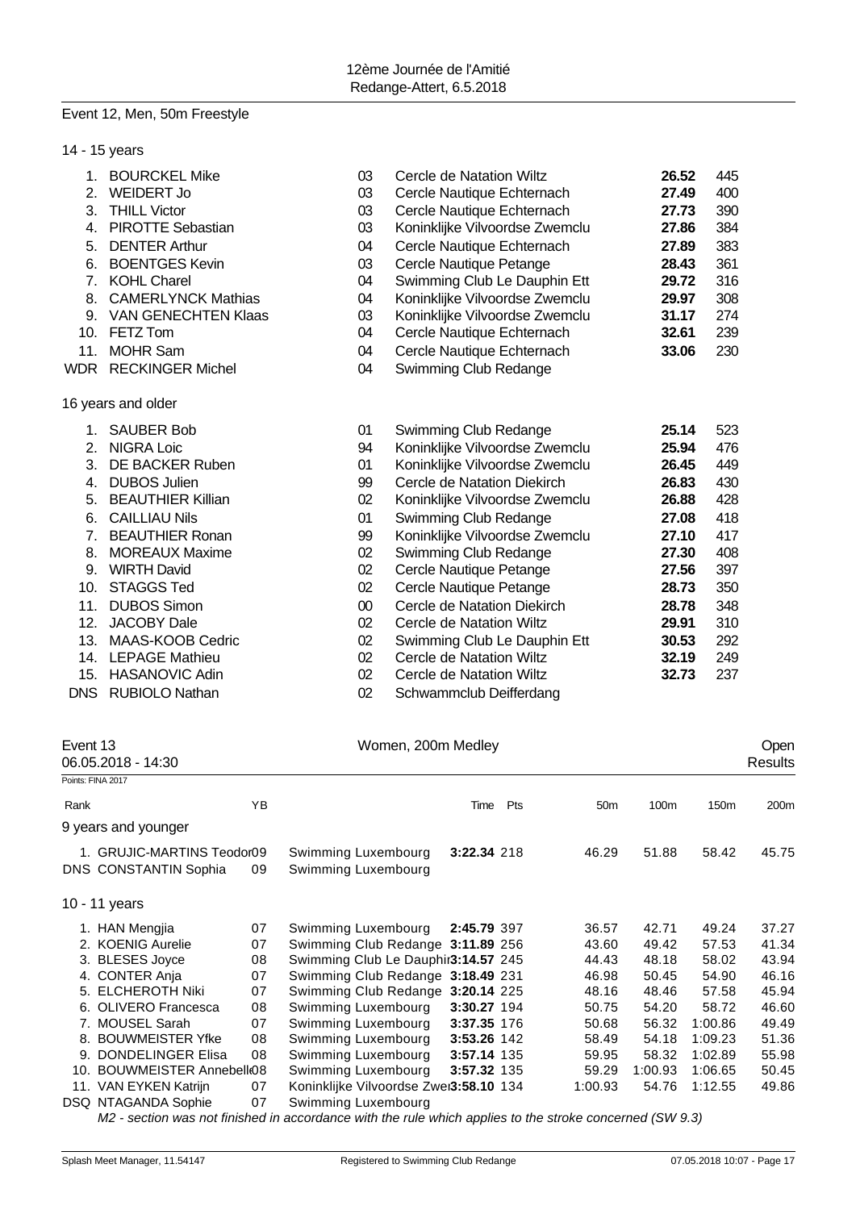## Event 12, Men, 50m Freestyle

### 14 - 15 years

| Rank | Name | YB | Club | Time | Pts |
|---|---|---|---|---|---|
| 1. | BOURCKEL Mike | 03 | Cercle de Natation Wiltz | **26.52** | 445 |
| 2. | WEIDERT Jo | 03 | Cercle Nautique Echternach | **27.49** | 400 |
| 3. | THILL Victor | 03 | Cercle Nautique Echternach | **27.73** | 390 |
| 4. | PIROTTE Sebastian | 03 | Koninklijke Vilvoordse Zwemclu | **27.86** | 384 |
| 5. | DENTER Arthur | 04 | Cercle Nautique Echternach | **27.89** | 383 |
| 6. | BOENTGES Kevin | 03 | Cercle Nautique Petange | **28.43** | 361 |
| 7. | KOHL Charel | 04 | Swimming Club Le Dauphin Ett | **29.72** | 316 |
| 8. | CAMERLYNCK Mathias | 04 | Koninklijke Vilvoordse Zwemclu | **29.97** | 308 |
| 9. | VAN GENECHTEN Klaas | 03 | Koninklijke Vilvoordse Zwemclu | **31.17** | 274 |
| 10. | FETZ Tom | 04 | Cercle Nautique Echternach | **32.61** | 239 |
| 11. | MOHR Sam | 04 | Cercle Nautique Echternach | **33.06** | 230 |
| WDR | RECKINGER Michel | 04 | Swimming Club Redange | | |

### 16 years and older

| Rank | Name | YB | Club | Time | Pts |
|---|---|---|---|---|---|
| 1. | SAUBER Bob | 01 | Swimming Club Redange | **25.14** | 523 |
| 2. | NIGRA Loic | 94 | Koninklijke Vilvoordse Zwemclu | **25.94** | 476 |
| 3. | DE BACKER Ruben | 01 | Koninklijke Vilvoordse Zwemclu | **26.45** | 449 |
| 4. | DUBOS Julien | 99 | Cercle de Natation Diekirch | **26.83** | 430 |
| 5. | BEAUTHIER Killian | 02 | Koninklijke Vilvoordse Zwemclu | **26.88** | 428 |
| 6. | CAILLIAU Nils | 01 | Swimming Club Redange | **27.08** | 418 |
| 7. | BEAUTHIER Ronan | 99 | Koninklijke Vilvoordse Zwemclu | **27.10** | 417 |
| 8. | MOREAUX Maxime | 02 | Swimming Club Redange | **27.30** | 408 |
| 9. | WIRTH David | 02 | Cercle Nautique Petange | **27.56** | 397 |
| 10. | STAGGS Ted | 02 | Cercle Nautique Petange | **28.73** | 350 |
| 11. | DUBOS Simon | 00 | Cercle de Natation Diekirch | **28.78** | 348 |
| 12. | JACOBY Dale | 02 | Cercle de Natation Wiltz | **29.91** | 310 |
| 13. | MAAS-KOOB Cedric | 02 | Swimming Club Le Dauphin Ett | **30.53** | 292 |
| 14. | LEPAGE Mathieu | 02 | Cercle de Natation Wiltz | **32.19** | 249 |
| 15. | HASANOVIC Adin | 02 | Cercle de Natation Wiltz | **32.73** | 237 |
| DNS | RUBIOLO Nathan | 02 | Schwammclub Deifferdang | | |

## Event 13 — Women, 200m Medley — Open Results

06.05.2018 - 14:30

Points: FINA 2017

### 9 years and younger

| Rank | Name | YB | Club | Time | Pts | 50m | 100m | 150m | 200m |
|---|---|---|---|---|---|---|---|---|---|
| 1. | GRUJIC-MARTINS Teodor | 09 | Swimming Luxembourg | **3:22.34** | 218 | 46.29 | 51.88 | 58.42 | 45.75 |
| DNS | CONSTANTIN Sophia | 09 | Swimming Luxembourg | | | | | | |

### 10 - 11 years

| Rank | Name | YB | Club | Time | Pts | 50m | 100m | 150m | 200m |
|---|---|---|---|---|---|---|---|---|---|
| 1. | HAN Mengjia | 07 | Swimming Luxembourg | **2:45.79** | 397 | 36.57 | 42.71 | 49.24 | 37.27 |
| 2. | KOENIG Aurelie | 07 | Swimming Club Redange | **3:11.89** | 256 | 43.60 | 49.42 | 57.53 | 41.34 |
| 3. | BLESES Joyce | 08 | Swimming Club Le Dauphin | **3:14.57** | 245 | 44.43 | 48.18 | 58.02 | 43.94 |
| 4. | CONTER Anja | 07 | Swimming Club Redange | **3:18.49** | 231 | 46.98 | 50.45 | 54.90 | 46.16 |
| 5. | ELCHEROTH Niki | 07 | Swimming Club Redange | **3:20.14** | 225 | 48.16 | 48.46 | 57.58 | 45.94 |
| 6. | OLIVERO Francesca | 08 | Swimming Luxembourg | **3:30.27** | 194 | 50.75 | 54.20 | 58.72 | 46.60 |
| 7. | MOUSEL Sarah | 07 | Swimming Luxembourg | **3:37.35** | 176 | 50.68 | 56.32 | 1:00.86 | 49.49 |
| 8. | BOUWMEISTER Yfke | 08 | Swimming Luxembourg | **3:53.26** | 142 | 58.49 | 54.18 | 1:09.23 | 51.36 |
| 9. | DONDELINGER Elisa | 08 | Swimming Luxembourg | **3:57.14** | 135 | 59.95 | 58.32 | 1:02.89 | 55.98 |
| 10. | BOUWMEISTER Annebelle | 08 | Swimming Luxembourg | **3:57.32** | 135 | 59.29 | 1:00.93 | 1:06.65 | 50.45 |
| 11. | VAN EYKEN Katrijn | 07 | Koninklijke Vilvoordse Zwe | **3:58.10** | 134 | 1:00.93 | 54.76 | 1:12.55 | 49.86 |
| DSQ | NTAGANDA Sophie | 07 | Swimming Luxembourg | | | | | | |

*M2 - section was not finished in accordance with the rule which applies to the stroke concerned (SW 9.3)*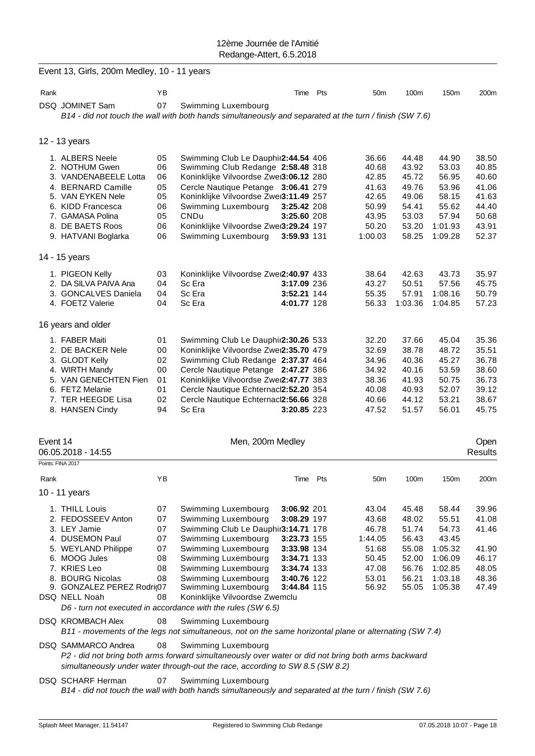12ème Journée de l'Amitié
Redange-Attert, 6.5.2018

## Event 13, Girls, 200m Medley, 10 - 11 years

| Rank | | YB | | Time | Pts | 50m | 100m | 150m | 200m |
|---|---|---|---|---|---|---|---|---|---|
| DSQ | JOMINET Sam | 07 | Swimming Luxembourg | | | | | | |

*B14 - did not touch the wall with both hands simultaneously and separated at the turn / finish (SW 7.6)*

### 12 - 13 years

| Rank | | YB | | Time | Pts | 50m | 100m | 150m | 200m |
|---|---|---|---|---|---|---|---|---|---|
| 1. | ALBERS Neele | 05 | Swimming Club Le Dauphin | **2:44.54** | 406 | 36.66 | 44.48 | 44.90 | 38.50 |
| 2. | NOTHUM Gwen | 06 | Swimming Club Redange | **2:58.48** | 318 | 40.68 | 43.92 | 53.03 | 40.85 |
| 3. | VANDENABEELE Lotta | 06 | Koninklijke Vilvoordse Zwem | **3:06.12** | 280 | 42.85 | 45.72 | 56.95 | 40.60 |
| 4. | BERNARD Camille | 05 | Cercle Nautique Petange | **3:06.41** | 279 | 41.63 | 49.76 | 53.96 | 41.06 |
| 5. | VAN EYKEN Nele | 05 | Koninklijke Vilvoordse Zwem | **3:11.49** | 257 | 42.65 | 49.06 | 58.15 | 41.63 |
| 6. | KIDD Francesca | 06 | Swimming Luxembourg | **3:25.42** | 208 | 50.99 | 54.41 | 55.62 | 44.40 |
| 7. | GAMASA Polina | 05 | CNDu | **3:25.60** | 208 | 43.95 | 53.03 | 57.94 | 50.68 |
| 8. | DE BAETS Roos | 06 | Koninklijke Vilvoordse Zwem | **3:29.24** | 197 | 50.20 | 53.20 | 1:01.93 | 43.91 |
| 9. | HATVANI Boglarka | 06 | Swimming Luxembourg | **3:59.93** | 131 | 1:00.03 | 58.25 | 1:09.28 | 52.37 |

### 14 - 15 years

| Rank | | YB | | Time | Pts | 50m | 100m | 150m | 200m |
|---|---|---|---|---|---|---|---|---|---|
| 1. | PIGEON Kelly | 03 | Koninklijke Vilvoordse Zwem | **2:40.97** | 433 | 38.64 | 42.63 | 43.73 | 35.97 |
| 2. | DA SILVA PAIVA Ana | 04 | Sc Era | **3:17.09** | 236 | 43.27 | 50.51 | 57.56 | 45.75 |
| 3. | GONCALVES Daniela | 04 | Sc Era | **3:52.21** | 144 | 55.35 | 57.91 | 1:08.16 | 50.79 |
| 4. | FOETZ Valerie | 04 | Sc Era | **4:01.77** | 128 | 56.33 | 1:03.36 | 1:04.85 | 57.23 |

### 16 years and older

| Rank | | YB | | Time | Pts | 50m | 100m | 150m | 200m |
|---|---|---|---|---|---|---|---|---|---|
| 1. | FABER Maiti | 01 | Swimming Club Le Dauphin | **2:30.26** | 533 | 32.20 | 37.66 | 45.04 | 35.36 |
| 2. | DE BACKER Nele | 00 | Koninklijke Vilvoordse Zwem | **2:35.70** | 479 | 32.69 | 38.78 | 48.72 | 35.51 |
| 3. | GLODT Kelly | 02 | Swimming Club Redange | **2:37.37** | 464 | 34.96 | 40.36 | 45.27 | 36.78 |
| 4. | WIRTH Mandy | 00 | Cercle Nautique Petange | **2:47.27** | 386 | 34.92 | 40.16 | 53.59 | 38.60 |
| 5. | VAN GENECHTEN Fien | 01 | Koninklijke Vilvoordse Zwem | **2:47.77** | 383 | 38.36 | 41.93 | 50.75 | 36.73 |
| 6. | FETZ Melanie | 01 | Cercle Nautique Echternach | **2:52.20** | 354 | 40.08 | 40.93 | 52.07 | 39.12 |
| 7. | TER HEEGDE Lisa | 02 | Cercle Nautique Echternach | **2:56.66** | 328 | 40.66 | 44.12 | 53.21 | 38.67 |
| 8. | HANSEN Cindy | 94 | Sc Era | **3:20.85** | 223 | 47.52 | 51.57 | 56.01 | 45.75 |

## Event 14 — Men, 200m Medley — Open Results

06.05.2018 - 14:55

Points: FINA 2017

### 10 - 11 years

| Rank | | YB | | Time | Pts | 50m | 100m | 150m | 200m |
|---|---|---|---|---|---|---|---|---|---|
| 1. | THILL Louis | 07 | Swimming Luxembourg | **3:06.92** | 201 | 43.04 | 45.48 | 58.44 | 39.96 |
| 2. | FEDOSSEEV Anton | 07 | Swimming Luxembourg | **3:08.29** | 197 | 43.68 | 48.02 | 55.51 | 41.08 |
| 3. | LEY Jamie | 07 | Swimming Club Le Dauphin | **3:14.71** | 178 | 46.78 | 51.74 | 54.73 | 41.46 |
| 4. | DUSEMON Paul | 07 | Swimming Luxembourg | **3:23.73** | 155 | 1:44.05 | 56.43 | 43.45 | |
| 5. | WEYLAND Philippe | 07 | Swimming Luxembourg | **3:33.98** | 134 | 51.68 | 55.08 | 1:05.32 | 41.90 |
| 6. | MOOG Jules | 08 | Swimming Luxembourg | **3:34.71** | 133 | 50.45 | 52.00 | 1:06.09 | 46.17 |
| 7. | KRIES Leo | 08 | Swimming Luxembourg | **3:34.74** | 133 | 47.08 | 56.76 | 1:02.85 | 48.05 |
| 8. | BOURG Nicolas | 08 | Swimming Luxembourg | **3:40.76** | 122 | 53.01 | 56.21 | 1:03.18 | 48.36 |
| 9. | GONZALEZ PEREZ Rodri | 07 | Swimming Luxembourg | **3:44.84** | 115 | 56.92 | 55.05 | 1:05.38 | 47.49 |
| DSQ | NELL Noah | 08 | Koninklijke Vilvoordse Zwemclu | | | | | | |

*D6 - turn not executed in accordance with the rules (SW 6.5)*

DSQ KROMBACH Alex — 08 — Swimming Luxembourg
*B11 - movements of the legs not simultaneous, not on the same horizontal plane or alternating (SW 7.4)*

DSQ SAMMARCO Andrea — 08 — Swimming Luxembourg
*P2 - did not bring both arms forward simultaneously over water or did not bring both arms backward simultaneously under water through-out the race, according to SW 8.5 (SW 8.2)*

DSQ SCHARF Herman — 07 — Swimming Luxembourg
*B14 - did not touch the wall with both hands simultaneously and separated at the turn / finish (SW 7.6)*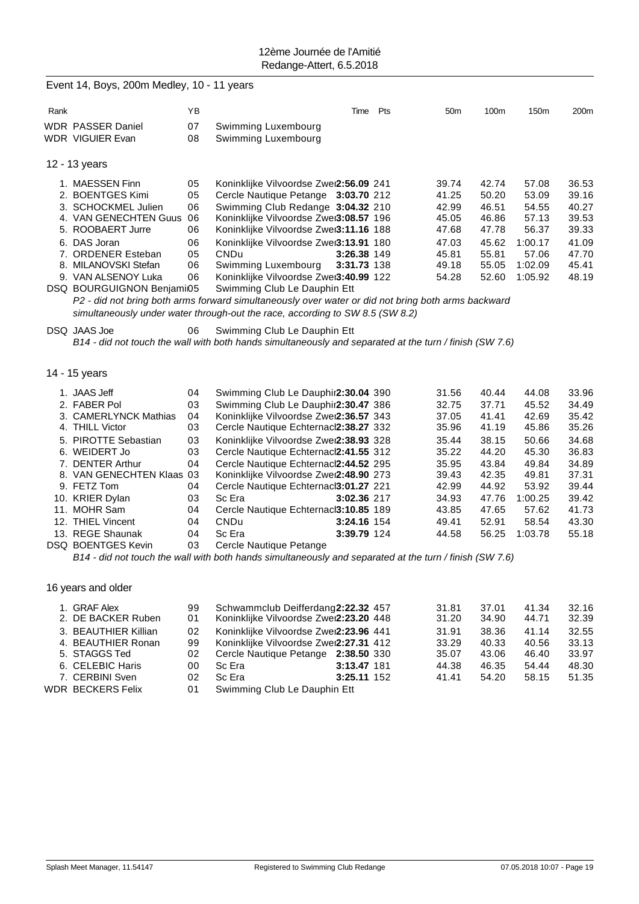12ème Journée de l'Amitié
Redange-Attert, 6.5.2018

## Event 14, Boys, 200m Medley, 10 - 11 years

| Rank | | YB | | Time | Pts | 50m | 100m | 150m | 200m |
|---|---|---|---|---|---|---|---|---|---|
| WDR | PASSER Daniel | 07 | Swimming Luxembourg | | | | | | |
| WDR | VIGUIER Evan | 08 | Swimming Luxembourg | | | | | | |

### 12 - 13 years

| Rank | | YB | | Time | Pts | 50m | 100m | 150m | 200m |
|---|---|---|---|---|---|---|---|---|---|
| 1. | MAESSEN Finn | 05 | Koninklijke Vilvoordse Zwe | **2:56.09** | 241 | 39.74 | 42.74 | 57.08 | 36.53 |
| 2. | BOENTGES Kimi | 05 | Cercle Nautique Petange | **3:03.70** | 212 | 41.25 | 50.20 | 53.09 | 39.16 |
| 3. | SCHOCKMEL Julien | 06 | Swimming Club Redange | **3:04.32** | 210 | 42.99 | 46.51 | 54.55 | 40.27 |
| 4. | VAN GENECHTEN Guus | 06 | Koninklijke Vilvoordse Zwe | **3:08.57** | 196 | 45.05 | 46.86 | 57.13 | 39.53 |
| 5. | ROOBAERT Jurre | 06 | Koninklijke Vilvoordse Zwe | **3:11.16** | 188 | 47.68 | 47.78 | 56.37 | 39.33 |
| 6. | DAS Joran | 06 | Koninklijke Vilvoordse Zwe | **3:13.91** | 180 | 47.03 | 45.62 | 1:00.17 | 41.09 |
| 7. | ORDENER Esteban | 05 | CNDu | **3:26.38** | 149 | 45.81 | 55.81 | 57.06 | 47.70 |
| 8. | MILANOVSKI Stefan | 06 | Swimming Luxembourg | **3:31.73** | 138 | 49.18 | 55.05 | 1:02.09 | 45.41 |
| 9. | VAN ALSENOY Luka | 06 | Koninklijke Vilvoordse Zwe | **3:40.99** | 122 | 54.28 | 52.60 | 1:05.92 | 48.19 |
| DSQ | BOURGUIGNON Benjami | 05 | Swimming Club Le Dauphin Ett | | | | | | |

*P2 - did not bring both arms forward simultaneously over water or did not bring both arms backward simultaneously under water through-out the race, according to SW 8.5 (SW 8.2)*

| Rank | | YB | | Time | Pts | 50m | 100m | 150m | 200m |
|---|---|---|---|---|---|---|---|---|---|
| DSQ | JAAS Joe | 06 | Swimming Club Le Dauphin Ett | | | | | | |

*B14 - did not touch the wall with both hands simultaneously and separated at the turn / finish (SW 7.6)*

### 14 - 15 years

| Rank | | YB | | Time | Pts | 50m | 100m | 150m | 200m |
|---|---|---|---|---|---|---|---|---|---|
| 1. | JAAS Jeff | 04 | Swimming Club Le Dauphi | **2:30.04** | 390 | 31.56 | 40.44 | 44.08 | 33.96 |
| 2. | FABER Pol | 03 | Swimming Club Le Dauphi | **2:30.47** | 386 | 32.75 | 37.71 | 45.52 | 34.49 |
| 3. | CAMERLYNCK Mathias | 04 | Koninklijke Vilvoordse Zwe | **2:36.57** | 343 | 37.05 | 41.41 | 42.69 | 35.42 |
| 4. | THILL Victor | 03 | Cercle Nautique Echternac | **2:38.27** | 332 | 35.96 | 41.19 | 45.86 | 35.26 |
| 5. | PIROTTE Sebastian | 03 | Koninklijke Vilvoordse Zwe | **2:38.93** | 328 | 35.44 | 38.15 | 50.66 | 34.68 |
| 6. | WEIDERT Jo | 03 | Cercle Nautique Echternac | **2:41.55** | 312 | 35.22 | 44.20 | 45.30 | 36.83 |
| 7. | DENTER Arthur | 04 | Cercle Nautique Echternac | **2:44.52** | 295 | 35.95 | 43.84 | 49.84 | 34.89 |
| 8. | VAN GENECHTEN Klaas | 03 | Koninklijke Vilvoordse Zwe | **2:48.90** | 273 | 39.43 | 42.35 | 49.81 | 37.31 |
| 9. | FETZ Tom | 04 | Cercle Nautique Echternac | **3:01.27** | 221 | 42.99 | 44.92 | 53.92 | 39.44 |
| 10. | KRIER Dylan | 03 | Sc Era | **3:02.36** | 217 | 34.93 | 47.76 | 1:00.25 | 39.42 |
| 11. | MOHR Sam | 04 | Cercle Nautique Echternac | **3:10.85** | 189 | 43.85 | 47.65 | 57.62 | 41.73 |
| 12. | THIEL Vincent | 04 | CNDu | **3:24.16** | 154 | 49.41 | 52.91 | 58.54 | 43.30 |
| 13. | REGE Shaunak | 04 | Sc Era | **3:39.79** | 124 | 44.58 | 56.25 | 1:03.78 | 55.18 |
| DSQ | BOENTGES Kevin | 03 | Cercle Nautique Petange | | | | | | |

*B14 - did not touch the wall with both hands simultaneously and separated at the turn / finish (SW 7.6)*

### 16 years and older

| Rank | | YB | | Time | Pts | 50m | 100m | 150m | 200m |
|---|---|---|---|---|---|---|---|---|---|
| 1. | GRAF Alex | 99 | Schwammclub Deifferdang | **2:22.32** | 457 | 31.81 | 37.01 | 41.34 | 32.16 |
| 2. | DE BACKER Ruben | 01 | Koninklijke Vilvoordse Zwe | **2:23.20** | 448 | 31.20 | 34.90 | 44.71 | 32.39 |
| 3. | BEAUTHIER Killian | 02 | Koninklijke Vilvoordse Zwe | **2:23.96** | 441 | 31.91 | 38.36 | 41.14 | 32.55 |
| 4. | BEAUTHIER Ronan | 99 | Koninklijke Vilvoordse Zwe | **2:27.31** | 412 | 33.29 | 40.33 | 40.56 | 33.13 |
| 5. | STAGGS Ted | 02 | Cercle Nautique Petange | **2:38.50** | 330 | 35.07 | 43.06 | 46.40 | 33.97 |
| 6. | CELEBIC Haris | 00 | Sc Era | **3:13.47** | 181 | 44.38 | 46.35 | 54.44 | 48.30 |
| 7. | CERBINI Sven | 02 | Sc Era | **3:25.11** | 152 | 41.41 | 54.20 | 58.15 | 51.35 |
| WDR | BECKERS Felix | 01 | Swimming Club Le Dauphin Ett | | | | | | |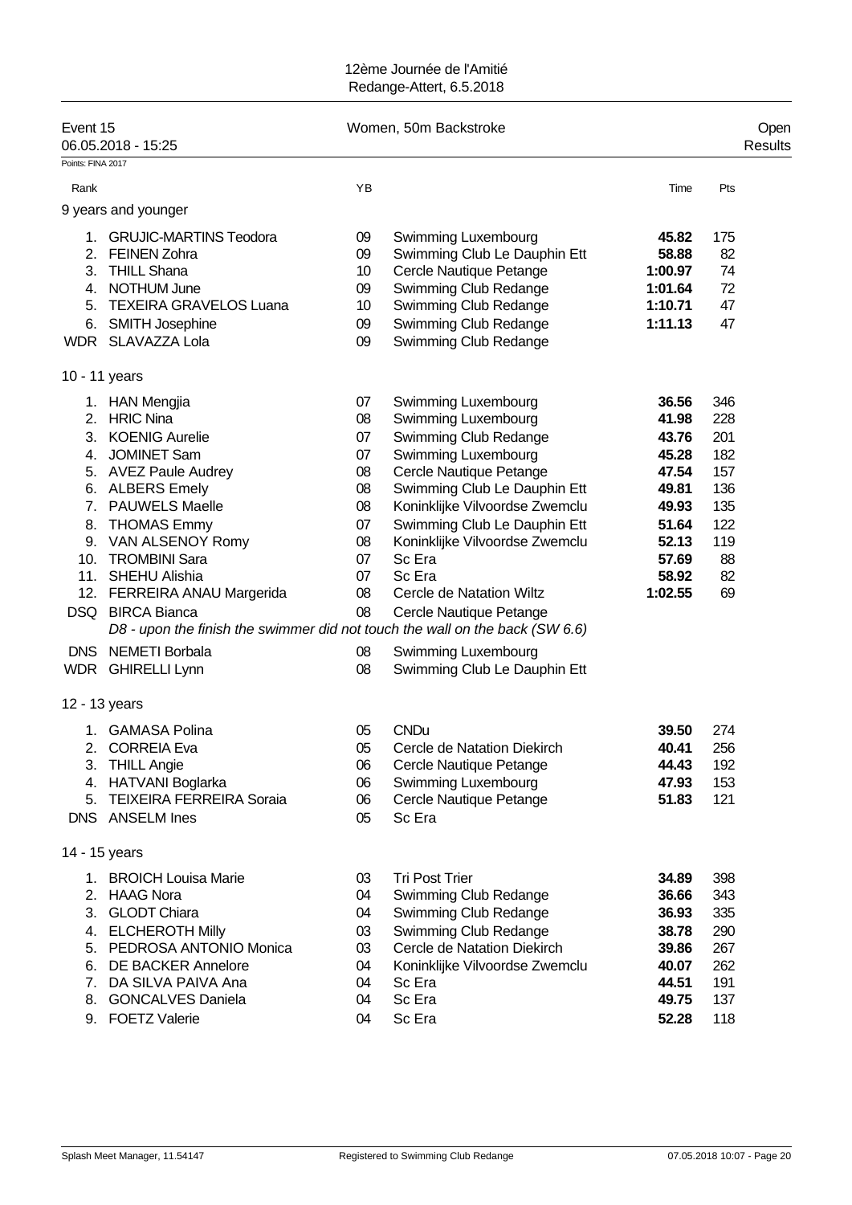12ème Journée de l'Amitié
Redange-Attert, 6.5.2018

Event 15 — Women, 50m Backstroke — Open
06.05.2018 - 15:25 — Results

Points: FINA 2017

| Rank | | YB | | Time | Pts |
|---|---|---|---|---|---|
| **9 years and younger** | | | | | |
| 1. | GRUJIC-MARTINS Teodora | 09 | Swimming Luxembourg | **45.82** | 175 |
| 2. | FEINEN Zohra | 09 | Swimming Club Le Dauphin Ett | **58.88** | 82 |
| 3. | THILL Shana | 10 | Cercle Nautique Petange | **1:00.97** | 74 |
| 4. | NOTHUM June | 09 | Swimming Club Redange | **1:01.64** | 72 |
| 5. | TEXEIRA GRAVELOS Luana | 10 | Swimming Club Redange | **1:10.71** | 47 |
| 6. | SMITH Josephine | 09 | Swimming Club Redange | **1:11.13** | 47 |
| WDR | SLAVAZZA Lola | 09 | Swimming Club Redange | | |
| **10 - 11 years** | | | | | |
| 1. | HAN Mengjia | 07 | Swimming Luxembourg | **36.56** | 346 |
| 2. | HRIC Nina | 08 | Swimming Luxembourg | **41.98** | 228 |
| 3. | KOENIG Aurelie | 07 | Swimming Club Redange | **43.76** | 201 |
| 4. | JOMINET Sam | 07 | Swimming Luxembourg | **45.28** | 182 |
| 5. | AVEZ Paule Audrey | 08 | Cercle Nautique Petange | **47.54** | 157 |
| 6. | ALBERS Emely | 08 | Swimming Club Le Dauphin Ett | **49.81** | 136 |
| 7. | PAUWELS Maelle | 08 | Koninklijke Vilvoordse Zwemclu | **49.93** | 135 |
| 8. | THOMAS Emmy | 07 | Swimming Club Le Dauphin Ett | **51.64** | 122 |
| 9. | VAN ALSENOY Romy | 08 | Koninklijke Vilvoordse Zwemclu | **52.13** | 119 |
| 10. | TROMBINI Sara | 07 | Sc Era | **57.69** | 88 |
| 11. | SHEHU Alishia | 07 | Sc Era | **58.92** | 82 |
| 12. | FERREIRA ANAU Margerida | 08 | Cercle de Natation Wiltz | **1:02.55** | 69 |
| DSQ | BIRCA Bianca | 08 | Cercle Nautique Petange | | |
| | *D8 - upon the finish the swimmer did not touch the wall on the back (SW 6.6)* | | | | |
| DNS | NEMETI Borbala | 08 | Swimming Luxembourg | | |
| WDR | GHIRELLI Lynn | 08 | Swimming Club Le Dauphin Ett | | |
| **12 - 13 years** | | | | | |
| 1. | GAMASA Polina | 05 | CNDu | **39.50** | 274 |
| 2. | CORREIA Eva | 05 | Cercle de Natation Diekirch | **40.41** | 256 |
| 3. | THILL Angie | 06 | Cercle Nautique Petange | **44.43** | 192 |
| 4. | HATVANI Boglarka | 06 | Swimming Luxembourg | **47.93** | 153 |
| 5. | TEIXEIRA FERREIRA Soraia | 06 | Cercle Nautique Petange | **51.83** | 121 |
| DNS | ANSELM Ines | 05 | Sc Era | | |
| **14 - 15 years** | | | | | |
| 1. | BROICH Louisa Marie | 03 | Tri Post Trier | **34.89** | 398 |
| 2. | HAAG Nora | 04 | Swimming Club Redange | **36.66** | 343 |
| 3. | GLODT Chiara | 04 | Swimming Club Redange | **36.93** | 335 |
| 4. | ELCHEROTH Milly | 03 | Swimming Club Redange | **38.78** | 290 |
| 5. | PEDROSA ANTONIO Monica | 03 | Cercle de Natation Diekirch | **39.86** | 267 |
| 6. | DE BACKER Annelore | 04 | Koninklijke Vilvoordse Zwemclu | **40.07** | 262 |
| 7. | DA SILVA PAIVA Ana | 04 | Sc Era | **44.51** | 191 |
| 8. | GONCALVES Daniela | 04 | Sc Era | **49.75** | 137 |
| 9. | FOETZ Valerie | 04 | Sc Era | **52.28** | 118 |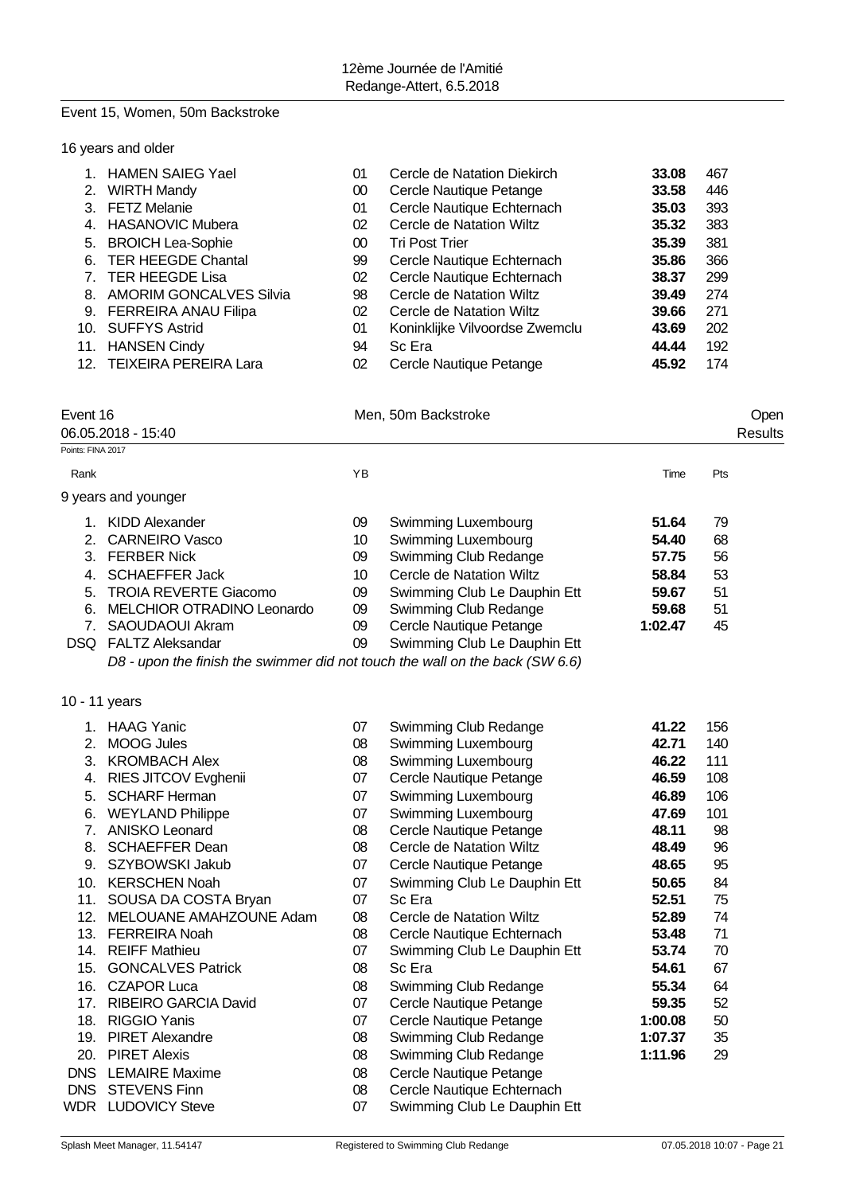Event 15, Women, 50m Backstroke

16 years and older

| Rank | Name | YB | Club | Time | Pts |
|---|---|---|---|---|---|
| 1. | HAMEN SAIEG Yael | 01 | Cercle de Natation Diekirch | **33.08** | 467 |
| 2. | WIRTH Mandy | 00 | Cercle Nautique Petange | **33.58** | 446 |
| 3. | FETZ Melanie | 01 | Cercle Nautique Echternach | **35.03** | 393 |
| 4. | HASANOVIC Mubera | 02 | Cercle de Natation Wiltz | **35.32** | 383 |
| 5. | BROICH Lea-Sophie | 00 | Tri Post Trier | **35.39** | 381 |
| 6. | TER HEEGDE Chantal | 99 | Cercle Nautique Echternach | **35.86** | 366 |
| 7. | TER HEEGDE Lisa | 02 | Cercle Nautique Echternach | **38.37** | 299 |
| 8. | AMORIM GONCALVES Silvia | 98 | Cercle de Natation Wiltz | **39.49** | 274 |
| 9. | FERREIRA ANAU Filipa | 02 | Cercle de Natation Wiltz | **39.66** | 271 |
| 10. | SUFFYS Astrid | 01 | Koninklijke Vilvoordse Zwemclu | **43.69** | 202 |
| 11. | HANSEN Cindy | 94 | Sc Era | **44.44** | 192 |
| 12. | TEIXEIRA PEREIRA Lara | 02 | Cercle Nautique Petange | **45.92** | 174 |

## Event 16 — Men, 50m Backstroke — Open

06.05.2018 - 15:40 — Results

Points: FINA 2017

9 years and younger

| Rank | Name | YB | Club | Time | Pts |
|---|---|---|---|---|---|
| 1. | KIDD Alexander | 09 | Swimming Luxembourg | **51.64** | 79 |
| 2. | CARNEIRO Vasco | 10 | Swimming Luxembourg | **54.40** | 68 |
| 3. | FERBER Nick | 09 | Swimming Club Redange | **57.75** | 56 |
| 4. | SCHAEFFER Jack | 10 | Cercle de Natation Wiltz | **58.84** | 53 |
| 5. | TROIA REVERTE Giacomo | 09 | Swimming Club Le Dauphin Ett | **59.67** | 51 |
| 6. | MELCHIOR OTRADINO Leonardo | 09 | Swimming Club Redange | **59.68** | 51 |
| 7. | SAOUDAOUI Akram | 09 | Cercle Nautique Petange | **1:02.47** | 45 |
| DSQ | FALTZ Aleksandar | 09 | Swimming Club Le Dauphin Ett | | |

*D8 - upon the finish the swimmer did not touch the wall on the back (SW 6.6)*

10 - 11 years

| Rank | Name | YB | Club | Time | Pts |
|---|---|---|---|---|---|
| 1. | HAAG Yanic | 07 | Swimming Club Redange | **41.22** | 156 |
| 2. | MOOG Jules | 08 | Swimming Luxembourg | **42.71** | 140 |
| 3. | KROMBACH Alex | 08 | Swimming Luxembourg | **46.22** | 111 |
| 4. | RIES JITCOV Evghenii | 07 | Cercle Nautique Petange | **46.59** | 108 |
| 5. | SCHARF Herman | 07 | Swimming Luxembourg | **46.89** | 106 |
| 6. | WEYLAND Philippe | 07 | Swimming Luxembourg | **47.69** | 101 |
| 7. | ANISKO Leonard | 08 | Cercle Nautique Petange | **48.11** | 98 |
| 8. | SCHAEFFER Dean | 08 | Cercle de Natation Wiltz | **48.49** | 96 |
| 9. | SZYBOWSKI Jakub | 07 | Cercle Nautique Petange | **48.65** | 95 |
| 10. | KERSCHEN Noah | 07 | Swimming Club Le Dauphin Ett | **50.65** | 84 |
| 11. | SOUSA DA COSTA Bryan | 07 | Sc Era | **52.51** | 75 |
| 12. | MELOUANE AMAHZOUNE Adam | 08 | Cercle de Natation Wiltz | **52.89** | 74 |
| 13. | FERREIRA Noah | 08 | Cercle Nautique Echternach | **53.48** | 71 |
| 14. | REIFF Mathieu | 07 | Swimming Club Le Dauphin Ett | **53.74** | 70 |
| 15. | GONCALVES Patrick | 08 | Sc Era | **54.61** | 67 |
| 16. | CZAPOR Luca | 08 | Swimming Club Redange | **55.34** | 64 |
| 17. | RIBEIRO GARCIA David | 07 | Cercle Nautique Petange | **59.35** | 52 |
| 18. | RIGGIO Yanis | 07 | Cercle Nautique Petange | **1:00.08** | 50 |
| 19. | PIRET Alexandre | 08 | Swimming Club Redange | **1:07.37** | 35 |
| 20. | PIRET Alexis | 08 | Swimming Club Redange | **1:11.96** | 29 |
| DNS | LEMAIRE Maxime | 08 | Cercle Nautique Petange | | |
| DNS | STEVENS Finn | 08 | Cercle Nautique Echternach | | |
| WDR | LUDOVICY Steve | 07 | Swimming Club Le Dauphin Ett | | |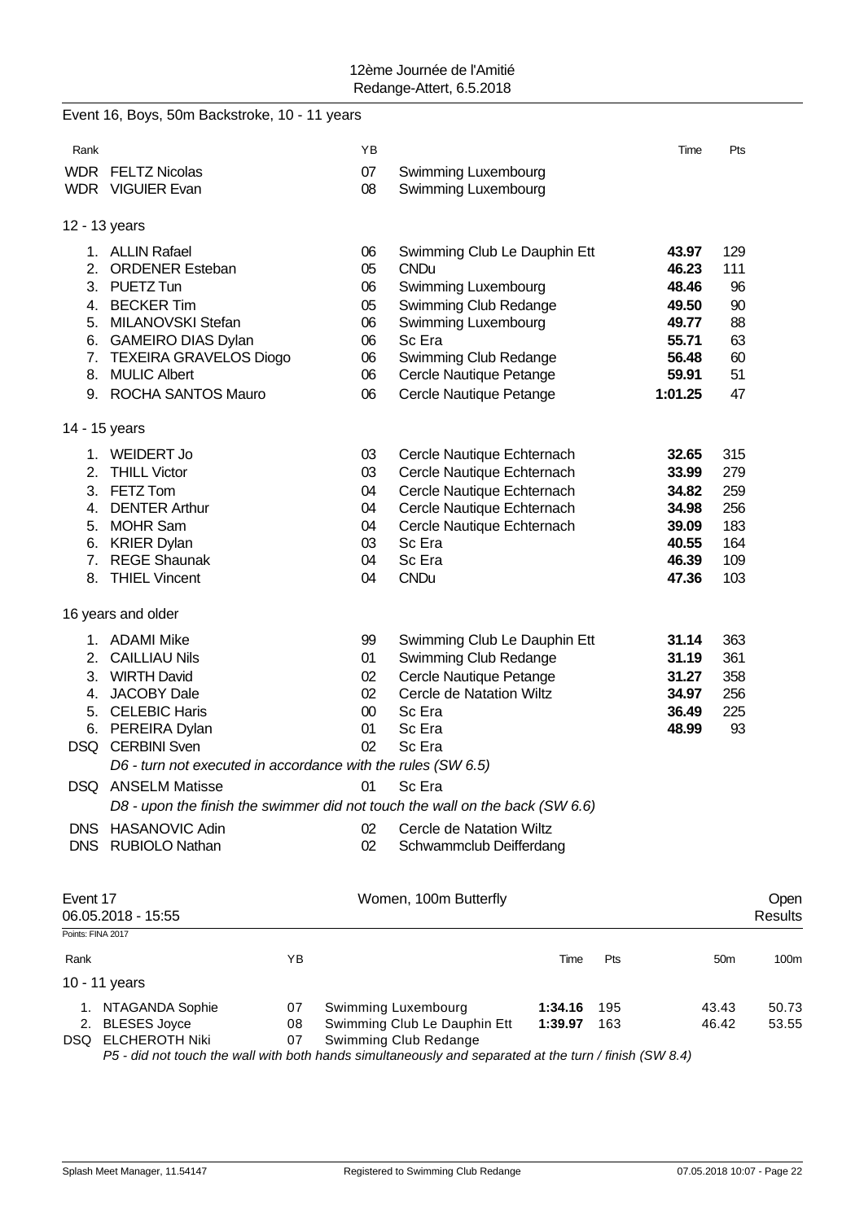12ème Journée de l'Amitié
Redange-Attert, 6.5.2018

Event 16, Boys, 50m Backstroke, 10 - 11 years

| Rank | | YB | | Time | Pts |
|---|---|---|---|---|---|
| WDR | FELTZ Nicolas | 07 | Swimming Luxembourg | | |
| WDR | VIGUIER Evan | 08 | Swimming Luxembourg | | |

12 - 13 years

| Rank | | YB | | Time | Pts |
|---|---|---|---|---|---|
| 1. | ALLIN Rafael | 06 | Swimming Club Le Dauphin Ett | **43.97** | 129 |
| 2. | ORDENER Esteban | 05 | CNDu | **46.23** | 111 |
| 3. | PUETZ Tun | 06 | Swimming Luxembourg | **48.46** | 96 |
| 4. | BECKER Tim | 05 | Swimming Club Redange | **49.50** | 90 |
| 5. | MILANOVSKI Stefan | 06 | Swimming Luxembourg | **49.77** | 88 |
| 6. | GAMEIRO DIAS Dylan | 06 | Sc Era | **55.71** | 63 |
| 7. | TEXEIRA GRAVELOS Diogo | 06 | Swimming Club Redange | **56.48** | 60 |
| 8. | MULIC Albert | 06 | Cercle Nautique Petange | **59.91** | 51 |
| 9. | ROCHA SANTOS Mauro | 06 | Cercle Nautique Petange | **1:01.25** | 47 |

14 - 15 years

| Rank | | YB | | Time | Pts |
|---|---|---|---|---|---|
| 1. | WEIDERT Jo | 03 | Cercle Nautique Echternach | **32.65** | 315 |
| 2. | THILL Victor | 03 | Cercle Nautique Echternach | **33.99** | 279 |
| 3. | FETZ Tom | 04 | Cercle Nautique Echternach | **34.82** | 259 |
| 4. | DENTER Arthur | 04 | Cercle Nautique Echternach | **34.98** | 256 |
| 5. | MOHR Sam | 04 | Cercle Nautique Echternach | **39.09** | 183 |
| 6. | KRIER Dylan | 03 | Sc Era | **40.55** | 164 |
| 7. | REGE Shaunak | 04 | Sc Era | **46.39** | 109 |
| 8. | THIEL Vincent | 04 | CNDu | **47.36** | 103 |

16 years and older

| Rank | | YB | | Time | Pts |
|---|---|---|---|---|---|
| 1. | ADAMI Mike | 99 | Swimming Club Le Dauphin Ett | **31.14** | 363 |
| 2. | CAILLIAU Nils | 01 | Swimming Club Redange | **31.19** | 361 |
| 3. | WIRTH David | 02 | Cercle Nautique Petange | **31.27** | 358 |
| 4. | JACOBY Dale | 02 | Cercle de Natation Wiltz | **34.97** | 256 |
| 5. | CELEBIC Haris | 00 | Sc Era | **36.49** | 225 |
| 6. | PEREIRA Dylan | 01 | Sc Era | **48.99** | 93 |
| DSQ | CERBINI Sven | 02 | Sc Era | | |
| | *D6 - turn not executed in accordance with the rules (SW 6.5)* | | | | |
| DSQ | ANSELM Matisse | 01 | Sc Era | | |
| | *D8 - upon the finish the swimmer did not touch the wall on the back (SW 6.6)* | | | | |
| DNS | HASANOVIC Adin | 02 | Cercle de Natation Wiltz | | |
| DNS | RUBIOLO Nathan | 02 | Schwammclub Deifferdang | | |

Event 17 — Women, 100m Butterfly — Open Results
06.05.2018 - 15:55
Points: FINA 2017

10 - 11 years

| Rank | | YB | | Time | Pts | 50m | 100m |
|---|---|---|---|---|---|---|---|
| 1. | NTAGANDA Sophie | 07 | Swimming Luxembourg | **1:34.16** | 195 | 43.43 | 50.73 |
| 2. | BLESES Joyce | 08 | Swimming Club Le Dauphin Ett | **1:39.97** | 163 | 46.42 | 53.55 |
| DSQ | ELCHEROTH Niki | 07 | Swimming Club Redange | | | | |
| | *P5 - did not touch the wall with both hands simultaneously and separated at the turn / finish (SW 8.4)* | | | | | | |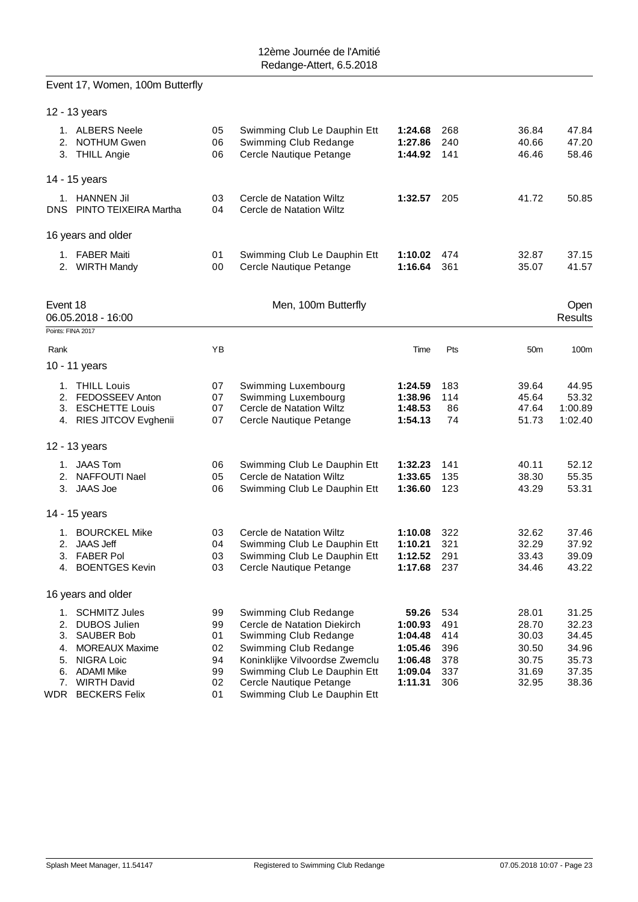Event 17, Women, 100m Butterfly

12 - 13 years

| Rank | Name | YB | Club | Time | Pts | 50m | 100m |
|---|---|---|---|---|---|---|---|
| 1. | ALBERS Neele | 05 | Swimming Club Le Dauphin Ett | **1:24.68** | 268 | 36.84 | 47.84 |
| 2. | NOTHUM Gwen | 06 | Swimming Club Redange | **1:27.86** | 240 | 40.66 | 47.20 |
| 3. | THILL Angie | 06 | Cercle Nautique Petange | **1:44.92** | 141 | 46.46 | 58.46 |

14 - 15 years

| Rank | Name | YB | Club | Time | Pts | 50m | 100m |
|---|---|---|---|---|---|---|---|
| 1. | HANNEN Jil | 03 | Cercle de Natation Wiltz | **1:32.57** | 205 | 41.72 | 50.85 |
| DNS | PINTO TEIXEIRA Martha | 04 | Cercle de Natation Wiltz | | | | |

16 years and older

| Rank | Name | YB | Club | Time | Pts | 50m | 100m |
|---|---|---|---|---|---|---|---|
| 1. | FABER Maiti | 01 | Swimming Club Le Dauphin Ett | **1:10.02** | 474 | 32.87 | 37.15 |
| 2. | WIRTH Mandy | 00 | Cercle Nautique Petange | **1:16.64** | 361 | 35.07 | 41.57 |

## Event 18 — Men, 100m Butterfly — Open

06.05.2018 - 16:00 — Results

Points: FINA 2017

10 - 11 years

| Rank | Name | YB | Club | Time | Pts | 50m | 100m |
|---|---|---|---|---|---|---|---|
| 1. | THILL Louis | 07 | Swimming Luxembourg | **1:24.59** | 183 | 39.64 | 44.95 |
| 2. | FEDOSSEEV Anton | 07 | Swimming Luxembourg | **1:38.96** | 114 | 45.64 | 53.32 |
| 3. | ESCHETTE Louis | 07 | Cercle de Natation Wiltz | **1:48.53** | 86 | 47.64 | 1:00.89 |
| 4. | RIES JITCOV Evghenii | 07 | Cercle Nautique Petange | **1:54.13** | 74 | 51.73 | 1:02.40 |

12 - 13 years

| Rank | Name | YB | Club | Time | Pts | 50m | 100m |
|---|---|---|---|---|---|---|---|
| 1. | JAAS Tom | 06 | Swimming Club Le Dauphin Ett | **1:32.23** | 141 | 40.11 | 52.12 |
| 2. | NAFFOUTI Nael | 05 | Cercle de Natation Wiltz | **1:33.65** | 135 | 38.30 | 55.35 |
| 3. | JAAS Joe | 06 | Swimming Club Le Dauphin Ett | **1:36.60** | 123 | 43.29 | 53.31 |

14 - 15 years

| Rank | Name | YB | Club | Time | Pts | 50m | 100m |
|---|---|---|---|---|---|---|---|
| 1. | BOURCKEL Mike | 03 | Cercle de Natation Wiltz | **1:10.08** | 322 | 32.62 | 37.46 |
| 2. | JAAS Jeff | 04 | Swimming Club Le Dauphin Ett | **1:10.21** | 321 | 32.29 | 37.92 |
| 3. | FABER Pol | 03 | Swimming Club Le Dauphin Ett | **1:12.52** | 291 | 33.43 | 39.09 |
| 4. | BOENTGES Kevin | 03 | Cercle Nautique Petange | **1:17.68** | 237 | 34.46 | 43.22 |

16 years and older

| Rank | Name | YB | Club | Time | Pts | 50m | 100m |
|---|---|---|---|---|---|---|---|
| 1. | SCHMITZ Jules | 99 | Swimming Club Redange | **59.26** | 534 | 28.01 | 31.25 |
| 2. | DUBOS Julien | 99 | Cercle de Natation Diekirch | **1:00.93** | 491 | 28.70 | 32.23 |
| 3. | SAUBER Bob | 01 | Swimming Club Redange | **1:04.48** | 414 | 30.03 | 34.45 |
| 4. | MOREAUX Maxime | 02 | Swimming Club Redange | **1:05.46** | 396 | 30.50 | 34.96 |
| 5. | NIGRA Loic | 94 | Koninklijke Vilvoordse Zwemclu | **1:06.48** | 378 | 30.75 | 35.73 |
| 6. | ADAMI Mike | 99 | Swimming Club Le Dauphin Ett | **1:09.04** | 337 | 31.69 | 37.35 |
| 7. | WIRTH David | 02 | Cercle Nautique Petange | **1:11.31** | 306 | 32.95 | 38.36 |
| WDR | BECKERS Felix | 01 | Swimming Club Le Dauphin Ett | | | | |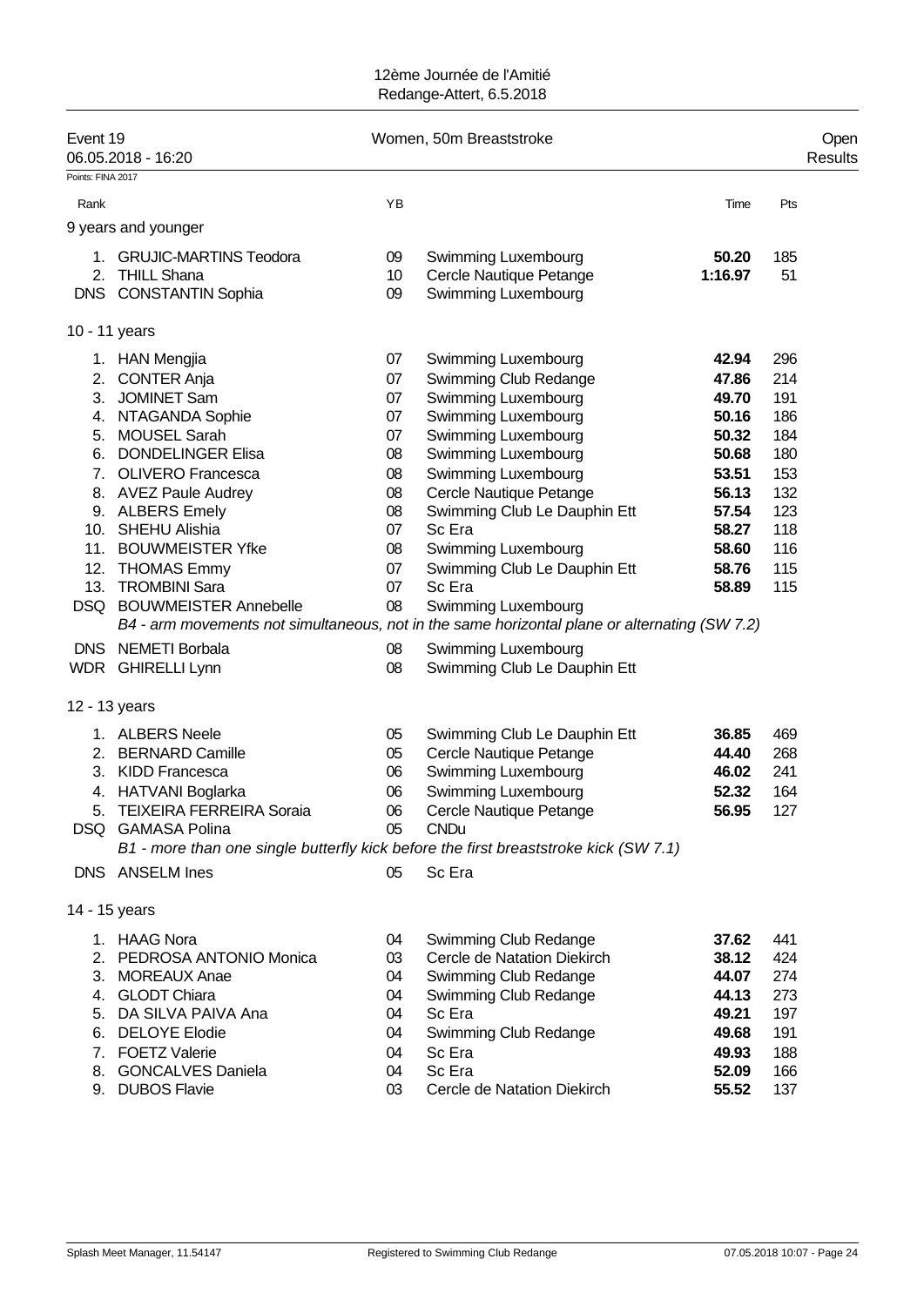Event 19 — Women, 50m Breaststroke — Open — Results

06.05.2018 - 16:20

Points: FINA 2017

| Rank | | YB | | Time | Pts |
|---|---|---|---|---|---|
| **9 years and younger** | | | | | |
| 1. | GRUJIC-MARTINS Teodora | 09 | Swimming Luxembourg | **50.20** | 185 |
| 2. | THILL Shana | 10 | Cercle Nautique Petange | **1:16.97** | 51 |
| DNS | CONSTANTIN Sophia | 09 | Swimming Luxembourg | | |
| **10 - 11 years** | | | | | |
| 1. | HAN Mengjia | 07 | Swimming Luxembourg | **42.94** | 296 |
| 2. | CONTER Anja | 07 | Swimming Club Redange | **47.86** | 214 |
| 3. | JOMINET Sam | 07 | Swimming Luxembourg | **49.70** | 191 |
| 4. | NTAGANDA Sophie | 07 | Swimming Luxembourg | **50.16** | 186 |
| 5. | MOUSEL Sarah | 07 | Swimming Luxembourg | **50.32** | 184 |
| 6. | DONDELINGER Elisa | 08 | Swimming Luxembourg | **50.68** | 180 |
| 7. | OLIVERO Francesca | 08 | Swimming Luxembourg | **53.51** | 153 |
| 8. | AVEZ Paule Audrey | 08 | Cercle Nautique Petange | **56.13** | 132 |
| 9. | ALBERS Emely | 08 | Swimming Club Le Dauphin Ett | **57.54** | 123 |
| 10. | SHEHU Alishia | 07 | Sc Era | **58.27** | 118 |
| 11. | BOUWMEISTER Yfke | 08 | Swimming Luxembourg | **58.60** | 116 |
| 12. | THOMAS Emmy | 07 | Swimming Club Le Dauphin Ett | **58.76** | 115 |
| 13. | TROMBINI Sara | 07 | Sc Era | **58.89** | 115 |
| DSQ | BOUWMEISTER Annebelle | 08 | Swimming Luxembourg | | |
| | *B4 - arm movements not simultaneous, not in the same horizontal plane or alternating (SW 7.2)* | | | | |
| DNS | NEMETI Borbala | 08 | Swimming Luxembourg | | |
| WDR | GHIRELLI Lynn | 08 | Swimming Club Le Dauphin Ett | | |
| **12 - 13 years** | | | | | |
| 1. | ALBERS Neele | 05 | Swimming Club Le Dauphin Ett | **36.85** | 469 |
| 2. | BERNARD Camille | 05 | Cercle Nautique Petange | **44.40** | 268 |
| 3. | KIDD Francesca | 06 | Swimming Luxembourg | **46.02** | 241 |
| 4. | HATVANI Boglarka | 06 | Swimming Luxembourg | **52.32** | 164 |
| 5. | TEIXEIRA FERREIRA Soraia | 06 | Cercle Nautique Petange | **56.95** | 127 |
| DSQ | GAMASA Polina | 05 | CNDu | | |
| | *B1 - more than one single butterfly kick before the first breaststroke kick (SW 7.1)* | | | | |
| DNS | ANSELM Ines | 05 | Sc Era | | |
| **14 - 15 years** | | | | | |
| 1. | HAAG Nora | 04 | Swimming Club Redange | **37.62** | 441 |
| 2. | PEDROSA ANTONIO Monica | 03 | Cercle de Natation Diekirch | **38.12** | 424 |
| 3. | MOREAUX Anae | 04 | Swimming Club Redange | **44.07** | 274 |
| 4. | GLODT Chiara | 04 | Swimming Club Redange | **44.13** | 273 |
| 5. | DA SILVA PAIVA Ana | 04 | Sc Era | **49.21** | 197 |
| 6. | DELOYE Elodie | 04 | Swimming Club Redange | **49.68** | 191 |
| 7. | FOETZ Valerie | 04 | Sc Era | **49.93** | 188 |
| 8. | GONCALVES Daniela | 04 | Sc Era | **52.09** | 166 |
| 9. | DUBOS Flavie | 03 | Cercle de Natation Diekirch | **55.52** | 137 |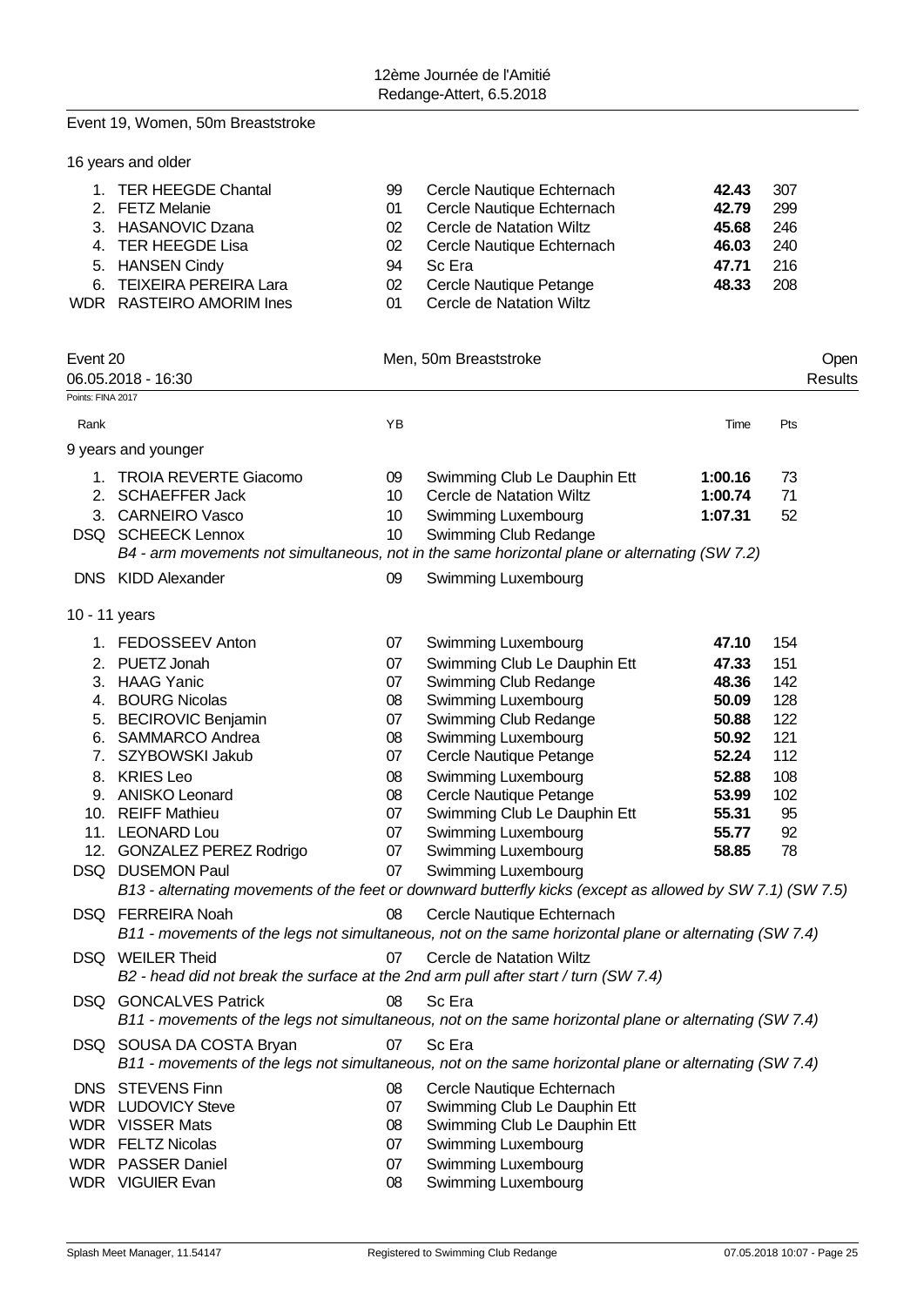12ème Journée de l'Amitié
Redange-Attert, 6.5.2018

## Event 19, Women, 50m Breaststroke

16 years and older

| Rank | Name | YB | Club | Time | Pts |
|---|---|---|---|---|---|
| 1. | TER HEEGDE Chantal | 99 | Cercle Nautique Echternach | **42.43** | 307 |
| 2. | FETZ Melanie | 01 | Cercle Nautique Echternach | **42.79** | 299 |
| 3. | HASANOVIC Dzana | 02 | Cercle de Natation Wiltz | **45.68** | 246 |
| 4. | TER HEEGDE Lisa | 02 | Cercle Nautique Echternach | **46.03** | 240 |
| 5. | HANSEN Cindy | 94 | Sc Era | **47.71** | 216 |
| 6. | TEIXEIRA PEREIRA Lara | 02 | Cercle Nautique Petange | **48.33** | 208 |
| WDR | RASTEIRO AMORIM Ines | 01 | Cercle de Natation Wiltz | | |

## Event 20 — Men, 50m Breaststroke — Open

06.05.2018 - 16:30 — Results

Points: FINA 2017

9 years and younger

| Rank | Name | YB | Club | Time | Pts |
|---|---|---|---|---|---|
| 1. | TROIA REVERTE Giacomo | 09 | Swimming Club Le Dauphin Ett | **1:00.16** | 73 |
| 2. | SCHAEFFER Jack | 10 | Cercle de Natation Wiltz | **1:00.74** | 71 |
| 3. | CARNEIRO Vasco | 10 | Swimming Luxembourg | **1:07.31** | 52 |
| DSQ | SCHEECK Lennox | 10 | Swimming Club Redange | | |
| | *B4 - arm movements not simultaneous, not in the same horizontal plane or alternating (SW 7.2)* | | | | |
| DNS | KIDD Alexander | 09 | Swimming Luxembourg | | |

10 - 11 years

| Rank | Name | YB | Club | Time | Pts |
|---|---|---|---|---|---|
| 1. | FEDOSSEEV Anton | 07 | Swimming Luxembourg | **47.10** | 154 |
| 2. | PUETZ Jonah | 07 | Swimming Club Le Dauphin Ett | **47.33** | 151 |
| 3. | HAAG Yanic | 07 | Swimming Club Redange | **48.36** | 142 |
| 4. | BOURG Nicolas | 08 | Swimming Luxembourg | **50.09** | 128 |
| 5. | BECIROVIC Benjamin | 07 | Swimming Club Redange | **50.88** | 122 |
| 6. | SAMMARCO Andrea | 08 | Swimming Luxembourg | **50.92** | 121 |
| 7. | SZYBOWSKI Jakub | 07 | Cercle Nautique Petange | **52.24** | 112 |
| 8. | KRIES Leo | 08 | Swimming Luxembourg | **52.88** | 108 |
| 9. | ANISKO Leonard | 08 | Cercle Nautique Petange | **53.99** | 102 |
| 10. | REIFF Mathieu | 07 | Swimming Club Le Dauphin Ett | **55.31** | 95 |
| 11. | LEONARD Lou | 07 | Swimming Luxembourg | **55.77** | 92 |
| 12. | GONZALEZ PEREZ Rodrigo | 07 | Swimming Luxembourg | **58.85** | 78 |
| DSQ | DUSEMON Paul | 07 | Swimming Luxembourg | | |
| | *B13 - alternating movements of the feet or downward butterfly kicks (except as allowed by SW 7.1) (SW 7.5)* | | | | |
| DSQ | FERREIRA Noah | 08 | Cercle Nautique Echternach | | |
| | *B11 - movements of the legs not simultaneous, not on the same horizontal plane or alternating (SW 7.4)* | | | | |
| DSQ | WEILER Theid | 07 | Cercle de Natation Wiltz | | |
| | *B2 - head did not break the surface at the 2nd arm pull after start / turn (SW 7.4)* | | | | |
| DSQ | GONCALVES Patrick | 08 | Sc Era | | |
| | *B11 - movements of the legs not simultaneous, not on the same horizontal plane or alternating (SW 7.4)* | | | | |
| DSQ | SOUSA DA COSTA Bryan | 07 | Sc Era | | |
| | *B11 - movements of the legs not simultaneous, not on the same horizontal plane or alternating (SW 7.4)* | | | | |
| DNS | STEVENS Finn | 08 | Cercle Nautique Echternach | | |
| WDR | LUDOVICY Steve | 07 | Swimming Club Le Dauphin Ett | | |
| WDR | VISSER Mats | 08 | Swimming Club Le Dauphin Ett | | |
| WDR | FELTZ Nicolas | 07 | Swimming Luxembourg | | |
| WDR | PASSER Daniel | 07 | Swimming Luxembourg | | |
| WDR | VIGUIER Evan | 08 | Swimming Luxembourg | | |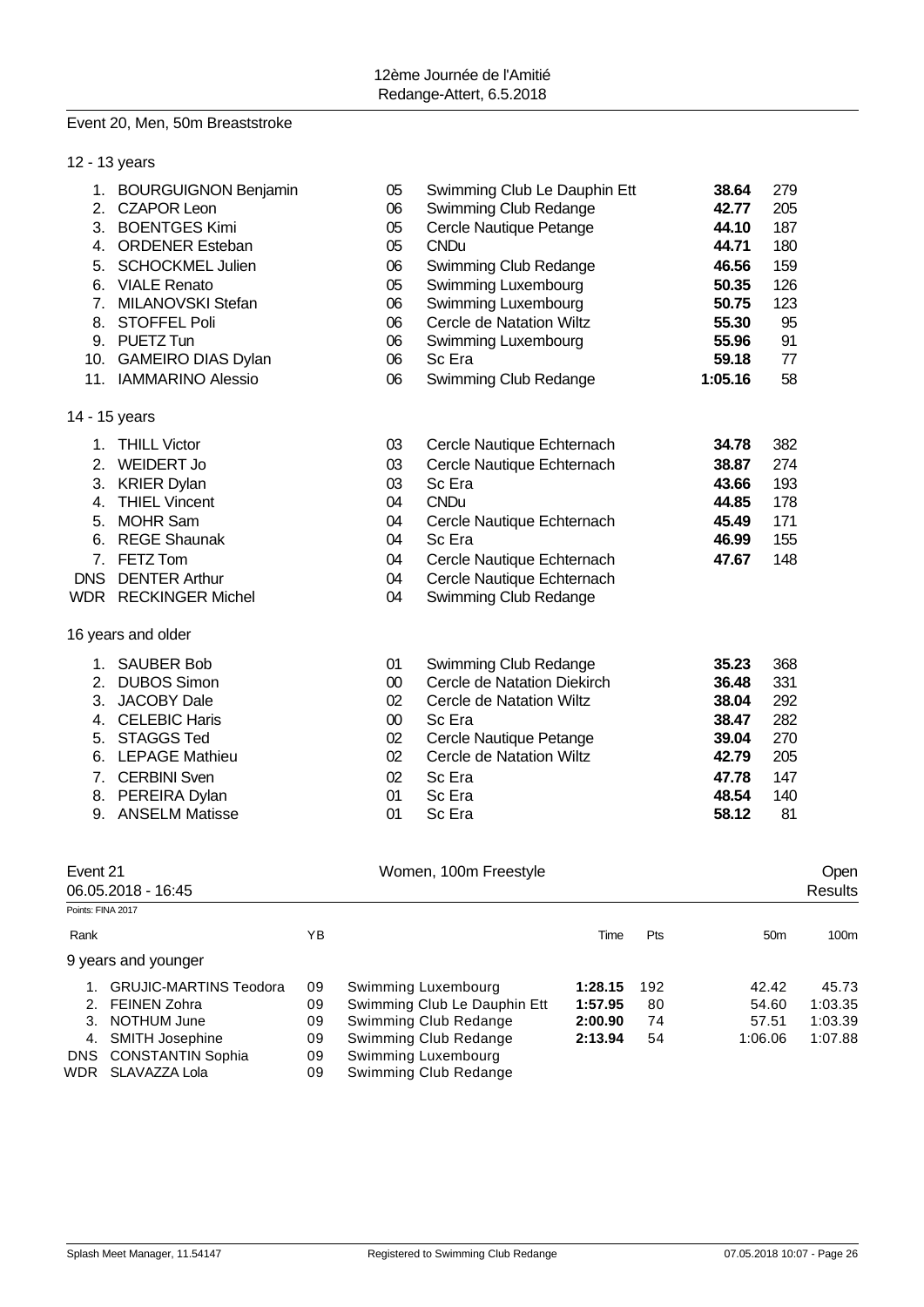## Event 20, Men, 50m Breaststroke

### 12 - 13 years

| Rank | Name | YB | Club | Time | Pts |
|---|---|---|---|---|---|
| 1. | BOURGUIGNON Benjamin | 05 | Swimming Club Le Dauphin Ett | **38.64** | 279 |
| 2. | CZAPOR Leon | 06 | Swimming Club Redange | **42.77** | 205 |
| 3. | BOENTGES Kimi | 05 | Cercle Nautique Petange | **44.10** | 187 |
| 4. | ORDENER Esteban | 05 | CNDu | **44.71** | 180 |
| 5. | SCHOCKMEL Julien | 06 | Swimming Club Redange | **46.56** | 159 |
| 6. | VIALE Renato | 05 | Swimming Luxembourg | **50.35** | 126 |
| 7. | MILANOVSKI Stefan | 06 | Swimming Luxembourg | **50.75** | 123 |
| 8. | STOFFEL Poli | 06 | Cercle de Natation Wiltz | **55.30** | 95 |
| 9. | PUETZ Tun | 06 | Swimming Luxembourg | **55.96** | 91 |
| 10. | GAMEIRO DIAS Dylan | 06 | Sc Era | **59.18** | 77 |
| 11. | IAMMARINO Alessio | 06 | Swimming Club Redange | **1:05.16** | 58 |

### 14 - 15 years

| Rank | Name | YB | Club | Time | Pts |
|---|---|---|---|---|---|
| 1. | THILL Victor | 03 | Cercle Nautique Echternach | **34.78** | 382 |
| 2. | WEIDERT Jo | 03 | Cercle Nautique Echternach | **38.87** | 274 |
| 3. | KRIER Dylan | 03 | Sc Era | **43.66** | 193 |
| 4. | THIEL Vincent | 04 | CNDu | **44.85** | 178 |
| 5. | MOHR Sam | 04 | Cercle Nautique Echternach | **45.49** | 171 |
| 6. | REGE Shaunak | 04 | Sc Era | **46.99** | 155 |
| 7. | FETZ Tom | 04 | Cercle Nautique Echternach | **47.67** | 148 |
| DNS | DENTER Arthur | 04 | Cercle Nautique Echternach | | |
| WDR | RECKINGER Michel | 04 | Swimming Club Redange | | |

### 16 years and older

| Rank | Name | YB | Club | Time | Pts |
|---|---|---|---|---|---|
| 1. | SAUBER Bob | 01 | Swimming Club Redange | **35.23** | 368 |
| 2. | DUBOS Simon | 00 | Cercle de Natation Diekirch | **36.48** | 331 |
| 3. | JACOBY Dale | 02 | Cercle de Natation Wiltz | **38.04** | 292 |
| 4. | CELEBIC Haris | 00 | Sc Era | **38.47** | 282 |
| 5. | STAGGS Ted | 02 | Cercle Nautique Petange | **39.04** | 270 |
| 6. | LEPAGE Mathieu | 02 | Cercle de Natation Wiltz | **42.79** | 205 |
| 7. | CERBINI Sven | 02 | Sc Era | **47.78** | 147 |
| 8. | PEREIRA Dylan | 01 | Sc Era | **48.54** | 140 |
| 9. | ANSELM Matisse | 01 | Sc Era | **58.12** | 81 |

## Event 21 — Women, 100m Freestyle — Open Results

06.05.2018 - 16:45

Points: FINA 2017

### 9 years and younger

| Rank | Name | YB | Club | Time | Pts | 50m | 100m |
|---|---|---|---|---|---|---|---|
| 1. | GRUJIC-MARTINS Teodora | 09 | Swimming Luxembourg | **1:28.15** | 192 | 42.42 | 45.73 |
| 2. | FEINEN Zohra | 09 | Swimming Club Le Dauphin Ett | **1:57.95** | 80 | 54.60 | 1:03.35 |
| 3. | NOTHUM June | 09 | Swimming Club Redange | **2:00.90** | 74 | 57.51 | 1:03.39 |
| 4. | SMITH Josephine | 09 | Swimming Club Redange | **2:13.94** | 54 | 1:06.06 | 1:07.88 |
| DNS | CONSTANTIN Sophia | 09 | Swimming Luxembourg | | | | |
| WDR | SLAVAZZA Lola | 09 | Swimming Club Redange | | | | |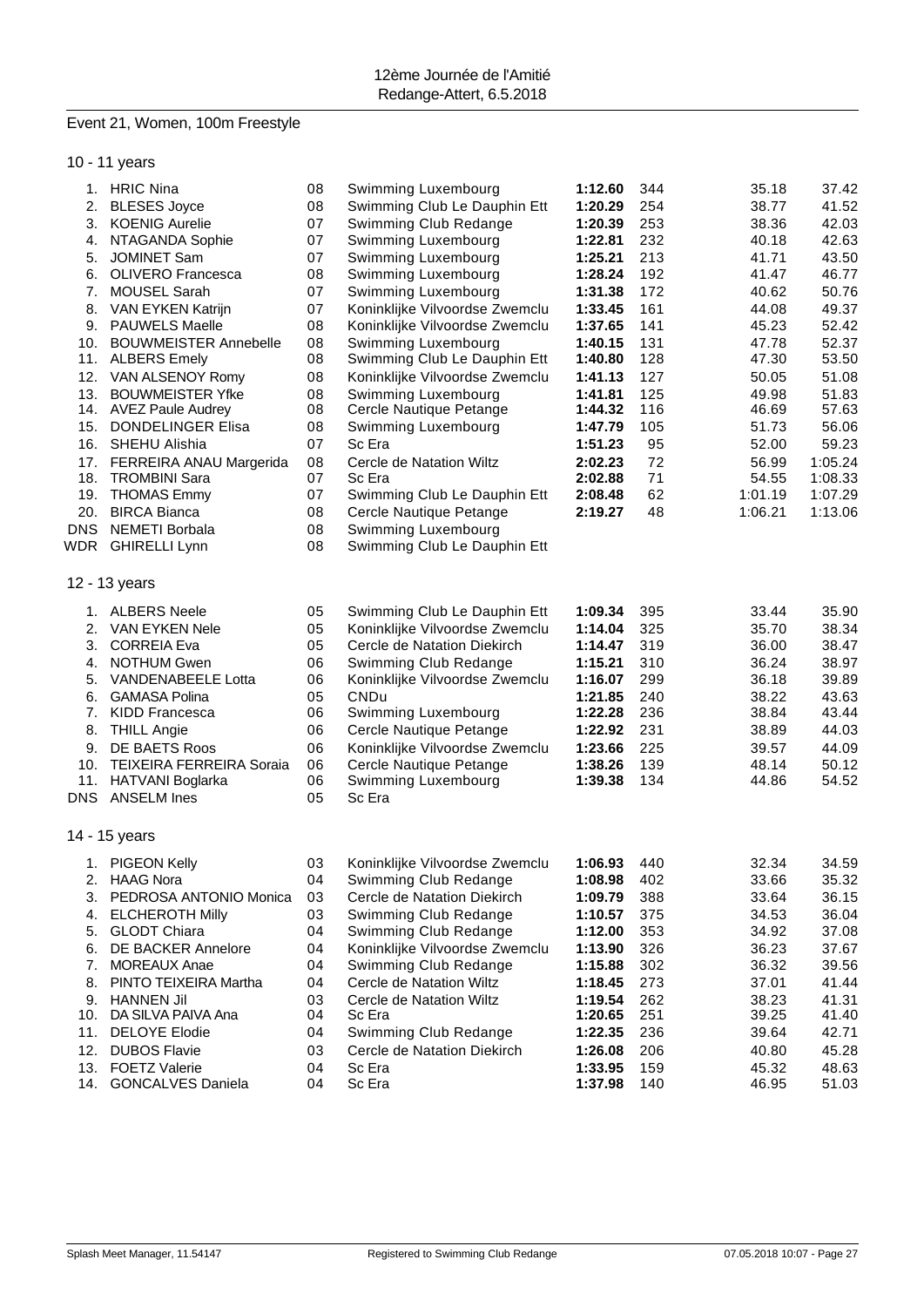12ème Journée de l'Amitié
Redange-Attert, 6.5.2018

## Event 21, Women, 100m Freestyle

### 10 - 11 years

| Place | Name | YOB | Club | Time | Points | 50m | 100m |
|---|---|---|---|---|---|---|---|
| 1. | HRIC Nina | 08 | Swimming Luxembourg | **1:12.60** | 344 | 35.18 | 37.42 |
| 2. | BLESES Joyce | 08 | Swimming Club Le Dauphin Ett | **1:20.29** | 254 | 38.77 | 41.52 |
| 3. | KOENIG Aurelie | 07 | Swimming Club Redange | **1:20.39** | 253 | 38.36 | 42.03 |
| 4. | NTAGANDA Sophie | 07 | Swimming Luxembourg | **1:22.81** | 232 | 40.18 | 42.63 |
| 5. | JOMINET Sam | 07 | Swimming Luxembourg | **1:25.21** | 213 | 41.71 | 43.50 |
| 6. | OLIVERO Francesca | 08 | Swimming Luxembourg | **1:28.24** | 192 | 41.47 | 46.77 |
| 7. | MOUSEL Sarah | 07 | Swimming Luxembourg | **1:31.38** | 172 | 40.62 | 50.76 |
| 8. | VAN EYKEN Katrijn | 07 | Koninklijke Vilvoordse Zwemclu | **1:33.45** | 161 | 44.08 | 49.37 |
| 9. | PAUWELS Maelle | 08 | Koninklijke Vilvoordse Zwemclu | **1:37.65** | 141 | 45.23 | 52.42 |
| 10. | BOUWMEISTER Annebelle | 08 | Swimming Luxembourg | **1:40.15** | 131 | 47.78 | 52.37 |
| 11. | ALBERS Emely | 08 | Swimming Club Le Dauphin Ett | **1:40.80** | 128 | 47.30 | 53.50 |
| 12. | VAN ALSENOY Romy | 08 | Koninklijke Vilvoordse Zwemclu | **1:41.13** | 127 | 50.05 | 51.08 |
| 13. | BOUWMEISTER Yfke | 08 | Swimming Luxembourg | **1:41.81** | 125 | 49.98 | 51.83 |
| 14. | AVEZ Paule Audrey | 08 | Cercle Nautique Petange | **1:44.32** | 116 | 46.69 | 57.63 |
| 15. | DONDELINGER Elisa | 08 | Swimming Luxembourg | **1:47.79** | 105 | 51.73 | 56.06 |
| 16. | SHEHU Alishia | 07 | Sc Era | **1:51.23** | 95 | 52.00 | 59.23 |
| 17. | FERREIRA ANAU Margerida | 08 | Cercle de Natation Wiltz | **2:02.23** | 72 | 56.99 | 1:05.24 |
| 18. | TROMBINI Sara | 07 | Sc Era | **2:02.88** | 71 | 54.55 | 1:08.33 |
| 19. | THOMAS Emmy | 07 | Swimming Club Le Dauphin Ett | **2:08.48** | 62 | 1:01.19 | 1:07.29 |
| 20. | BIRCA Bianca | 08 | Cercle Nautique Petange | **2:19.27** | 48 | 1:06.21 | 1:13.06 |
| DNS | NEMETI Borbala | 08 | Swimming Luxembourg | | | | |
| WDR | GHIRELLI Lynn | 08 | Swimming Club Le Dauphin Ett | | | | |

### 12 - 13 years

| Place | Name | YOB | Club | Time | Points | 50m | 100m |
|---|---|---|---|---|---|---|---|
| 1. | ALBERS Neele | 05 | Swimming Club Le Dauphin Ett | **1:09.34** | 395 | 33.44 | 35.90 |
| 2. | VAN EYKEN Nele | 05 | Koninklijke Vilvoordse Zwemclu | **1:14.04** | 325 | 35.70 | 38.34 |
| 3. | CORREIA Eva | 05 | Cercle de Natation Diekirch | **1:14.47** | 319 | 36.00 | 38.47 |
| 4. | NOTHUM Gwen | 06 | Swimming Club Redange | **1:15.21** | 310 | 36.24 | 38.97 |
| 5. | VANDENABEELE Lotta | 06 | Koninklijke Vilvoordse Zwemclu | **1:16.07** | 299 | 36.18 | 39.89 |
| 6. | GAMASA Polina | 05 | CNDu | **1:21.85** | 240 | 38.22 | 43.63 |
| 7. | KIDD Francesca | 06 | Swimming Luxembourg | **1:22.28** | 236 | 38.84 | 43.44 |
| 8. | THILL Angie | 06 | Cercle Nautique Petange | **1:22.92** | 231 | 38.89 | 44.03 |
| 9. | DE BAETS Roos | 06 | Koninklijke Vilvoordse Zwemclu | **1:23.66** | 225 | 39.57 | 44.09 |
| 10. | TEIXEIRA FERREIRA Soraia | 06 | Cercle Nautique Petange | **1:38.26** | 139 | 48.14 | 50.12 |
| 11. | HATVANI Boglarka | 06 | Swimming Luxembourg | **1:39.38** | 134 | 44.86 | 54.52 |
| DNS | ANSELM Ines | 05 | Sc Era | | | | |

### 14 - 15 years

| Place | Name | YOB | Club | Time | Points | 50m | 100m |
|---|---|---|---|---|---|---|---|
| 1. | PIGEON Kelly | 03 | Koninklijke Vilvoordse Zwemclu | **1:06.93** | 440 | 32.34 | 34.59 |
| 2. | HAAG Nora | 04 | Swimming Club Redange | **1:08.98** | 402 | 33.66 | 35.32 |
| 3. | PEDROSA ANTONIO Monica | 03 | Cercle de Natation Diekirch | **1:09.79** | 388 | 33.64 | 36.15 |
| 4. | ELCHEROTH Milly | 03 | Swimming Club Redange | **1:10.57** | 375 | 34.53 | 36.04 |
| 5. | GLODT Chiara | 04 | Swimming Club Redange | **1:12.00** | 353 | 34.92 | 37.08 |
| 6. | DE BACKER Annelore | 04 | Koninklijke Vilvoordse Zwemclu | **1:13.90** | 326 | 36.23 | 37.67 |
| 7. | MOREAUX Anae | 04 | Swimming Club Redange | **1:15.88** | 302 | 36.32 | 39.56 |
| 8. | PINTO TEIXEIRA Martha | 04 | Cercle de Natation Wiltz | **1:18.45** | 273 | 37.01 | 41.44 |
| 9. | HANNEN Jil | 03 | Cercle de Natation Wiltz | **1:19.54** | 262 | 38.23 | 41.31 |
| 10. | DA SILVA PAIVA Ana | 04 | Sc Era | **1:20.65** | 251 | 39.25 | 41.40 |
| 11. | DELOYE Elodie | 04 | Swimming Club Redange | **1:22.35** | 236 | 39.64 | 42.71 |
| 12. | DUBOS Flavie | 03 | Cercle de Natation Diekirch | **1:26.08** | 206 | 40.80 | 45.28 |
| 13. | FOETZ Valerie | 04 | Sc Era | **1:33.95** | 159 | 45.32 | 48.63 |
| 14. | GONCALVES Daniela | 04 | Sc Era | **1:37.98** | 140 | 46.95 | 51.03 |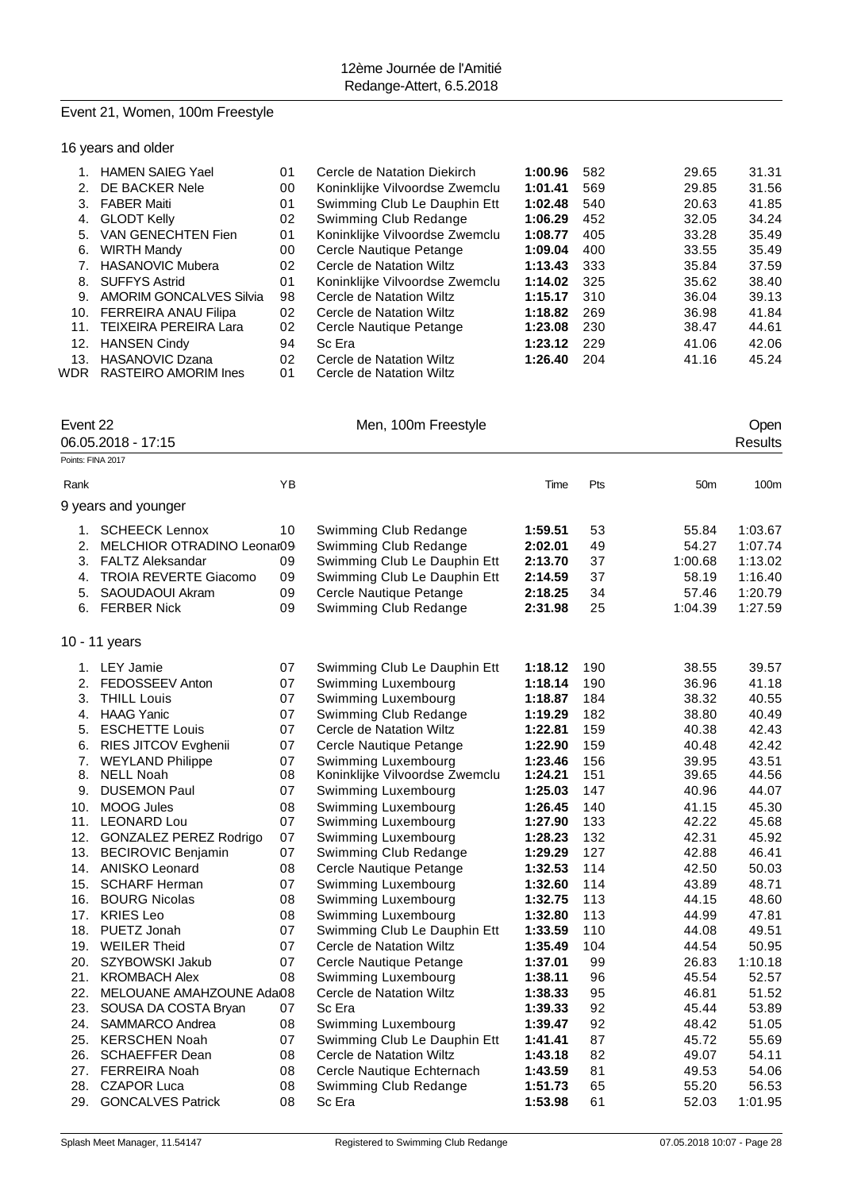12ème Journée de l'Amitié
Redange-Attert, 6.5.2018

## Event 21, Women, 100m Freestyle

### 16 years and older

| Rank | Name | YB | Club | Time | Pts | 50m | 100m |
|---|---|---|---|---|---|---|---|
| 1. | HAMEN SAIEG Yael | 01 | Cercle de Natation Diekirch | **1:00.96** | 582 | 29.65 | 31.31 |
| 2. | DE BACKER Nele | 00 | Koninklijke Vilvoordse Zwemclu | **1:01.41** | 569 | 29.85 | 31.56 |
| 3. | FABER Maiti | 01 | Swimming Club Le Dauphin Ett | **1:02.48** | 540 | 20.63 | 41.85 |
| 4. | GLODT Kelly | 02 | Swimming Club Redange | **1:06.29** | 452 | 32.05 | 34.24 |
| 5. | VAN GENECHTEN Fien | 01 | Koninklijke Vilvoordse Zwemclu | **1:08.77** | 405 | 33.28 | 35.49 |
| 6. | WIRTH Mandy | 00 | Cercle Nautique Petange | **1:09.04** | 400 | 33.55 | 35.49 |
| 7. | HASANOVIC Mubera | 02 | Cercle de Natation Wiltz | **1:13.43** | 333 | 35.84 | 37.59 |
| 8. | SUFFYS Astrid | 01 | Koninklijke Vilvoordse Zwemclu | **1:14.02** | 325 | 35.62 | 38.40 |
| 9. | AMORIM GONCALVES Silvia | 98 | Cercle de Natation Wiltz | **1:15.17** | 310 | 36.04 | 39.13 |
| 10. | FERREIRA ANAU Filipa | 02 | Cercle de Natation Wiltz | **1:18.82** | 269 | 36.98 | 41.84 |
| 11. | TEIXEIRA PEREIRA Lara | 02 | Cercle Nautique Petange | **1:23.08** | 230 | 38.47 | 44.61 |
| 12. | HANSEN Cindy | 94 | Sc Era | **1:23.12** | 229 | 41.06 | 42.06 |
| 13. | HASANOVIC Dzana | 02 | Cercle de Natation Wiltz | **1:26.40** | 204 | 41.16 | 45.24 |
| WDR | RASTEIRO AMORIM Ines | 01 | Cercle de Natation Wiltz | | | | |

## Event 22 — Men, 100m Freestyle — Open

06.05.2018 - 17:15 — Results

Points: FINA 2017

### 9 years and younger

| Rank | Name | YB | Club | Time | Pts | 50m | 100m |
|---|---|---|---|---|---|---|---|
| 1. | SCHEECK Lennox | 10 | Swimming Club Redange | **1:59.51** | 53 | 55.84 | 1:03.67 |
| 2. | MELCHIOR OTRADINO Leonar | 09 | Swimming Club Redange | **2:02.01** | 49 | 54.27 | 1:07.74 |
| 3. | FALTZ Aleksandar | 09 | Swimming Club Le Dauphin Ett | **2:13.70** | 37 | 1:00.68 | 1:13.02 |
| 4. | TROIA REVERTE Giacomo | 09 | Swimming Club Le Dauphin Ett | **2:14.59** | 37 | 58.19 | 1:16.40 |
| 5. | SAOUDAOUI Akram | 09 | Cercle Nautique Petange | **2:18.25** | 34 | 57.46 | 1:20.79 |
| 6. | FERBER Nick | 09 | Swimming Club Redange | **2:31.98** | 25 | 1:04.39 | 1:27.59 |

### 10 - 11 years

| Rank | Name | YB | Club | Time | Pts | 50m | 100m |
|---|---|---|---|---|---|---|---|
| 1. | LEY Jamie | 07 | Swimming Club Le Dauphin Ett | **1:18.12** | 190 | 38.55 | 39.57 |
| 2. | FEDOSSEEV Anton | 07 | Swimming Luxembourg | **1:18.14** | 190 | 36.96 | 41.18 |
| 3. | THILL Louis | 07 | Swimming Luxembourg | **1:18.87** | 184 | 38.32 | 40.55 |
| 4. | HAAG Yanic | 07 | Swimming Club Redange | **1:19.29** | 182 | 38.80 | 40.49 |
| 5. | ESCHETTE Louis | 07 | Cercle de Natation Wiltz | **1:22.81** | 159 | 40.38 | 42.43 |
| 6. | RIES JITCOV Evghenii | 07 | Cercle Nautique Petange | **1:22.90** | 159 | 40.48 | 42.42 |
| 7. | WEYLAND Philippe | 07 | Swimming Luxembourg | **1:23.46** | 156 | 39.95 | 43.51 |
| 8. | NELL Noah | 08 | Koninklijke Vilvoordse Zwemclu | **1:24.21** | 151 | 39.65 | 44.56 |
| 9. | DUSEMON Paul | 07 | Swimming Luxembourg | **1:25.03** | 147 | 40.96 | 44.07 |
| 10. | MOOG Jules | 08 | Swimming Luxembourg | **1:26.45** | 140 | 41.15 | 45.30 |
| 11. | LEONARD Lou | 07 | Swimming Luxembourg | **1:27.90** | 133 | 42.22 | 45.68 |
| 12. | GONZALEZ PEREZ Rodrigo | 07 | Swimming Luxembourg | **1:28.23** | 132 | 42.31 | 45.92 |
| 13. | BECIROVIC Benjamin | 07 | Swimming Club Redange | **1:29.29** | 127 | 42.88 | 46.41 |
| 14. | ANISKO Leonard | 08 | Cercle Nautique Petange | **1:32.53** | 114 | 42.50 | 50.03 |
| 15. | SCHARF Herman | 07 | Swimming Luxembourg | **1:32.60** | 114 | 43.89 | 48.71 |
| 16. | BOURG Nicolas | 08 | Swimming Luxembourg | **1:32.75** | 113 | 44.15 | 48.60 |
| 17. | KRIES Leo | 08 | Swimming Luxembourg | **1:32.80** | 113 | 44.99 | 47.81 |
| 18. | PUETZ Jonah | 07 | Swimming Club Le Dauphin Ett | **1:33.59** | 110 | 44.08 | 49.51 |
| 19. | WEILER Theid | 07 | Cercle de Natation Wiltz | **1:35.49** | 104 | 44.54 | 50.95 |
| 20. | SZYBOWSKI Jakub | 07 | Cercle Nautique Petange | **1:37.01** | 99 | 26.83 | 1:10.18 |
| 21. | KROMBACH Alex | 08 | Swimming Luxembourg | **1:38.11** | 96 | 45.54 | 52.57 |
| 22. | MELOUANE AMAHZOUNE Ada | 08 | Cercle de Natation Wiltz | **1:38.33** | 95 | 46.81 | 51.52 |
| 23. | SOUSA DA COSTA Bryan | 07 | Sc Era | **1:39.33** | 92 | 45.44 | 53.89 |
| 24. | SAMMARCO Andrea | 08 | Swimming Luxembourg | **1:39.47** | 92 | 48.42 | 51.05 |
| 25. | KERSCHEN Noah | 07 | Swimming Club Le Dauphin Ett | **1:41.41** | 87 | 45.72 | 55.69 |
| 26. | SCHAEFFER Dean | 08 | Cercle de Natation Wiltz | **1:43.18** | 82 | 49.07 | 54.11 |
| 27. | FERREIRA Noah | 08 | Cercle Nautique Echternach | **1:43.59** | 81 | 49.53 | 54.06 |
| 28. | CZAPOR Luca | 08 | Swimming Club Redange | **1:51.73** | 65 | 55.20 | 56.53 |
| 29. | GONCALVES Patrick | 08 | Sc Era | **1:53.98** | 61 | 52.03 | 1:01.95 |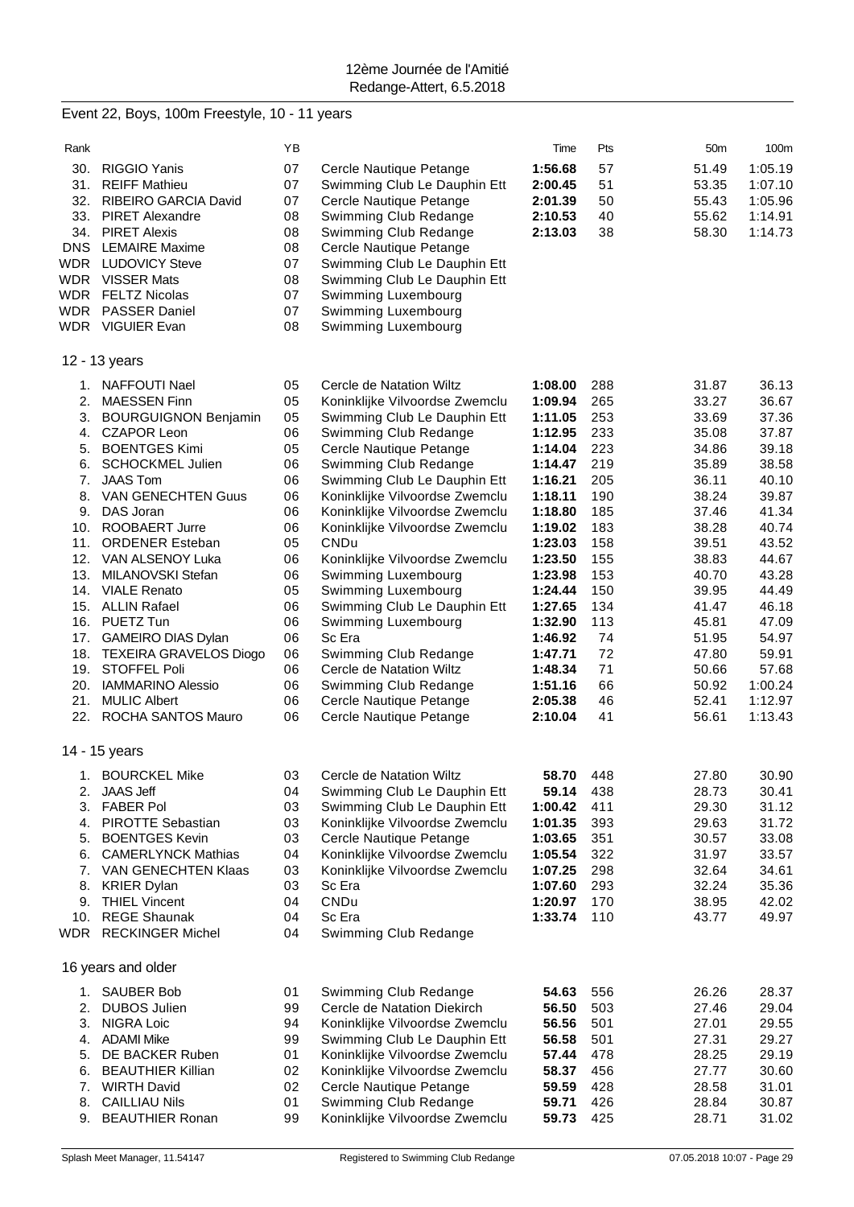12ème Journée de l'Amitié
Redange-Attert, 6.5.2018

## Event 22, Boys, 100m Freestyle, 10 - 11 years

| Rank | | YB | | Time | Pts | 50m | 100m |
|---|---|---|---|---|---|---|---|
| 30. | RIGGIO Yanis | 07 | Cercle Nautique Petange | **1:56.68** | 57 | 51.49 | 1:05.19 |
| 31. | REIFF Mathieu | 07 | Swimming Club Le Dauphin Ett | **2:00.45** | 51 | 53.35 | 1:07.10 |
| 32. | RIBEIRO GARCIA David | 07 | Cercle Nautique Petange | **2:01.39** | 50 | 55.43 | 1:05.96 |
| 33. | PIRET Alexandre | 08 | Swimming Club Redange | **2:10.53** | 40 | 55.62 | 1:14.91 |
| 34. | PIRET Alexis | 08 | Swimming Club Redange | **2:13.03** | 38 | 58.30 | 1:14.73 |
| DNS | LEMAIRE Maxime | 08 | Cercle Nautique Petange | | | | |
| WDR | LUDOVICY Steve | 07 | Swimming Club Le Dauphin Ett | | | | |
| WDR | VISSER Mats | 08 | Swimming Club Le Dauphin Ett | | | | |
| WDR | FELTZ Nicolas | 07 | Swimming Luxembourg | | | | |
| WDR | PASSER Daniel | 07 | Swimming Luxembourg | | | | |
| WDR | VIGUIER Evan | 08 | Swimming Luxembourg | | | | |

### 12 - 13 years

| Rank | | YB | | Time | Pts | 50m | 100m |
|---|---|---|---|---|---|---|---|
| 1. | NAFFOUTI Nael | 05 | Cercle de Natation Wiltz | **1:08.00** | 288 | 31.87 | 36.13 |
| 2. | MAESSEN Finn | 05 | Koninklijke Vilvoordse Zwemclu | **1:09.94** | 265 | 33.27 | 36.67 |
| 3. | BOURGUIGNON Benjamin | 05 | Swimming Club Le Dauphin Ett | **1:11.05** | 253 | 33.69 | 37.36 |
| 4. | CZAPOR Leon | 06 | Swimming Club Redange | **1:12.95** | 233 | 35.08 | 37.87 |
| 5. | BOENTGES Kimi | 05 | Cercle Nautique Petange | **1:14.04** | 223 | 34.86 | 39.18 |
| 6. | SCHOCKMEL Julien | 06 | Swimming Club Redange | **1:14.47** | 219 | 35.89 | 38.58 |
| 7. | JAAS Tom | 06 | Swimming Club Le Dauphin Ett | **1:16.21** | 205 | 36.11 | 40.10 |
| 8. | VAN GENECHTEN Guus | 06 | Koninklijke Vilvoordse Zwemclu | **1:18.11** | 190 | 38.24 | 39.87 |
| 9. | DAS Joran | 06 | Koninklijke Vilvoordse Zwemclu | **1:18.80** | 185 | 37.46 | 41.34 |
| 10. | ROOBAERT Jurre | 06 | Koninklijke Vilvoordse Zwemclu | **1:19.02** | 183 | 38.28 | 40.74 |
| 11. | ORDENER Esteban | 05 | CNDu | **1:23.03** | 158 | 39.51 | 43.52 |
| 12. | VAN ALSENOY Luka | 06 | Koninklijke Vilvoordse Zwemclu | **1:23.50** | 155 | 38.83 | 44.67 |
| 13. | MILANOVSKI Stefan | 06 | Swimming Luxembourg | **1:23.98** | 153 | 40.70 | 43.28 |
| 14. | VIALE Renato | 05 | Swimming Luxembourg | **1:24.44** | 150 | 39.95 | 44.49 |
| 15. | ALLIN Rafael | 06 | Swimming Club Le Dauphin Ett | **1:27.65** | 134 | 41.47 | 46.18 |
| 16. | PUETZ Tun | 06 | Swimming Luxembourg | **1:32.90** | 113 | 45.81 | 47.09 |
| 17. | GAMEIRO DIAS Dylan | 06 | Sc Era | **1:46.92** | 74 | 51.95 | 54.97 |
| 18. | TEXEIRA GRAVELOS Diogo | 06 | Swimming Club Redange | **1:47.71** | 72 | 47.80 | 59.91 |
| 19. | STOFFEL Poli | 06 | Cercle de Natation Wiltz | **1:48.34** | 71 | 50.66 | 57.68 |
| 20. | IAMMARINO Alessio | 06 | Swimming Club Redange | **1:51.16** | 66 | 50.92 | 1:00.24 |
| 21. | MULIC Albert | 06 | Cercle Nautique Petange | **2:05.38** | 46 | 52.41 | 1:12.97 |
| 22. | ROCHA SANTOS Mauro | 06 | Cercle Nautique Petange | **2:10.04** | 41 | 56.61 | 1:13.43 |

### 14 - 15 years

| Rank | | YB | | Time | Pts | 50m | 100m |
|---|---|---|---|---|---|---|---|
| 1. | BOURCKEL Mike | 03 | Cercle de Natation Wiltz | **58.70** | 448 | 27.80 | 30.90 |
| 2. | JAAS Jeff | 04 | Swimming Club Le Dauphin Ett | **59.14** | 438 | 28.73 | 30.41 |
| 3. | FABER Pol | 03 | Swimming Club Le Dauphin Ett | **1:00.42** | 411 | 29.30 | 31.12 |
| 4. | PIROTTE Sebastian | 03 | Koninklijke Vilvoordse Zwemclu | **1:01.35** | 393 | 29.63 | 31.72 |
| 5. | BOENTGES Kevin | 03 | Cercle Nautique Petange | **1:03.65** | 351 | 30.57 | 33.08 |
| 6. | CAMERLYNCK Mathias | 04 | Koninklijke Vilvoordse Zwemclu | **1:05.54** | 322 | 31.97 | 33.57 |
| 7. | VAN GENECHTEN Klaas | 03 | Koninklijke Vilvoordse Zwemclu | **1:07.25** | 298 | 32.64 | 34.61 |
| 8. | KRIER Dylan | 03 | Sc Era | **1:07.60** | 293 | 32.24 | 35.36 |
| 9. | THIEL Vincent | 04 | CNDu | **1:20.97** | 170 | 38.95 | 42.02 |
| 10. | REGE Shaunak | 04 | Sc Era | **1:33.74** | 110 | 43.77 | 49.97 |
| WDR | RECKINGER Michel | 04 | Swimming Club Redange | | | | |

### 16 years and older

| Rank | | YB | | Time | Pts | 50m | 100m |
|---|---|---|---|---|---|---|---|
| 1. | SAUBER Bob | 01 | Swimming Club Redange | **54.63** | 556 | 26.26 | 28.37 |
| 2. | DUBOS Julien | 99 | Cercle de Natation Diekirch | **56.50** | 503 | 27.46 | 29.04 |
| 3. | NIGRA Loic | 94 | Koninklijke Vilvoordse Zwemclu | **56.56** | 501 | 27.01 | 29.55 |
| 4. | ADAMI Mike | 99 | Swimming Club Le Dauphin Ett | **56.58** | 501 | 27.31 | 29.27 |
| 5. | DE BACKER Ruben | 01 | Koninklijke Vilvoordse Zwemclu | **57.44** | 478 | 28.25 | 29.19 |
| 6. | BEAUTHIER Killian | 02 | Koninklijke Vilvoordse Zwemclu | **58.37** | 456 | 27.77 | 30.60 |
| 7. | WIRTH David | 02 | Cercle Nautique Petange | **59.59** | 428 | 28.58 | 31.01 |
| 8. | CAILLIAU Nils | 01 | Swimming Club Redange | **59.71** | 426 | 28.84 | 30.87 |
| 9. | BEAUTHIER Ronan | 99 | Koninklijke Vilvoordse Zwemclu | **59.73** | 425 | 28.71 | 31.02 |

Splash Meet Manager, 11.54147 — Registered to Swimming Club Redange — 07.05.2018 10:07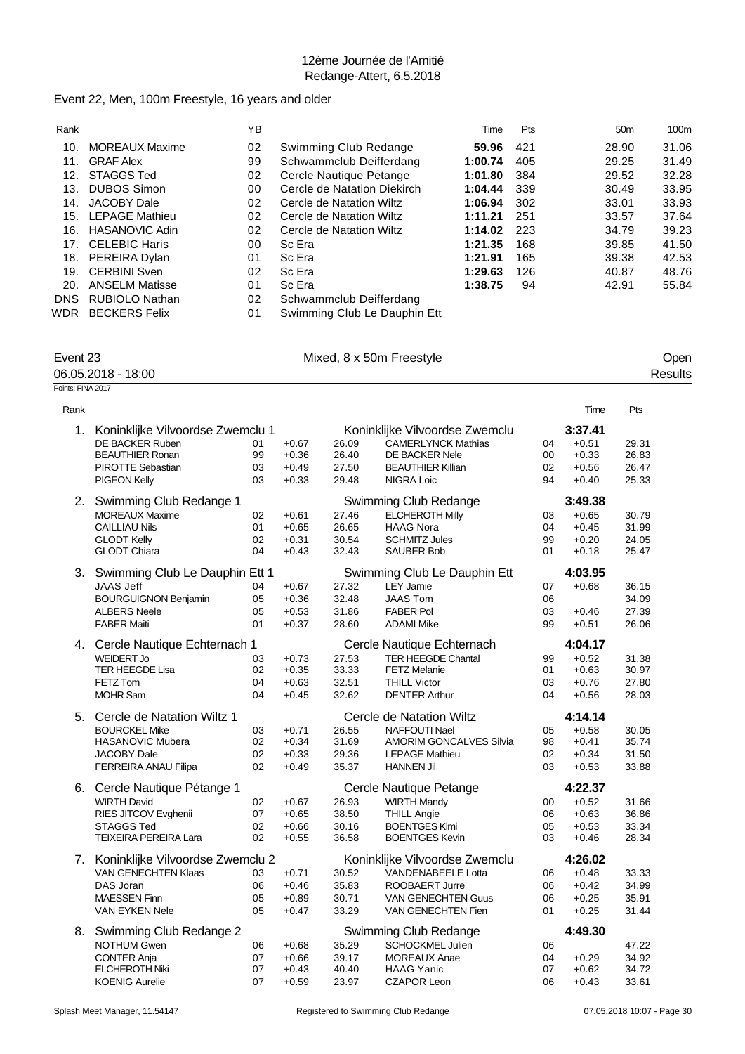12ème Journée de l'Amitié
Redange-Attert, 6.5.2018

## Event 22, Men, 100m Freestyle, 16 years and older

| Rank | | YB | | Time | Pts | 50m | 100m |
|---|---|---|---|---|---|---|---|
| 10. | MOREAUX Maxime | 02 | Swimming Club Redange | **59.96** | 421 | 28.90 | 31.06 |
| 11. | GRAF Alex | 99 | Schwammclub Deifferdang | **1:00.74** | 405 | 29.25 | 31.49 |
| 12. | STAGGS Ted | 02 | Cercle Nautique Petange | **1:01.80** | 384 | 29.52 | 32.28 |
| 13. | DUBOS Simon | 00 | Cercle de Natation Diekirch | **1:04.44** | 339 | 30.49 | 33.95 |
| 14. | JACOBY Dale | 02 | Cercle de Natation Wiltz | **1:06.94** | 302 | 33.01 | 33.93 |
| 15. | LEPAGE Mathieu | 02 | Cercle de Natation Wiltz | **1:11.21** | 251 | 33.57 | 37.64 |
| 16. | HASANOVIC Adin | 02 | Cercle de Natation Wiltz | **1:14.02** | 223 | 34.79 | 39.23 |
| 17. | CELEBIC Haris | 00 | Sc Era | **1:21.35** | 168 | 39.85 | 41.50 |
| 18. | PEREIRA Dylan | 01 | Sc Era | **1:21.91** | 165 | 39.38 | 42.53 |
| 19. | CERBINI Sven | 02 | Sc Era | **1:29.63** | 126 | 40.87 | 48.76 |
| 20. | ANSELM Matisse | 01 | Sc Era | **1:38.75** | 94 | 42.91 | 55.84 |
| DNS | RUBIOLO Nathan | 02 | Schwammclub Deifferdang | | | | |
| WDR | BECKERS Felix | 01 | Swimming Club Le Dauphin Ett | | | | |

## Event 23 — Mixed, 8 x 50m Freestyle — Open

06.05.2018 - 18:00 — Results

Points: FINA 2017

| Rank | Team / Swimmer | YB | RT | Split | Swimmer | YB | RT / Time | Pts |
|---|---|---|---|---|---|---|---|---|
| 1. | **Koninklijke Vilvoordse Zwemclu 1** | | | | Koninklijke Vilvoordse Zwemclu | | **3:37.41** | |
| | DE BACKER Ruben | 01 | +0.67 | 26.09 | CAMERLYNCK Mathias | 04 | +0.51 | 29.31 |
| | BEAUTHIER Ronan | 99 | +0.36 | 26.40 | DE BACKER Nele | 00 | +0.33 | 26.83 |
| | PIROTTE Sebastian | 03 | +0.49 | 27.50 | BEAUTHIER Killian | 02 | +0.56 | 26.47 |
| | PIGEON Kelly | 03 | +0.33 | 29.48 | NIGRA Loic | 94 | +0.40 | 25.33 |
| 2. | **Swimming Club Redange 1** | | | | Swimming Club Redange | | **3:49.38** | |
| | MOREAUX Maxime | 02 | +0.61 | 27.46 | ELCHEROTH Milly | 03 | +0.65 | 30.79 |
| | CAILLIAU Nils | 01 | +0.65 | 26.65 | HAAG Nora | 04 | +0.45 | 31.99 |
| | GLODT Kelly | 02 | +0.31 | 30.54 | SCHMITZ Jules | 99 | +0.20 | 24.05 |
| | GLODT Chiara | 04 | +0.43 | 32.43 | SAUBER Bob | 01 | +0.18 | 25.47 |
| 3. | **Swimming Club Le Dauphin Ett 1** | | | | Swimming Club Le Dauphin Ett | | **4:03.95** | |
| | JAAS Jeff | 04 | +0.67 | 27.32 | LEY Jamie | 07 | +0.68 | 36.15 |
| | BOURGUIGNON Benjamin | 05 | +0.36 | 32.48 | JAAS Tom | 06 | | 34.09 |
| | ALBERS Neele | 05 | +0.53 | 31.86 | FABER Pol | 03 | +0.46 | 27.39 |
| | FABER Maiti | 01 | +0.37 | 28.60 | ADAMI Mike | 99 | +0.51 | 26.06 |
| 4. | **Cercle Nautique Echternach 1** | | | | Cercle Nautique Echternach | | **4:04.17** | |
| | WEIDERT Jo | 03 | +0.73 | 27.53 | TER HEEGDE Chantal | 99 | +0.52 | 31.38 |
| | TER HEEGDE Lisa | 02 | +0.35 | 33.33 | FETZ Melanie | 01 | +0.63 | 30.97 |
| | FETZ Tom | 04 | +0.63 | 32.51 | THILL Victor | 03 | +0.76 | 27.80 |
| | MOHR Sam | 04 | +0.45 | 32.62 | DENTER Arthur | 04 | +0.56 | 28.03 |
| 5. | **Cercle de Natation Wiltz 1** | | | | Cercle de Natation Wiltz | | **4:14.14** | |
| | BOURCKEL Mike | 03 | +0.71 | 26.55 | NAFFOUTI Nael | 05 | +0.58 | 30.05 |
| | HASANOVIC Mubera | 02 | +0.34 | 31.69 | AMORIM GONCALVES Silvia | 98 | +0.41 | 35.74 |
| | JACOBY Dale | 02 | +0.33 | 29.36 | LEPAGE Mathieu | 02 | +0.34 | 31.50 |
| | FERREIRA ANAU Filipa | 02 | +0.49 | 35.37 | HANNEN Jil | 03 | +0.53 | 33.88 |
| 6. | **Cercle Nautique Pétange 1** | | | | Cercle Nautique Petange | | **4:22.37** | |
| | WIRTH David | 02 | +0.67 | 26.93 | WIRTH Mandy | 00 | +0.52 | 31.66 |
| | RIES JITCOV Evghenii | 07 | +0.65 | 38.50 | THILL Angie | 06 | +0.63 | 36.86 |
| | STAGGS Ted | 02 | +0.66 | 30.16 | BOENTGES Kimi | 05 | +0.53 | 33.34 |
| | TEIXEIRA PEREIRA Lara | 02 | +0.55 | 36.58 | BOENTGES Kevin | 03 | +0.46 | 28.34 |
| 7. | **Koninklijke Vilvoordse Zwemclu 2** | | | | Koninklijke Vilvoordse Zwemclu | | **4:26.02** | |
| | VAN GENECHTEN Klaas | 03 | +0.71 | 30.52 | VANDENABEELE Lotta | 06 | +0.48 | 33.33 |
| | DAS Joran | 06 | +0.46 | 35.83 | ROOBAERT Jurre | 06 | +0.42 | 34.99 |
| | MAESSEN Finn | 05 | +0.89 | 30.71 | VAN GENECHTEN Guus | 06 | +0.25 | 35.91 |
| | VAN EYKEN Nele | 05 | +0.47 | 33.29 | VAN GENECHTEN Fien | 01 | +0.25 | 31.44 |
| 8. | **Swimming Club Redange 2** | | | | Swimming Club Redange | | **4:49.30** | |
| | NOTHUM Gwen | 06 | +0.68 | 35.29 | SCHOCKMEL Julien | 06 | | 47.22 |
| | CONTER Anja | 07 | +0.66 | 39.17 | MOREAUX Anae | 04 | +0.29 | 34.92 |
| | ELCHEROTH Niki | 07 | +0.43 | 40.40 | HAAG Yanic | 07 | +0.62 | 34.72 |
| | KOENIG Aurelie | 07 | +0.59 | 23.97 | CZAPOR Leon | 06 | +0.43 | 33.61 |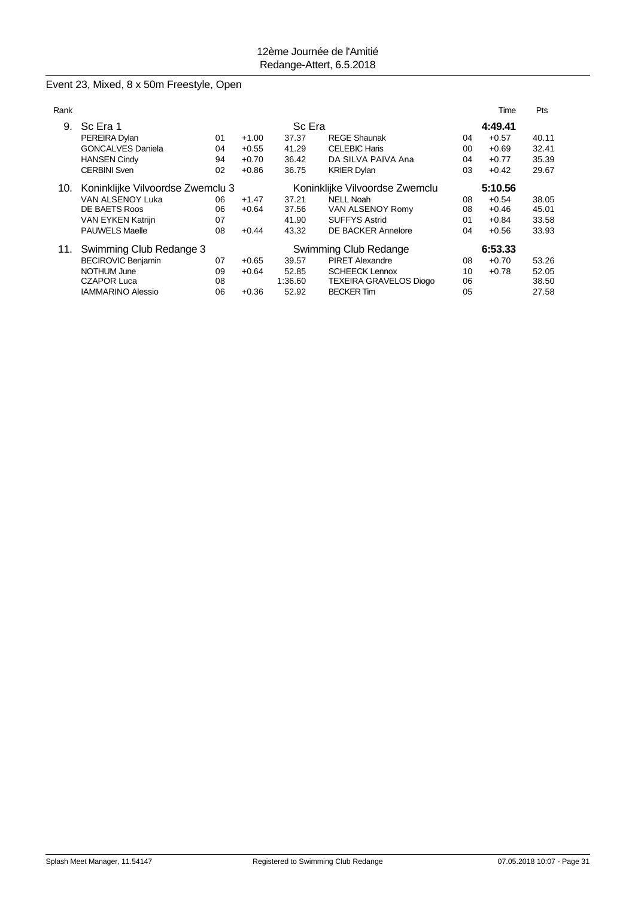12ème Journée de l'Amitié
Redange-Attert, 6.5.2018

## Event 23, Mixed, 8 x 50m Freestyle, Open

| Rank | | | | | | | | Time | Pts |
|---|---|---|---|---|---|---|---|---|---|
| 9. | Sc Era 1 | | | Sc Era | | | | 4:49.41 | |
| | PEREIRA Dylan | 01 | +1.00 | 37.37 | REGE Shaunak | 04 | +0.57 | | 40.11 |
| | GONCALVES Daniela | 04 | +0.55 | 41.29 | CELEBIC Haris | 00 | +0.69 | | 32.41 |
| | HANSEN Cindy | 94 | +0.70 | 36.42 | DA SILVA PAIVA Ana | 04 | +0.77 | | 35.39 |
| | CERBINI Sven | 02 | +0.86 | 36.75 | KRIER Dylan | 03 | +0.42 | | 29.67 |
| 10. | Koninklijke Vilvoordse Zwemclu 3 | | | Koninklijke Vilvoordse Zwemclu | | | | 5:10.56 | |
| | VAN ALSENOY Luka | 06 | +1.47 | 37.21 | NELL Noah | 08 | +0.54 | | 38.05 |
| | DE BAETS Roos | 06 | +0.64 | 37.56 | VAN ALSENOY Romy | 08 | +0.46 | | 45.01 |
| | VAN EYKEN Katrijn | 07 | | 41.90 | SUFFYS Astrid | 01 | +0.84 | | 33.58 |
| | PAUWELS Maelle | 08 | +0.44 | 43.32 | DE BACKER Annelore | 04 | +0.56 | | 33.93 |
| 11. | Swimming Club Redange 3 | | | Swimming Club Redange | | | | 6:53.33 | |
| | BECIROVIC Benjamin | 07 | +0.65 | 39.57 | PIRET Alexandre | 08 | +0.70 | | 53.26 |
| | NOTHUM June | 09 | +0.64 | 52.85 | SCHEECK Lennox | 10 | +0.78 | | 52.05 |
| | CZAPOR Luca | 08 | | 1:36.60 | TEXEIRA GRAVELOS Diogo | 06 | | | 38.50 |
| | IAMMARINO Alessio | 06 | +0.36 | 52.92 | BECKER Tim | 05 | | | 27.58 |